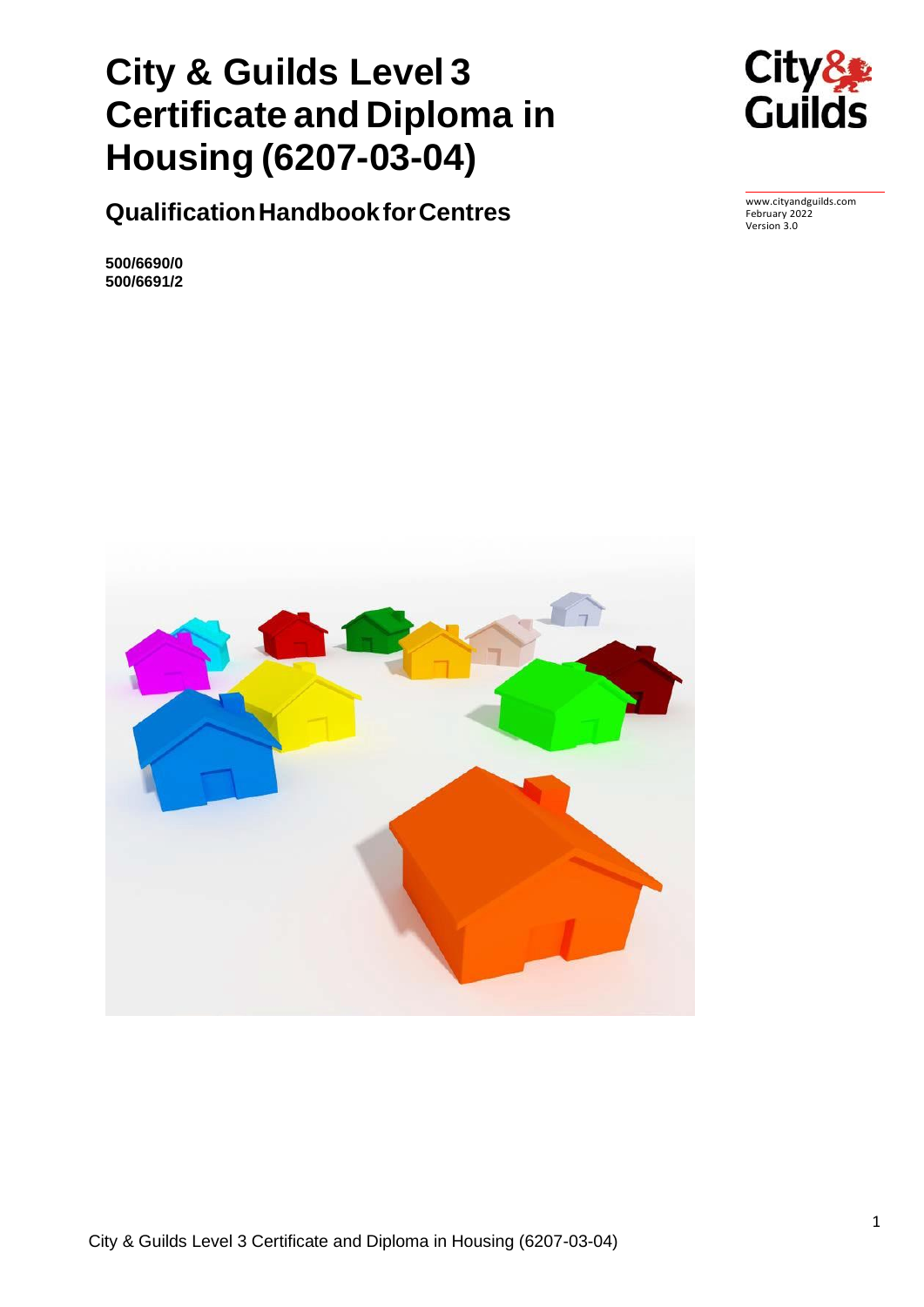# City & Guilds Level 3 Certificate and Diploma in Housing (6207-03-04)

## Qualification Handbook for Centres

www.cityandguilds.com
February 2022
Version 3.0

**500/6690/0**
**500/6691/2**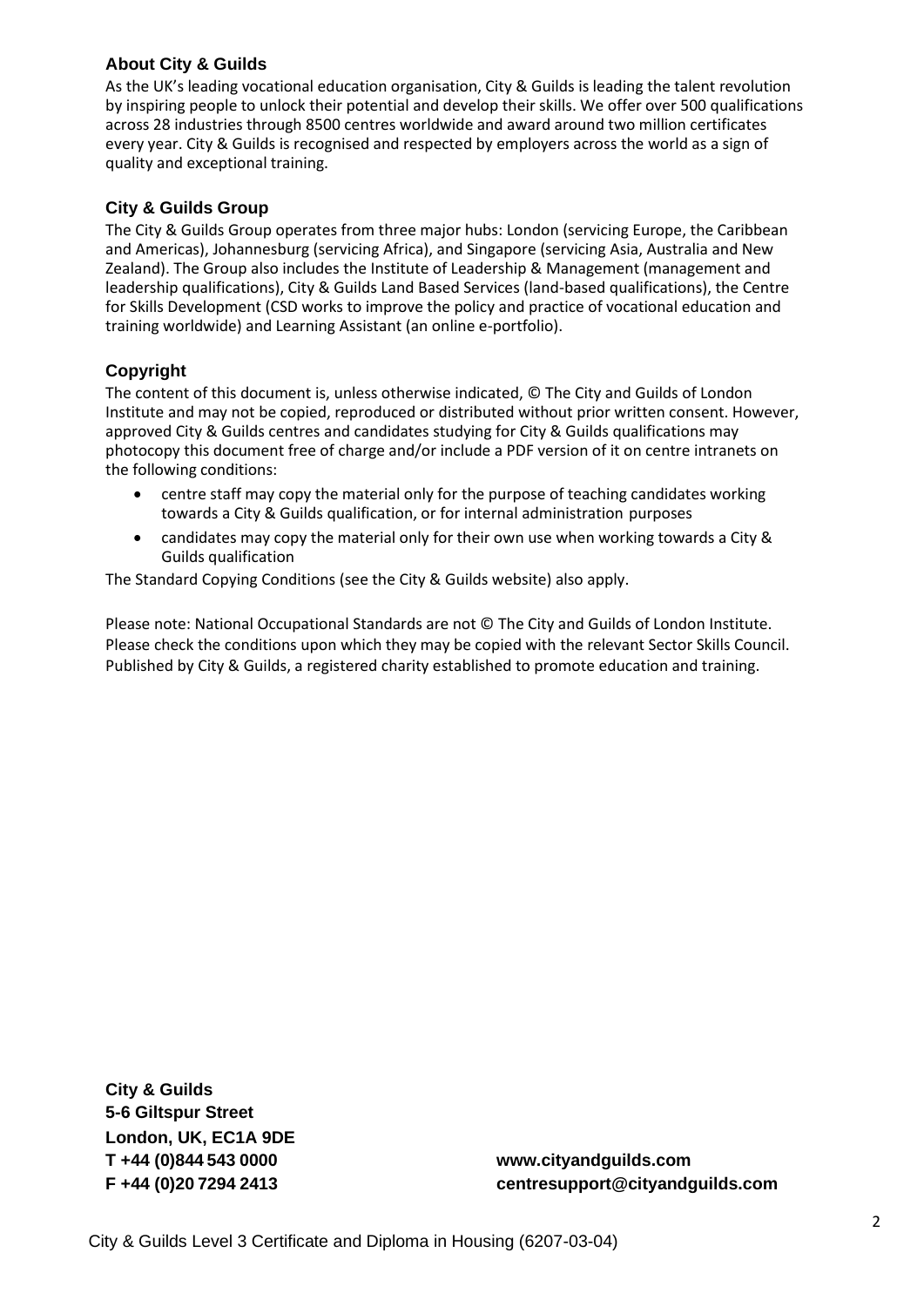## About City & Guilds

As the UK's leading vocational education organisation, City & Guilds is leading the talent revolution by inspiring people to unlock their potential and develop their skills. We offer over 500 qualifications across 28 industries through 8500 centres worldwide and award around two million certificates every year. City & Guilds is recognised and respected by employers across the world as a sign of quality and exceptional training.

## City & Guilds Group

The City & Guilds Group operates from three major hubs: London (servicing Europe, the Caribbean and Americas), Johannesburg (servicing Africa), and Singapore (servicing Asia, Australia and New Zealand). The Group also includes the Institute of Leadership & Management (management and leadership qualifications), City & Guilds Land Based Services (land-based qualifications), the Centre for Skills Development (CSD works to improve the policy and practice of vocational education and training worldwide) and Learning Assistant (an online e-portfolio).

## Copyright

The content of this document is, unless otherwise indicated, © The City and Guilds of London Institute and may not be copied, reproduced or distributed without prior written consent. However, approved City & Guilds centres and candidates studying for City & Guilds qualifications may photocopy this document free of charge and/or include a PDF version of it on centre intranets on the following conditions:

- centre staff may copy the material only for the purpose of teaching candidates working towards a City & Guilds qualification, or for internal administration purposes
- candidates may copy the material only for their own use when working towards a City & Guilds qualification

The Standard Copying Conditions (see the City & Guilds website) also apply.

Please note: National Occupational Standards are not © The City and Guilds of London Institute. Please check the conditions upon which they may be copied with the relevant Sector Skills Council. Published by City & Guilds, a registered charity established to promote education and training.

**City & Guilds**
**5-6 Giltspur Street**
**London, UK, EC1A 9DE**
**T +44 (0)844 543 0000**
**F +44 (0)20 7294 2413**

**www.cityandguilds.com**
**centresupport@cityandguilds.com**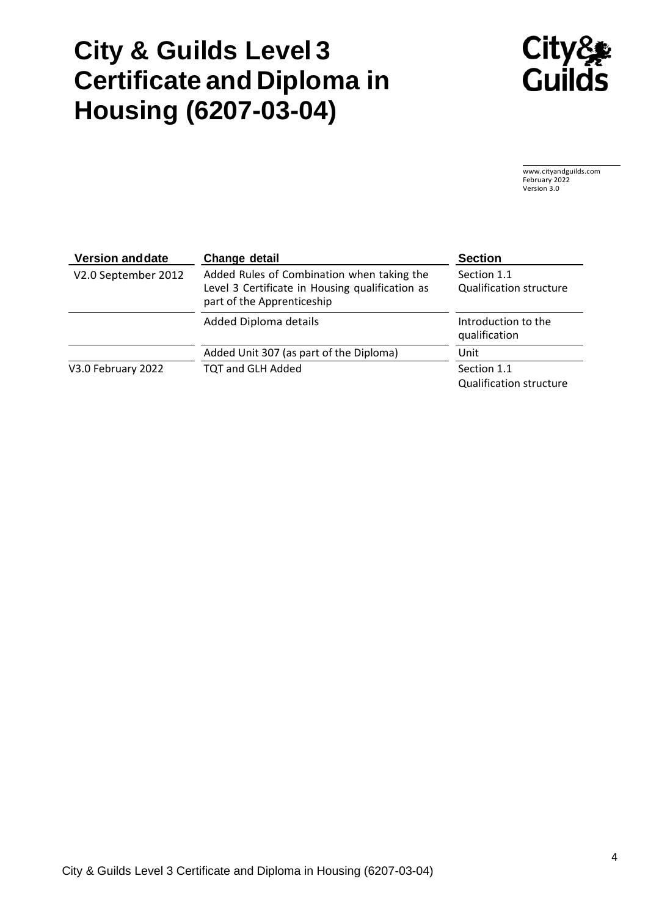# City & Guilds Level 3 Certificate and Diploma in Housing (6207-03-04)

www.cityandguilds.com
February 2022
Version 3.0

| Version and date | Change detail | Section |
|---|---|---|
| V2.0 September 2012 | Added Rules of Combination when taking the Level 3 Certificate in Housing qualification as part of the Apprenticeship | Section 1.1 Qualification structure |
| | Added Diploma details | Introduction to the qualification |
| | Added Unit 307 (as part of the Diploma) | Unit |
| V3.0 February 2022 | TQT and GLH Added | Section 1.1 Qualification structure |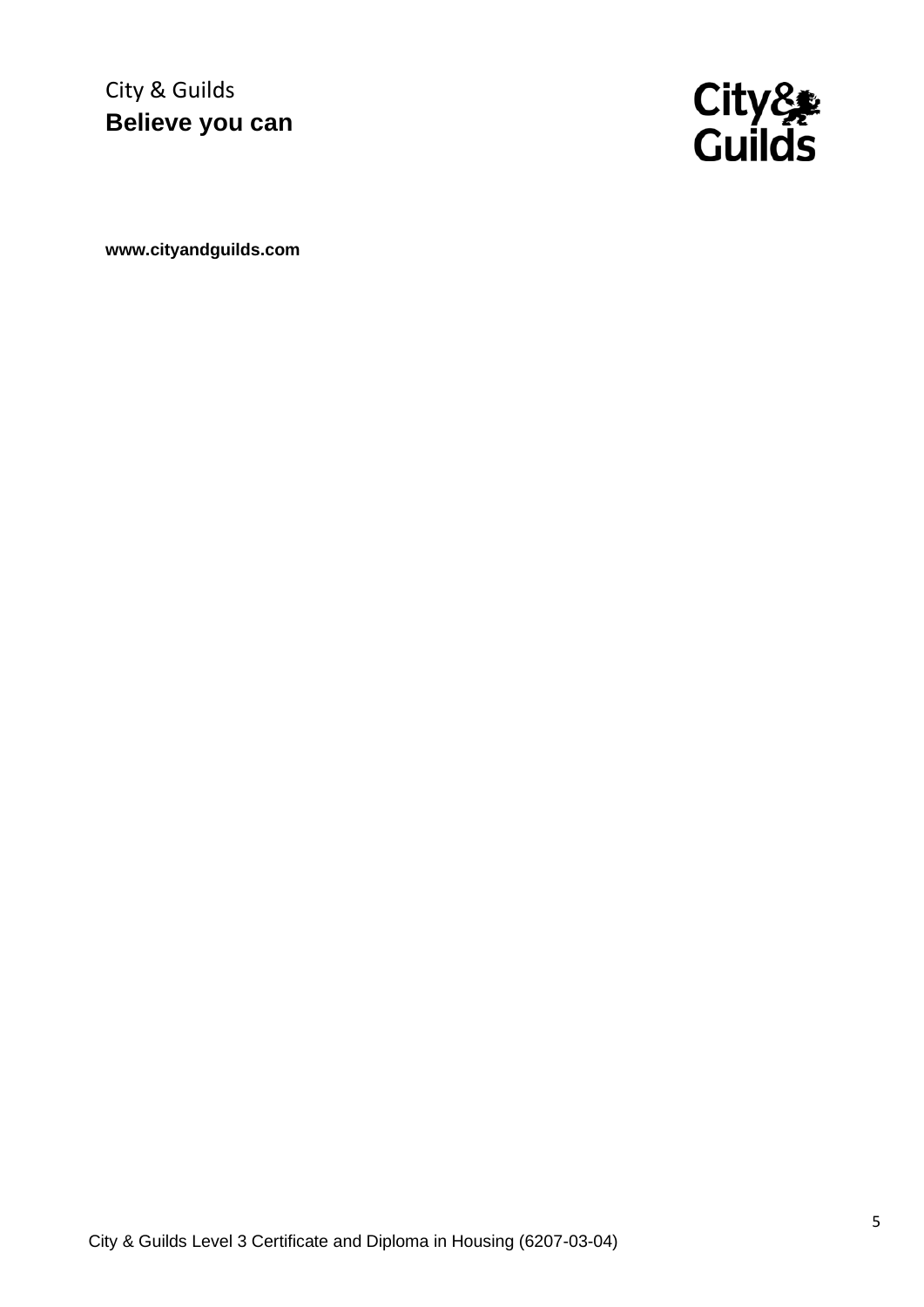City & Guilds
**Believe you can**

City&
Guilds

**www.cityandguilds.com**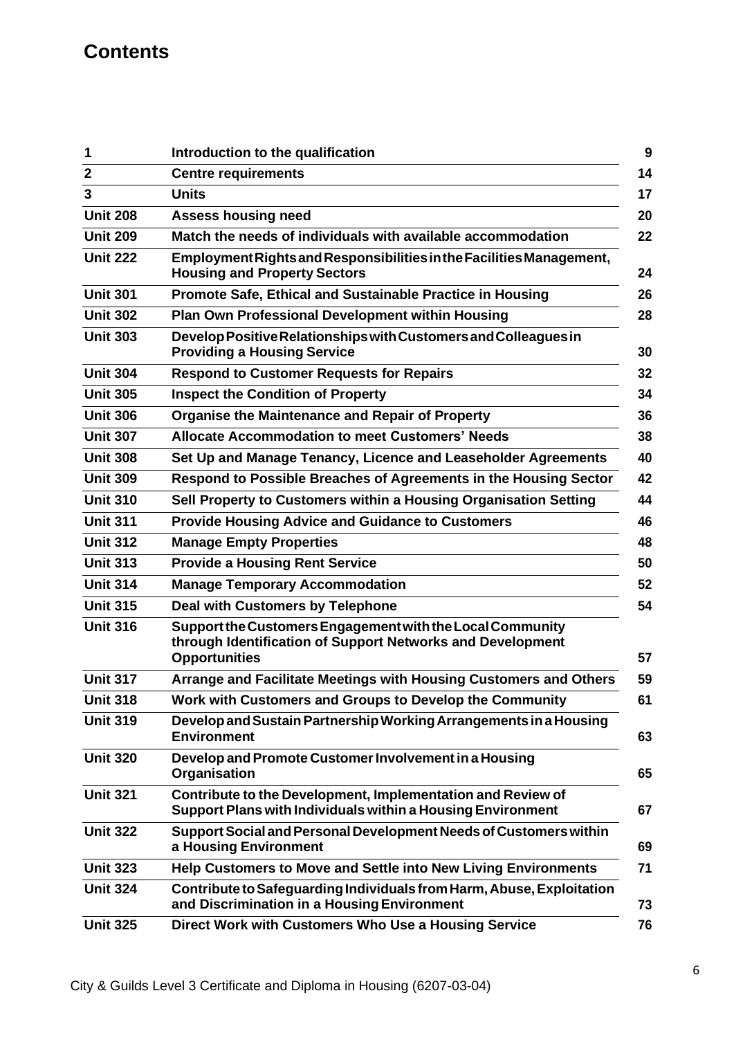# Contents

| | | |
|---|---|---|
| 1 | Introduction to the qualification | 9 |
| 2 | Centre requirements | 14 |
| 3 | Units | 17 |
| Unit 208 | Assess housing need | 20 |
| Unit 209 | Match the needs of individuals with available accommodation | 22 |
| Unit 222 | Employment Rights and Responsibilities in the Facilities Management, Housing and Property Sectors | 24 |
| Unit 301 | Promote Safe, Ethical and Sustainable Practice in Housing | 26 |
| Unit 302 | Plan Own Professional Development within Housing | 28 |
| Unit 303 | Develop Positive Relationships with Customers and Colleagues in Providing a Housing Service | 30 |
| Unit 304 | Respond to Customer Requests for Repairs | 32 |
| Unit 305 | Inspect the Condition of Property | 34 |
| Unit 306 | Organise the Maintenance and Repair of Property | 36 |
| Unit 307 | Allocate Accommodation to meet Customers' Needs | 38 |
| Unit 308 | Set Up and Manage Tenancy, Licence and Leaseholder Agreements | 40 |
| Unit 309 | Respond to Possible Breaches of Agreements in the Housing Sector | 42 |
| Unit 310 | Sell Property to Customers within a Housing Organisation Setting | 44 |
| Unit 311 | Provide Housing Advice and Guidance to Customers | 46 |
| Unit 312 | Manage Empty Properties | 48 |
| Unit 313 | Provide a Housing Rent Service | 50 |
| Unit 314 | Manage Temporary Accommodation | 52 |
| Unit 315 | Deal with Customers by Telephone | 54 |
| Unit 316 | Support the Customers Engagement with the Local Community through Identification of Support Networks and Development Opportunities | 57 |
| Unit 317 | Arrange and Facilitate Meetings with Housing Customers and Others | 59 |
| Unit 318 | Work with Customers and Groups to Develop the Community | 61 |
| Unit 319 | Develop and Sustain Partnership Working Arrangements in a Housing Environment | 63 |
| Unit 320 | Develop and Promote Customer Involvement in a Housing Organisation | 65 |
| Unit 321 | Contribute to the Development, Implementation and Review of Support Plans with Individuals within a Housing Environment | 67 |
| Unit 322 | Support Social and Personal Development Needs of Customers within a Housing Environment | 69 |
| Unit 323 | Help Customers to Move and Settle into New Living Environments | 71 |
| Unit 324 | Contribute to Safeguarding Individuals from Harm, Abuse, Exploitation and Discrimination in a Housing Environment | 73 |
| Unit 325 | Direct Work with Customers Who Use a Housing Service | 76 |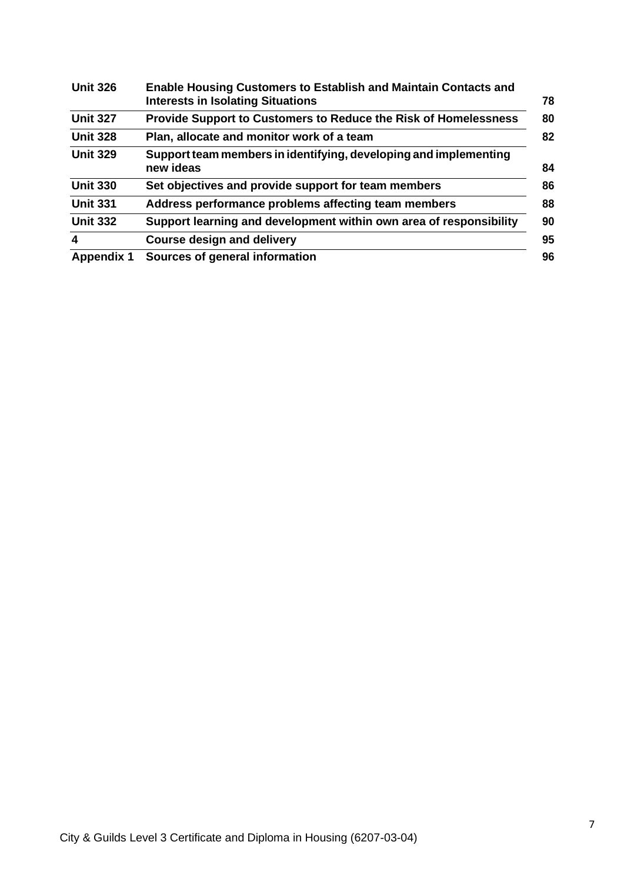| | | |
|---|---|---|
| **Unit 326** | **Enable Housing Customers to Establish and Maintain Contacts and Interests in Isolating Situations** | **78** |
| **Unit 327** | **Provide Support to Customers to Reduce the Risk of Homelessness** | **80** |
| **Unit 328** | **Plan, allocate and monitor work of a team** | **82** |
| **Unit 329** | **Support team members in identifying, developing and implementing new ideas** | **84** |
| **Unit 330** | **Set objectives and provide support for team members** | **86** |
| **Unit 331** | **Address performance problems affecting team members** | **88** |
| **Unit 332** | **Support learning and development within own area of responsibility** | **90** |
| **4** | **Course design and delivery** | **95** |
| **Appendix 1** | **Sources of general information** | **96** |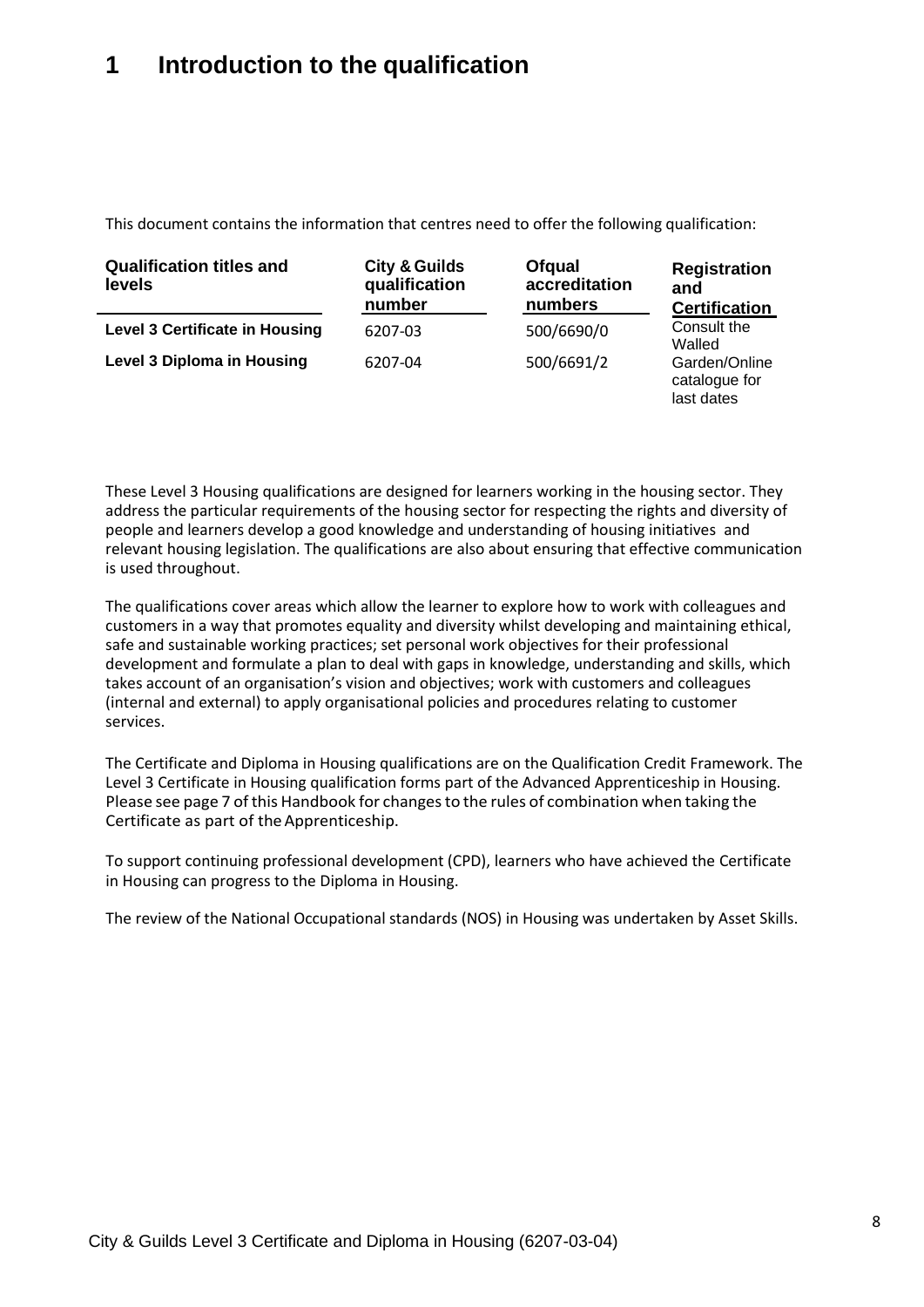# 1 Introduction to the qualification

This document contains the information that centres need to offer the following qualification:

| Qualification titles and levels | City & Guilds qualification number | Ofqual accreditation numbers | Registration and Certification |
|---|---|---|---|
| **Level 3 Certificate in Housing** | 6207-03 | 500/6690/0 | Consult the Walled Garden/Online catalogue for last dates |
| **Level 3 Diploma in Housing** | 6207-04 | 500/6691/2 | |

These Level 3 Housing qualifications are designed for learners working in the housing sector. They address the particular requirements of the housing sector for respecting the rights and diversity of people and learners develop a good knowledge and understanding of housing initiatives and relevant housing legislation. The qualifications are also about ensuring that effective communication is used throughout.

The qualifications cover areas which allow the learner to explore how to work with colleagues and customers in a way that promotes equality and diversity whilst developing and maintaining ethical, safe and sustainable working practices; set personal work objectives for their professional development and formulate a plan to deal with gaps in knowledge, understanding and skills, which takes account of an organisation's vision and objectives; work with customers and colleagues (internal and external) to apply organisational policies and procedures relating to customer services.

The Certificate and Diploma in Housing qualifications are on the Qualification Credit Framework. The Level 3 Certificate in Housing qualification forms part of the Advanced Apprenticeship in Housing. Please see page 7 of this Handbook for changes to the rules of combination when taking the Certificate as part of the Apprenticeship.

To support continuing professional development (CPD), learners who have achieved the Certificate in Housing can progress to the Diploma in Housing.

The review of the National Occupational standards (NOS) in Housing was undertaken by Asset Skills.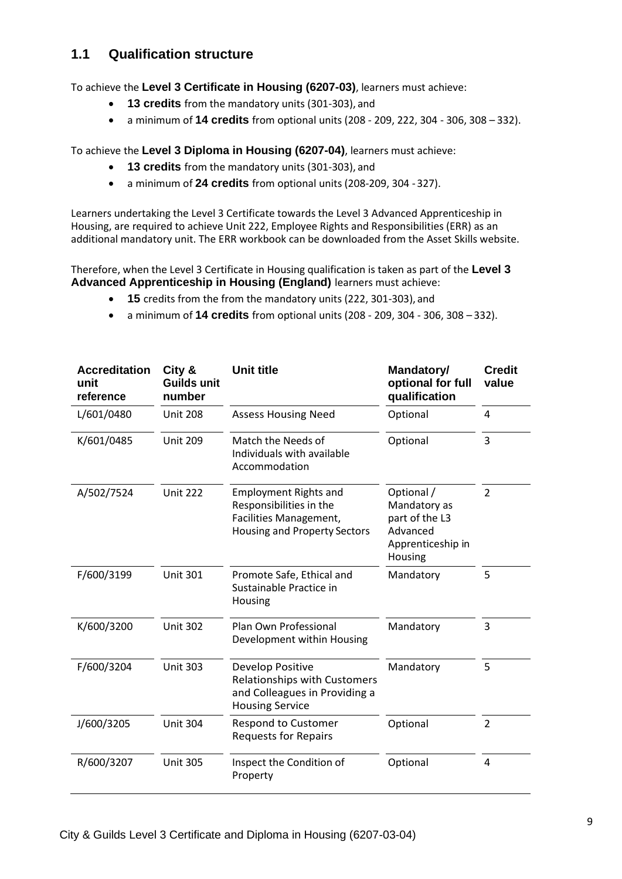## 1.1 Qualification structure

To achieve the **Level 3 Certificate in Housing (6207-03)**, learners must achieve:

- **13 credits** from the mandatory units (301-303), and
- a minimum of **14 credits** from optional units (208 - 209, 222, 304 - 306, 308 – 332).

To achieve the **Level 3 Diploma in Housing (6207-04)**, learners must achieve:

- **13 credits** from the mandatory units (301-303), and
- a minimum of **24 credits** from optional units (208-209, 304 - 327).

Learners undertaking the Level 3 Certificate towards the Level 3 Advanced Apprenticeship in Housing, are required to achieve Unit 222, Employee Rights and Responsibilities (ERR) as an additional mandatory unit. The ERR workbook can be downloaded from the Asset Skills website.

Therefore, when the Level 3 Certificate in Housing qualification is taken as part of the **Level 3 Advanced Apprenticeship in Housing (England)** learners must achieve:

- **15** credits from the from the mandatory units (222, 301-303), and
- a minimum of **14 credits** from optional units (208 - 209, 304 - 306, 308 – 332).

| Accreditation unit reference | City & Guilds unit number | Unit title | Mandatory/ optional for full qualification | Credit value |
|---|---|---|---|---|
| L/601/0480 | Unit 208 | Assess Housing Need | Optional | 4 |
| K/601/0485 | Unit 209 | Match the Needs of Individuals with available Accommodation | Optional | 3 |
| A/502/7524 | Unit 222 | Employment Rights and Responsibilities in the Facilities Management, Housing and Property Sectors | Optional / Mandatory as part of the L3 Advanced Apprenticeship in Housing | 2 |
| F/600/3199 | Unit 301 | Promote Safe, Ethical and Sustainable Practice in Housing | Mandatory | 5 |
| K/600/3200 | Unit 302 | Plan Own Professional Development within Housing | Mandatory | 3 |
| F/600/3204 | Unit 303 | Develop Positive Relationships with Customers and Colleagues in Providing a Housing Service | Mandatory | 5 |
| J/600/3205 | Unit 304 | Respond to Customer Requests for Repairs | Optional | 2 |
| R/600/3207 | Unit 305 | Inspect the Condition of Property | Optional | 4 |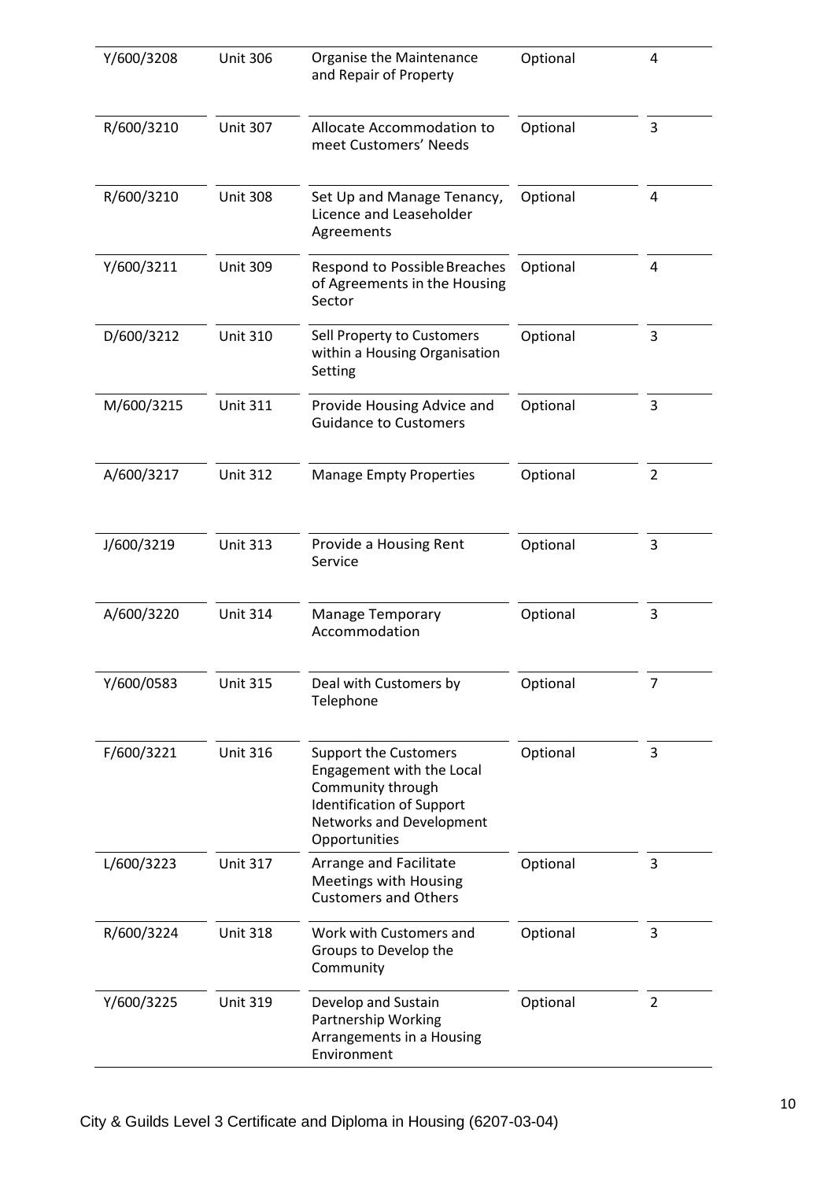| | | | | |
|---|---|---|---|---|
| Y/600/3208 | Unit 306 | Organise the Maintenance and Repair of Property | Optional | 4 |
| R/600/3210 | Unit 307 | Allocate Accommodation to meet Customers' Needs | Optional | 3 |
| R/600/3210 | Unit 308 | Set Up and Manage Tenancy, Licence and Leaseholder Agreements | Optional | 4 |
| Y/600/3211 | Unit 309 | Respond to Possible Breaches of Agreements in the Housing Sector | Optional | 4 |
| D/600/3212 | Unit 310 | Sell Property to Customers within a Housing Organisation Setting | Optional | 3 |
| M/600/3215 | Unit 311 | Provide Housing Advice and Guidance to Customers | Optional | 3 |
| A/600/3217 | Unit 312 | Manage Empty Properties | Optional | 2 |
| J/600/3219 | Unit 313 | Provide a Housing Rent Service | Optional | 3 |
| A/600/3220 | Unit 314 | Manage Temporary Accommodation | Optional | 3 |
| Y/600/0583 | Unit 315 | Deal with Customers by Telephone | Optional | 7 |
| F/600/3221 | Unit 316 | Support the Customers Engagement with the Local Community through Identification of Support Networks and Development Opportunities | Optional | 3 |
| L/600/3223 | Unit 317 | Arrange and Facilitate Meetings with Housing Customers and Others | Optional | 3 |
| R/600/3224 | Unit 318 | Work with Customers and Groups to Develop the Community | Optional | 3 |
| Y/600/3225 | Unit 319 | Develop and Sustain Partnership Working Arrangements in a Housing Environment | Optional | 2 |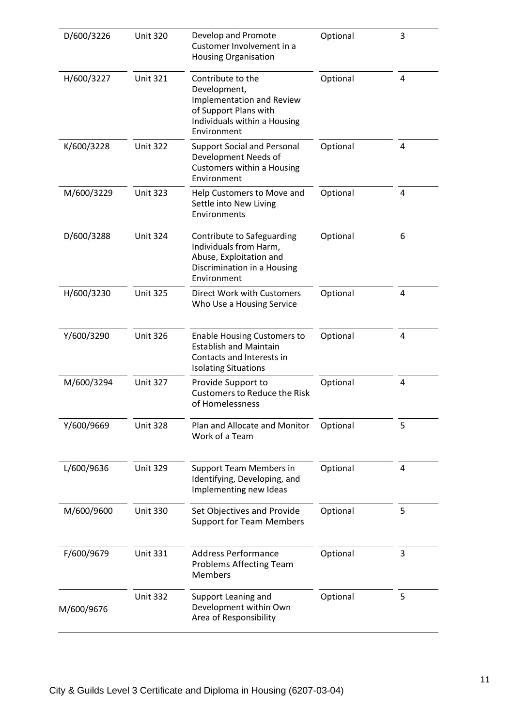| | | | | |
|---|---|---|---|---|
| D/600/3226 | Unit 320 | Develop and Promote Customer Involvement in a Housing Organisation | Optional | 3 |
| H/600/3227 | Unit 321 | Contribute to the Development, Implementation and Review of Support Plans with Individuals within a Housing Environment | Optional | 4 |
| K/600/3228 | Unit 322 | Support Social and Personal Development Needs of Customers within a Housing Environment | Optional | 4 |
| M/600/3229 | Unit 323 | Help Customers to Move and Settle into New Living Environments | Optional | 4 |
| D/600/3288 | Unit 324 | Contribute to Safeguarding Individuals from Harm, Abuse, Exploitation and Discrimination in a Housing Environment | Optional | 6 |
| H/600/3230 | Unit 325 | Direct Work with Customers Who Use a Housing Service | Optional | 4 |
| Y/600/3290 | Unit 326 | Enable Housing Customers to Establish and Maintain Contacts and Interests in Isolating Situations | Optional | 4 |
| M/600/3294 | Unit 327 | Provide Support to Customers to Reduce the Risk of Homelessness | Optional | 4 |
| Y/600/9669 | Unit 328 | Plan and Allocate and Monitor Work of a Team | Optional | 5 |
| L/600/9636 | Unit 329 | Support Team Members in Identifying, Developing, and Implementing new Ideas | Optional | 4 |
| M/600/9600 | Unit 330 | Set Objectives and Provide Support for Team Members | Optional | 5 |
| F/600/9679 | Unit 331 | Address Performance Problems Affecting Team Members | Optional | 3 |
| M/600/9676 | Unit 332 | Support Leaning and Development within Own Area of Responsibility | Optional | 5 |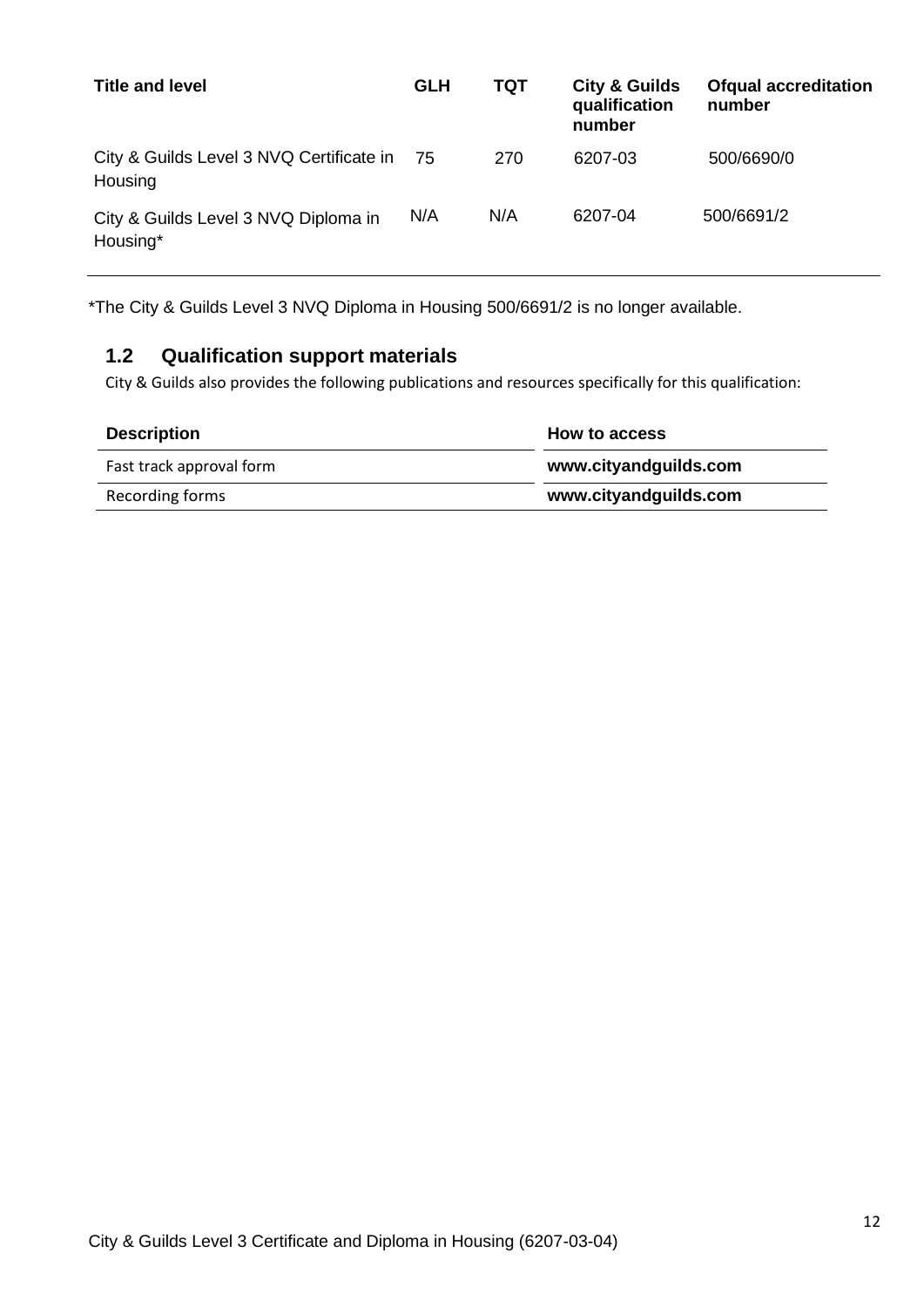| Title and level | GLH | TQT | City & Guilds qualification number | Ofqual accreditation number |
|---|---|---|---|---|
| City & Guilds Level 3 NVQ Certificate in Housing | 75 | 270 | 6207-03 | 500/6690/0 |
| City & Guilds Level 3 NVQ Diploma in Housing* | N/A | N/A | 6207-04 | 500/6691/2 |

*The City & Guilds Level 3 NVQ Diploma in Housing 500/6691/2 is no longer available.

## 1.2 Qualification support materials

City & Guilds also provides the following publications and resources specifically for this qualification:

| Description | How to access |
|---|---|
| Fast track approval form | **www.cityandguilds.com** |
| Recording forms | **www.cityandguilds.com** |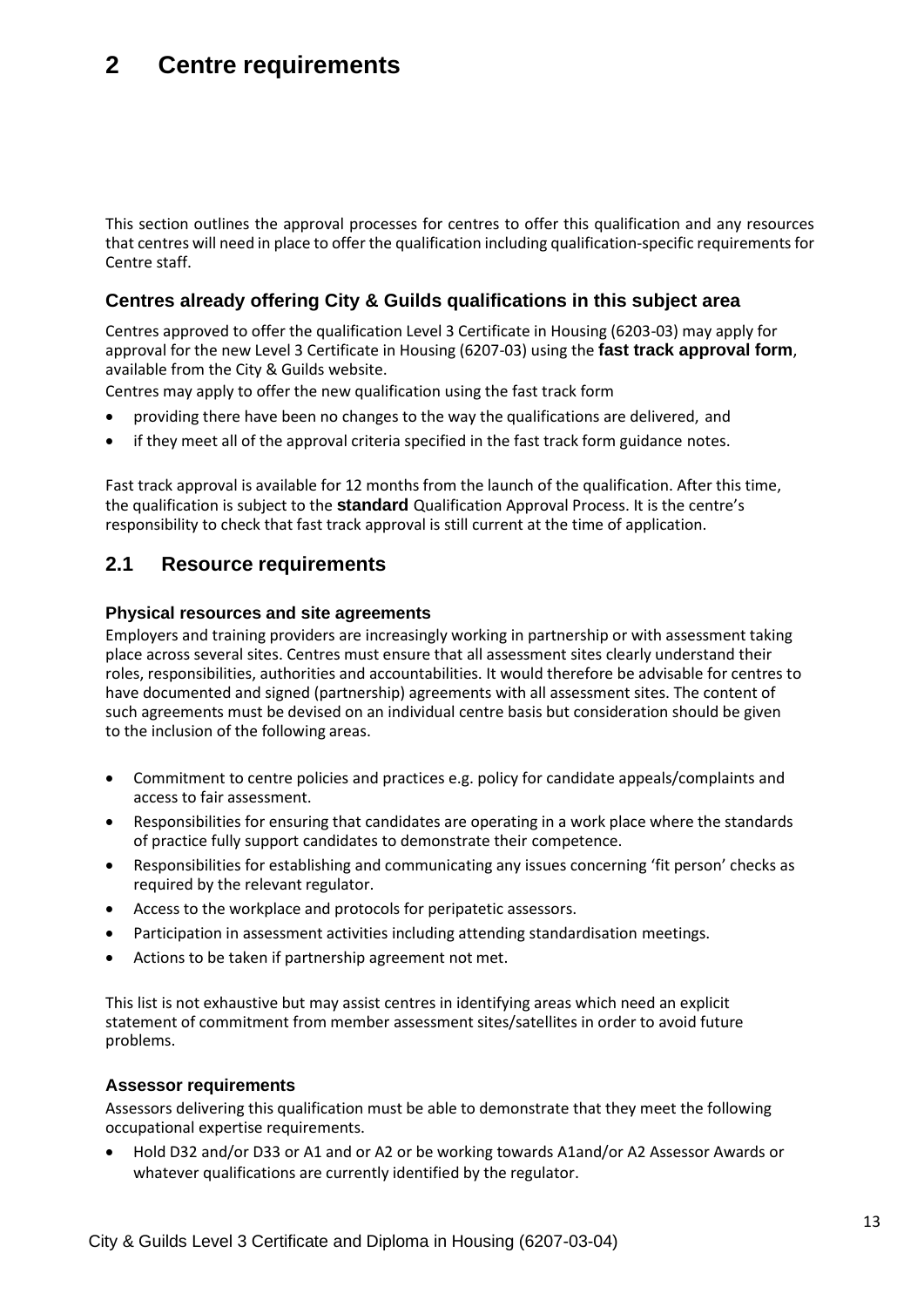# 2 Centre requirements

This section outlines the approval processes for centres to offer this qualification and any resources that centres will need in place to offer the qualification including qualification-specific requirements for Centre staff.

### Centres already offering City & Guilds qualifications in this subject area

Centres approved to offer the qualification Level 3 Certificate in Housing (6203-03) may apply for approval for the new Level 3 Certificate in Housing (6207-03) using the **fast track approval form**, available from the City & Guilds website.

Centres may apply to offer the new qualification using the fast track form

- providing there have been no changes to the way the qualifications are delivered, and
- if they meet all of the approval criteria specified in the fast track form guidance notes.

Fast track approval is available for 12 months from the launch of the qualification. After this time, the qualification is subject to the **standard** Qualification Approval Process. It is the centre's responsibility to check that fast track approval is still current at the time of application.

## 2.1 Resource requirements

#### Physical resources and site agreements

Employers and training providers are increasingly working in partnership or with assessment taking place across several sites. Centres must ensure that all assessment sites clearly understand their roles, responsibilities, authorities and accountabilities. It would therefore be advisable for centres to have documented and signed (partnership) agreements with all assessment sites. The content of such agreements must be devised on an individual centre basis but consideration should be given to the inclusion of the following areas.

- Commitment to centre policies and practices e.g. policy for candidate appeals/complaints and access to fair assessment.
- Responsibilities for ensuring that candidates are operating in a work place where the standards of practice fully support candidates to demonstrate their competence.
- Responsibilities for establishing and communicating any issues concerning 'fit person' checks as required by the relevant regulator.
- Access to the workplace and protocols for peripatetic assessors.
- Participation in assessment activities including attending standardisation meetings.
- Actions to be taken if partnership agreement not met.

This list is not exhaustive but may assist centres in identifying areas which need an explicit statement of commitment from member assessment sites/satellites in order to avoid future problems.

#### Assessor requirements

Assessors delivering this qualification must be able to demonstrate that they meet the following occupational expertise requirements.

- Hold D32 and/or D33 or A1 and or A2 or be working towards A1and/or A2 Assessor Awards or whatever qualifications are currently identified by the regulator.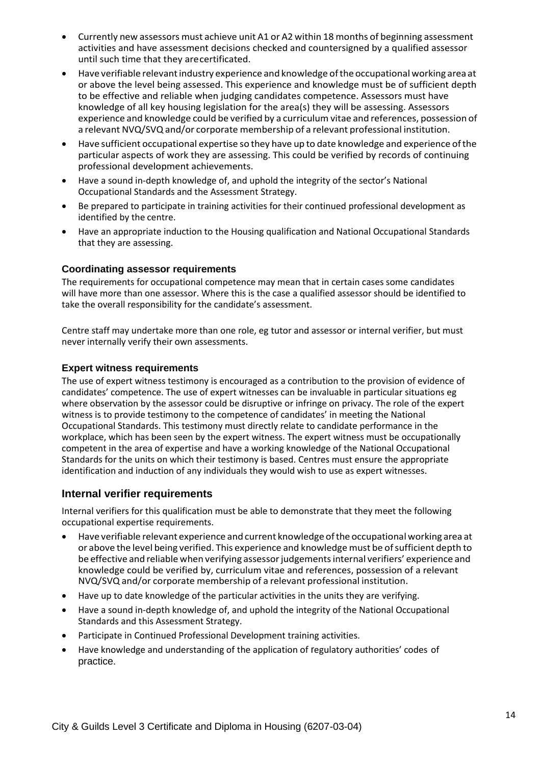- Currently new assessors must achieve unit A1 or A2 within 18 months of beginning assessment activities and have assessment decisions checked and countersigned by a qualified assessor until such time that they are certificated.
- Have verifiable relevant industry experience and knowledge of the occupational working area at or above the level being assessed. This experience and knowledge must be of sufficient depth to be effective and reliable when judging candidates competence. Assessors must have knowledge of all key housing legislation for the area(s) they will be assessing. Assessors experience and knowledge could be verified by a curriculum vitae and references, possession of a relevant NVQ/SVQ and/or corporate membership of a relevant professional institution.
- Have sufficient occupational expertise so they have up to date knowledge and experience of the particular aspects of work they are assessing. This could be verified by records of continuing professional development achievements.
- Have a sound in-depth knowledge of, and uphold the integrity of the sector's National Occupational Standards and the Assessment Strategy.
- Be prepared to participate in training activities for their continued professional development as identified by the centre.
- Have an appropriate induction to the Housing qualification and National Occupational Standards that they are assessing.

### Coordinating assessor requirements

The requirements for occupational competence may mean that in certain cases some candidates will have more than one assessor. Where this is the case a qualified assessor should be identified to take the overall responsibility for the candidate's assessment.

Centre staff may undertake more than one role, eg tutor and assessor or internal verifier, but must never internally verify their own assessments.

### Expert witness requirements

The use of expert witness testimony is encouraged as a contribution to the provision of evidence of candidates' competence. The use of expert witnesses can be invaluable in particular situations eg where observation by the assessor could be disruptive or infringe on privacy. The role of the expert witness is to provide testimony to the competence of candidates' in meeting the National Occupational Standards. This testimony must directly relate to candidate performance in the workplace, which has been seen by the expert witness. The expert witness must be occupationally competent in the area of expertise and have a working knowledge of the National Occupational Standards for the units on which their testimony is based. Centres must ensure the appropriate identification and induction of any individuals they would wish to use as expert witnesses.

## Internal verifier requirements

Internal verifiers for this qualification must be able to demonstrate that they meet the following occupational expertise requirements.

- Have verifiable relevant experience and current knowledge of the occupational working area at or above the level being verified. This experience and knowledge must be of sufficient depth to be effective and reliable when verifying assessor judgements internal verifiers' experience and knowledge could be verified by, curriculum vitae and references, possession of a relevant NVQ/SVQ and/or corporate membership of a relevant professional institution.
- Have up to date knowledge of the particular activities in the units they are verifying.
- Have a sound in-depth knowledge of, and uphold the integrity of the National Occupational Standards and this Assessment Strategy.
- Participate in Continued Professional Development training activities.
- Have knowledge and understanding of the application of regulatory authorities' codes of practice.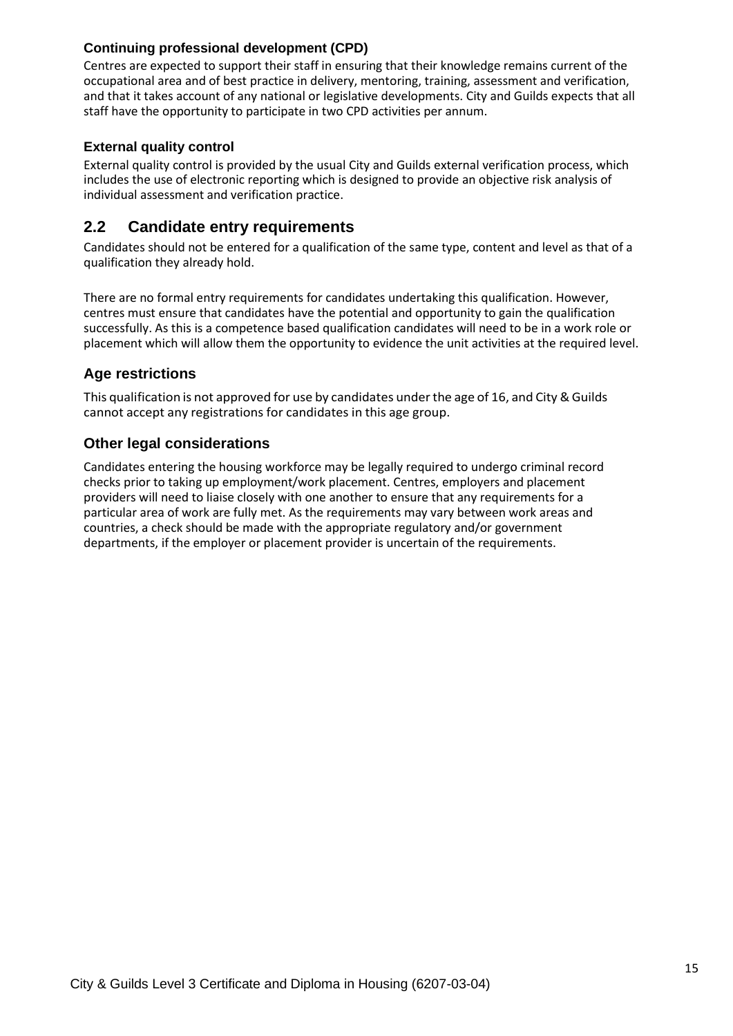### Continuing professional development (CPD)

Centres are expected to support their staff in ensuring that their knowledge remains current of the occupational area and of best practice in delivery, mentoring, training, assessment and verification, and that it takes account of any national or legislative developments. City and Guilds expects that all staff have the opportunity to participate in two CPD activities per annum.

### External quality control

External quality control is provided by the usual City and Guilds external verification process, which includes the use of electronic reporting which is designed to provide an objective risk analysis of individual assessment and verification practice.

## 2.2 Candidate entry requirements

Candidates should not be entered for a qualification of the same type, content and level as that of a qualification they already hold.

There are no formal entry requirements for candidates undertaking this qualification. However, centres must ensure that candidates have the potential and opportunity to gain the qualification successfully. As this is a competence based qualification candidates will need to be in a work role or placement which will allow them the opportunity to evidence the unit activities at the required level.

### Age restrictions

This qualification is not approved for use by candidates under the age of 16, and City & Guilds cannot accept any registrations for candidates in this age group.

### Other legal considerations

Candidates entering the housing workforce may be legally required to undergo criminal record checks prior to taking up employment/work placement. Centres, employers and placement providers will need to liaise closely with one another to ensure that any requirements for a particular area of work are fully met. As the requirements may vary between work areas and countries, a check should be made with the appropriate regulatory and/or government departments, if the employer or placement provider is uncertain of the requirements.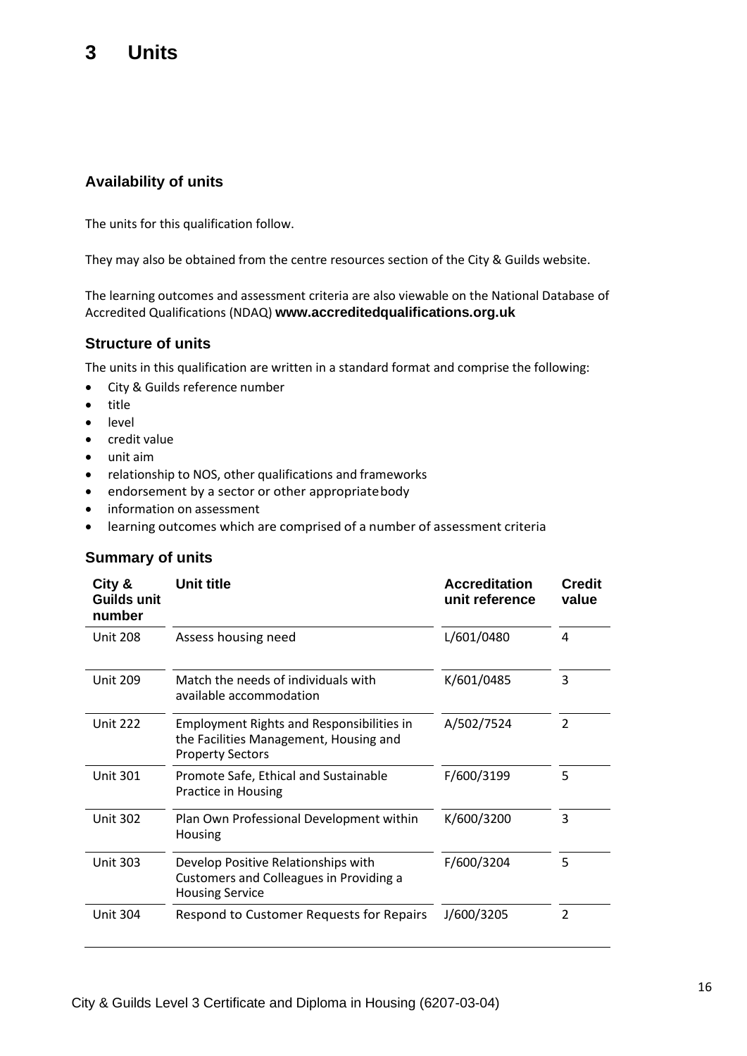# 3 Units

## Availability of units

The units for this qualification follow.

They may also be obtained from the centre resources section of the City & Guilds website.

The learning outcomes and assessment criteria are also viewable on the National Database of Accredited Qualifications (NDAQ) **www.accreditedqualifications.org.uk**

## Structure of units

The units in this qualification are written in a standard format and comprise the following:

- City & Guilds reference number
- title
- level
- credit value
- unit aim
- relationship to NOS, other qualifications and frameworks
- endorsement by a sector or other appropriate body
- information on assessment
- learning outcomes which are comprised of a number of assessment criteria

## Summary of units

| City & Guilds unit number | Unit title | Accreditation unit reference | Credit value |
|---|---|---|---|
| Unit 208 | Assess housing need | L/601/0480 | 4 |
| Unit 209 | Match the needs of individuals with available accommodation | K/601/0485 | 3 |
| Unit 222 | Employment Rights and Responsibilities in the Facilities Management, Housing and Property Sectors | A/502/7524 | 2 |
| Unit 301 | Promote Safe, Ethical and Sustainable Practice in Housing | F/600/3199 | 5 |
| Unit 302 | Plan Own Professional Development within Housing | K/600/3200 | 3 |
| Unit 303 | Develop Positive Relationships with Customers and Colleagues in Providing a Housing Service | F/600/3204 | 5 |
| Unit 304 | Respond to Customer Requests for Repairs | J/600/3205 | 2 |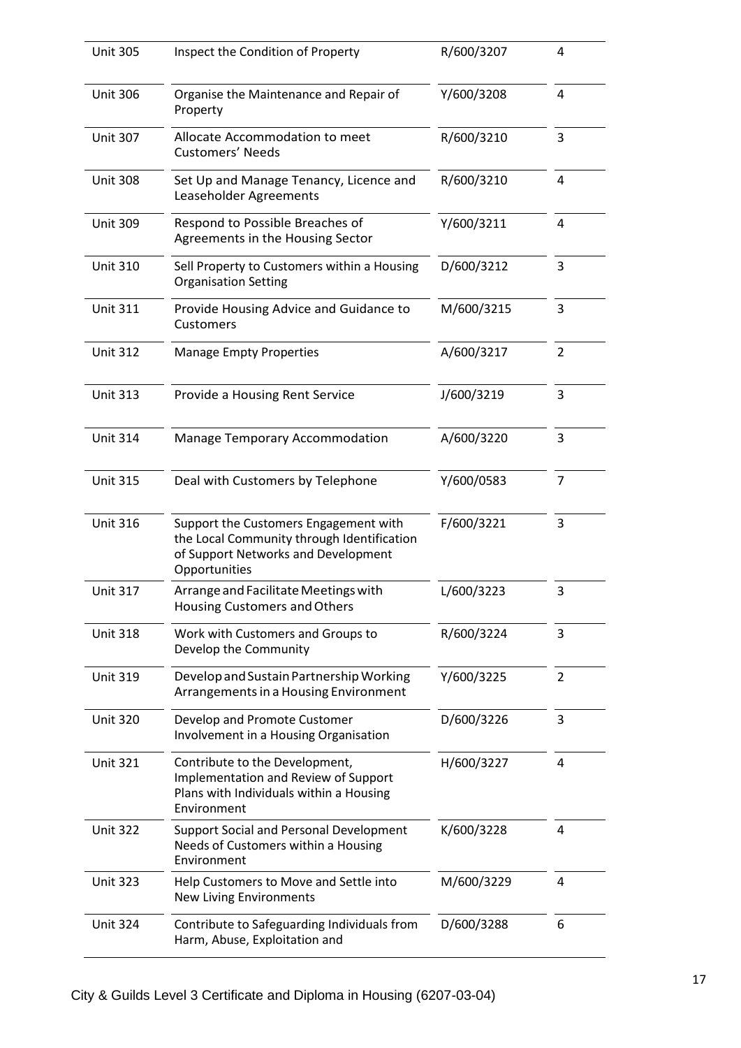| Unit 305 | Inspect the Condition of Property | R/600/3207 | 4 |
|---|---|---|---|
| Unit 306 | Organise the Maintenance and Repair of Property | Y/600/3208 | 4 |
| Unit 307 | Allocate Accommodation to meet Customers' Needs | R/600/3210 | 3 |
| Unit 308 | Set Up and Manage Tenancy, Licence and Leaseholder Agreements | R/600/3210 | 4 |
| Unit 309 | Respond to Possible Breaches of Agreements in the Housing Sector | Y/600/3211 | 4 |
| Unit 310 | Sell Property to Customers within a Housing Organisation Setting | D/600/3212 | 3 |
| Unit 311 | Provide Housing Advice and Guidance to Customers | M/600/3215 | 3 |
| Unit 312 | Manage Empty Properties | A/600/3217 | 2 |
| Unit 313 | Provide a Housing Rent Service | J/600/3219 | 3 |
| Unit 314 | Manage Temporary Accommodation | A/600/3220 | 3 |
| Unit 315 | Deal with Customers by Telephone | Y/600/0583 | 7 |
| Unit 316 | Support the Customers Engagement with the Local Community through Identification of Support Networks and Development Opportunities | F/600/3221 | 3 |
| Unit 317 | Arrange and Facilitate Meetings with Housing Customers and Others | L/600/3223 | 3 |
| Unit 318 | Work with Customers and Groups to Develop the Community | R/600/3224 | 3 |
| Unit 319 | Develop and Sustain Partnership Working Arrangements in a Housing Environment | Y/600/3225 | 2 |
| Unit 320 | Develop and Promote Customer Involvement in a Housing Organisation | D/600/3226 | 3 |
| Unit 321 | Contribute to the Development, Implementation and Review of Support Plans with Individuals within a Housing Environment | H/600/3227 | 4 |
| Unit 322 | Support Social and Personal Development Needs of Customers within a Housing Environment | K/600/3228 | 4 |
| Unit 323 | Help Customers to Move and Settle into New Living Environments | M/600/3229 | 4 |
| Unit 324 | Contribute to Safeguarding Individuals from Harm, Abuse, Exploitation and | D/600/3288 | 6 |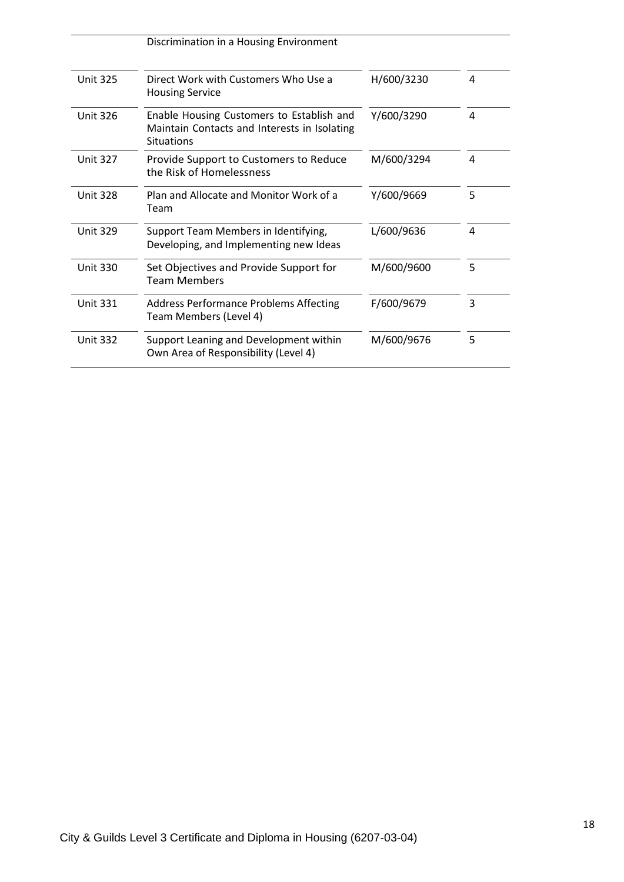| | | | |
|---|---|---|---|
| | Discrimination in a Housing Environment | | |
| Unit 325 | Direct Work with Customers Who Use a Housing Service | H/600/3230 | 4 |
| Unit 326 | Enable Housing Customers to Establish and Maintain Contacts and Interests in Isolating Situations | Y/600/3290 | 4 |
| Unit 327 | Provide Support to Customers to Reduce the Risk of Homelessness | M/600/3294 | 4 |
| Unit 328 | Plan and Allocate and Monitor Work of a Team | Y/600/9669 | 5 |
| Unit 329 | Support Team Members in Identifying, Developing, and Implementing new Ideas | L/600/9636 | 4 |
| Unit 330 | Set Objectives and Provide Support for Team Members | M/600/9600 | 5 |
| Unit 331 | Address Performance Problems Affecting Team Members (Level 4) | F/600/9679 | 3 |
| Unit 332 | Support Leaning and Development within Own Area of Responsibility (Level 4) | M/600/9676 | 5 |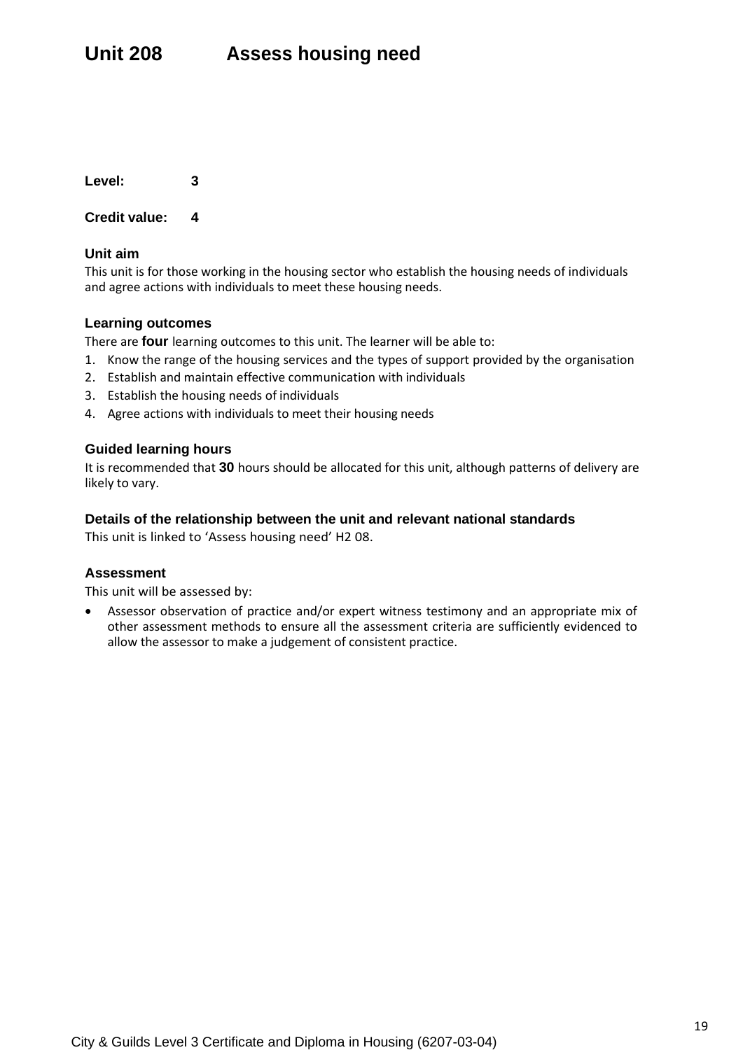# Unit 208 Assess housing need

**Level:** 3

**Credit value:** 4

### Unit aim

This unit is for those working in the housing sector who establish the housing needs of individuals and agree actions with individuals to meet these housing needs.

### Learning outcomes

There are **four** learning outcomes to this unit. The learner will be able to:

1. Know the range of the housing services and the types of support provided by the organisation
2. Establish and maintain effective communication with individuals
3. Establish the housing needs of individuals
4. Agree actions with individuals to meet their housing needs

### Guided learning hours

It is recommended that **30** hours should be allocated for this unit, although patterns of delivery are likely to vary.

### Details of the relationship between the unit and relevant national standards

This unit is linked to 'Assess housing need' H2 08.

### Assessment

This unit will be assessed by:

- Assessor observation of practice and/or expert witness testimony and an appropriate mix of other assessment methods to ensure all the assessment criteria are sufficiently evidenced to allow the assessor to make a judgement of consistent practice.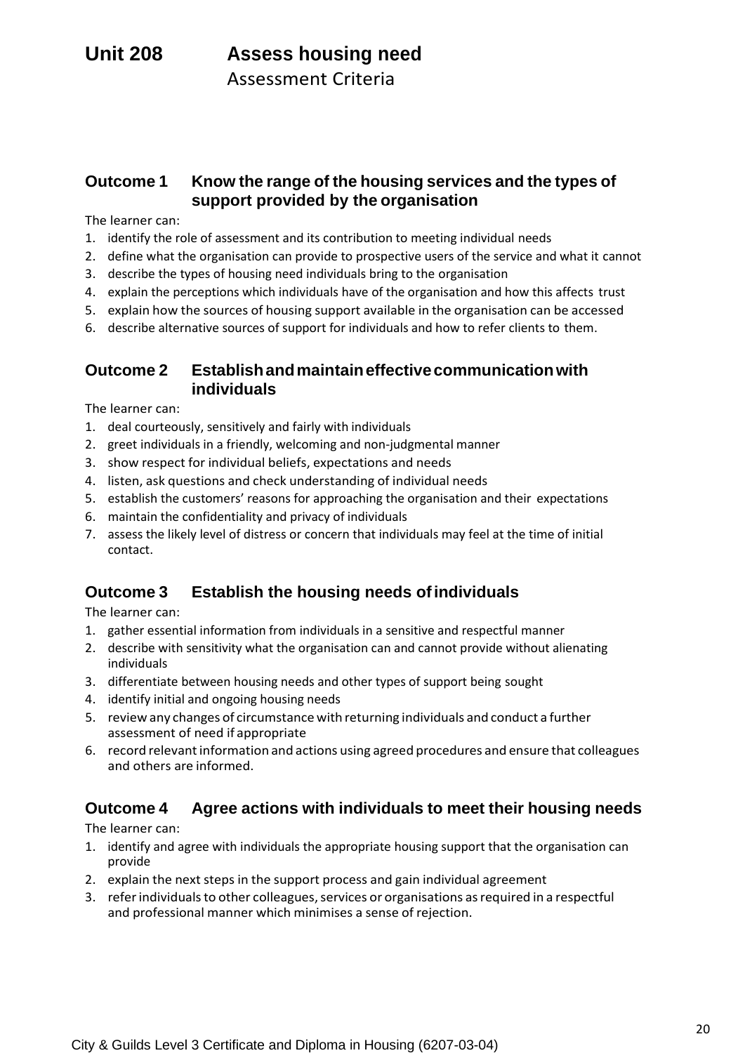# Unit 208 Assess housing need

Assessment Criteria

## Outcome 1 Know the range of the housing services and the types of support provided by the organisation

The learner can:

1. identify the role of assessment and its contribution to meeting individual needs
2. define what the organisation can provide to prospective users of the service and what it cannot
3. describe the types of housing need individuals bring to the organisation
4. explain the perceptions which individuals have of the organisation and how this affects trust
5. explain how the sources of housing support available in the organisation can be accessed
6. describe alternative sources of support for individuals and how to refer clients to them.

## Outcome 2 Establish and maintain effective communication with individuals

The learner can:

1. deal courteously, sensitively and fairly with individuals
2. greet individuals in a friendly, welcoming and non-judgmental manner
3. show respect for individual beliefs, expectations and needs
4. listen, ask questions and check understanding of individual needs
5. establish the customers' reasons for approaching the organisation and their expectations
6. maintain the confidentiality and privacy of individuals
7. assess the likely level of distress or concern that individuals may feel at the time of initial contact.

## Outcome 3 Establish the housing needs of individuals

The learner can:

1. gather essential information from individuals in a sensitive and respectful manner
2. describe with sensitivity what the organisation can and cannot provide without alienating individuals
3. differentiate between housing needs and other types of support being sought
4. identify initial and ongoing housing needs
5. review any changes of circumstance with returning individuals and conduct a further assessment of need if appropriate
6. record relevant information and actions using agreed procedures and ensure that colleagues and others are informed.

## Outcome 4 Agree actions with individuals to meet their housing needs

The learner can:

1. identify and agree with individuals the appropriate housing support that the organisation can provide
2. explain the next steps in the support process and gain individual agreement
3. refer individuals to other colleagues, services or organisations as required in a respectful and professional manner which minimises a sense of rejection.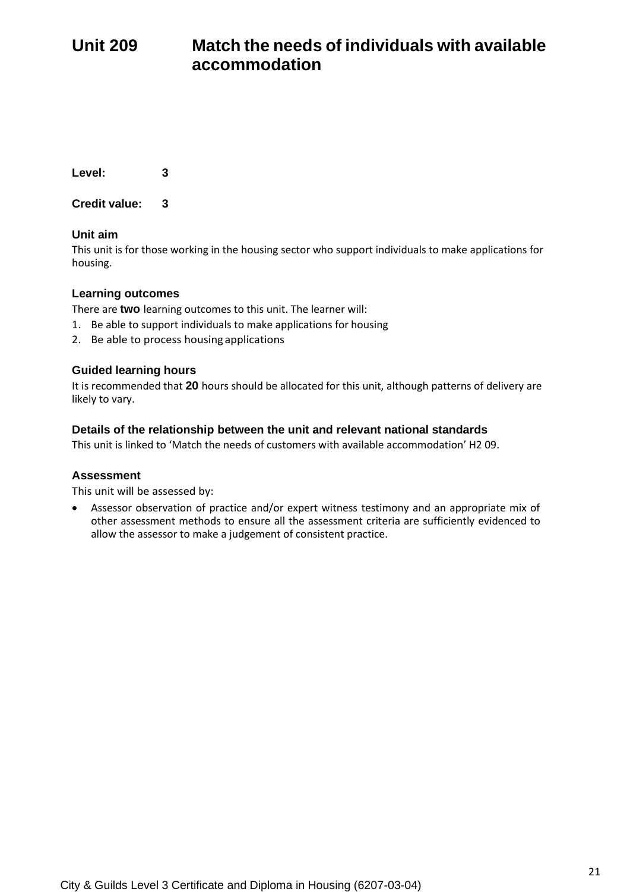# Unit 209 Match the needs of individuals with available accommodation

**Level:** 3

**Credit value:** 3

### Unit aim

This unit is for those working in the housing sector who support individuals to make applications for housing.

### Learning outcomes

There are **two** learning outcomes to this unit. The learner will:

1. Be able to support individuals to make applications for housing
2. Be able to process housing applications

### Guided learning hours

It is recommended that **20** hours should be allocated for this unit, although patterns of delivery are likely to vary.

### Details of the relationship between the unit and relevant national standards

This unit is linked to 'Match the needs of customers with available accommodation' H2 09.

### Assessment

This unit will be assessed by:

- Assessor observation of practice and/or expert witness testimony and an appropriate mix of other assessment methods to ensure all the assessment criteria are sufficiently evidenced to allow the assessor to make a judgement of consistent practice.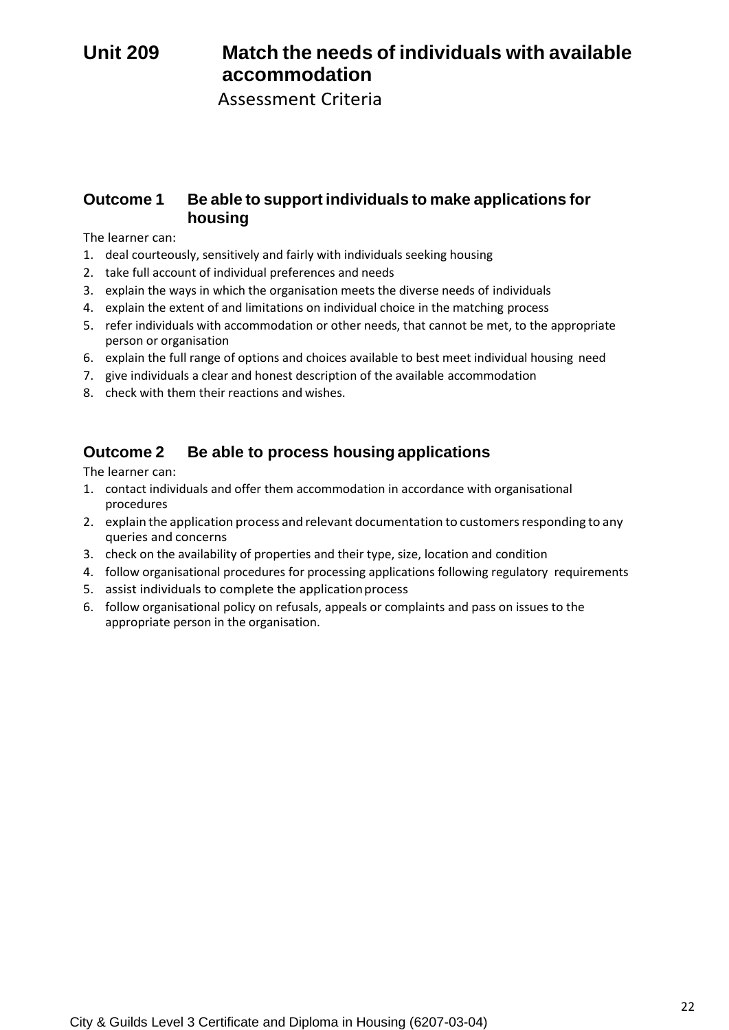# Unit 209 Match the needs of individuals with available accommodation

Assessment Criteria

## Outcome 1 Be able to support individuals to make applications for housing

The learner can:

1. deal courteously, sensitively and fairly with individuals seeking housing
2. take full account of individual preferences and needs
3. explain the ways in which the organisation meets the diverse needs of individuals
4. explain the extent of and limitations on individual choice in the matching process
5. refer individuals with accommodation or other needs, that cannot be met, to the appropriate person or organisation
6. explain the full range of options and choices available to best meet individual housing need
7. give individuals a clear and honest description of the available accommodation
8. check with them their reactions and wishes.

## Outcome 2 Be able to process housing applications

The learner can:

1. contact individuals and offer them accommodation in accordance with organisational procedures
2. explain the application process and relevant documentation to customers responding to any queries and concerns
3. check on the availability of properties and their type, size, location and condition
4. follow organisational procedures for processing applications following regulatory requirements
5. assist individuals to complete the application process
6. follow organisational policy on refusals, appeals or complaints and pass on issues to the appropriate person in the organisation.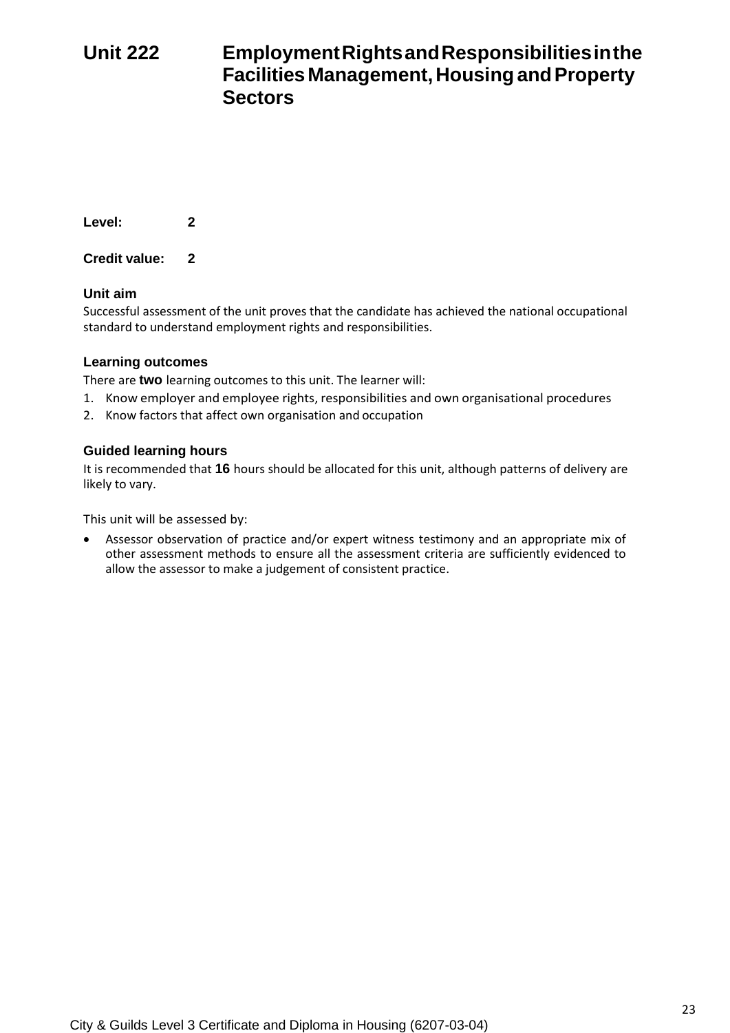# Unit 222 Employment Rights and Responsibilities in the Facilities Management, Housing and Property Sectors

**Level:** 2

**Credit value:** 2

### Unit aim

Successful assessment of the unit proves that the candidate has achieved the national occupational standard to understand employment rights and responsibilities.

### Learning outcomes

There are **two** learning outcomes to this unit. The learner will:

1. Know employer and employee rights, responsibilities and own organisational procedures
2. Know factors that affect own organisation and occupation

### Guided learning hours

It is recommended that **16** hours should be allocated for this unit, although patterns of delivery are likely to vary.

This unit will be assessed by:

- Assessor observation of practice and/or expert witness testimony and an appropriate mix of other assessment methods to ensure all the assessment criteria are sufficiently evidenced to allow the assessor to make a judgement of consistent practice.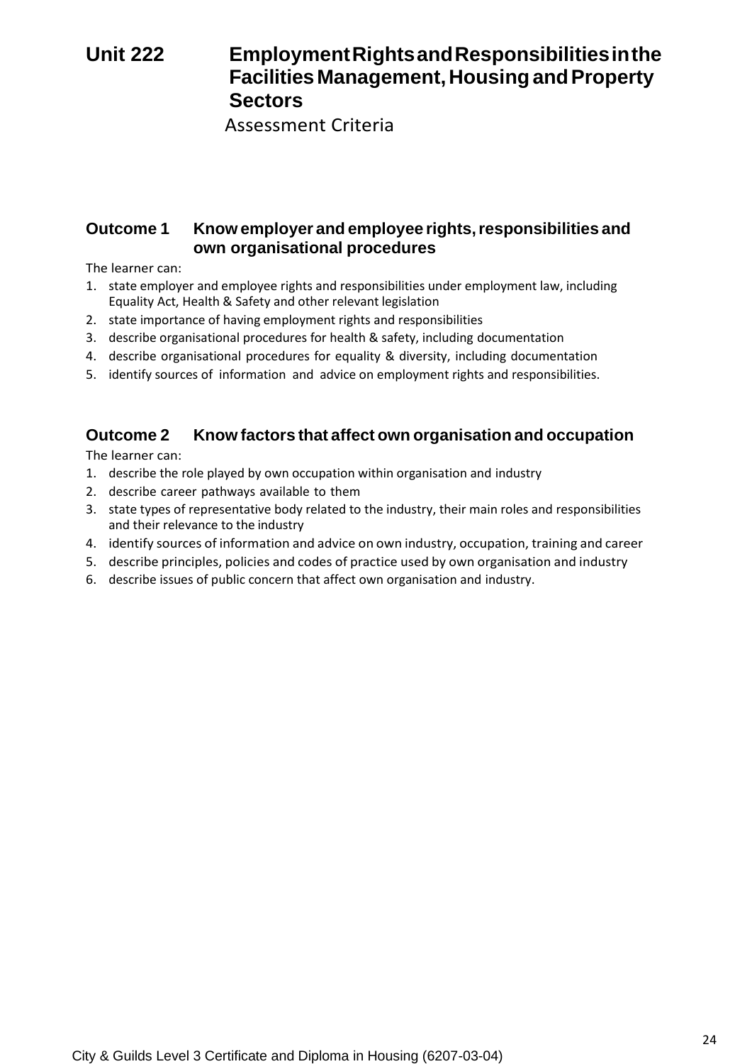# Unit 222 Employment Rights and Responsibilities in the Facilities Management, Housing and Property Sectors

Assessment Criteria

## Outcome 1 Know employer and employee rights, responsibilities and own organisational procedures

The learner can:

1. state employer and employee rights and responsibilities under employment law, including Equality Act, Health & Safety and other relevant legislation
2. state importance of having employment rights and responsibilities
3. describe organisational procedures for health & safety, including documentation
4. describe organisational procedures for equality & diversity, including documentation
5. identify sources of information and advice on employment rights and responsibilities.

## Outcome 2 Know factors that affect own organisation and occupation

The learner can:

1. describe the role played by own occupation within organisation and industry
2. describe career pathways available to them
3. state types of representative body related to the industry, their main roles and responsibilities and their relevance to the industry
4. identify sources of information and advice on own industry, occupation, training and career
5. describe principles, policies and codes of practice used by own organisation and industry
6. describe issues of public concern that affect own organisation and industry.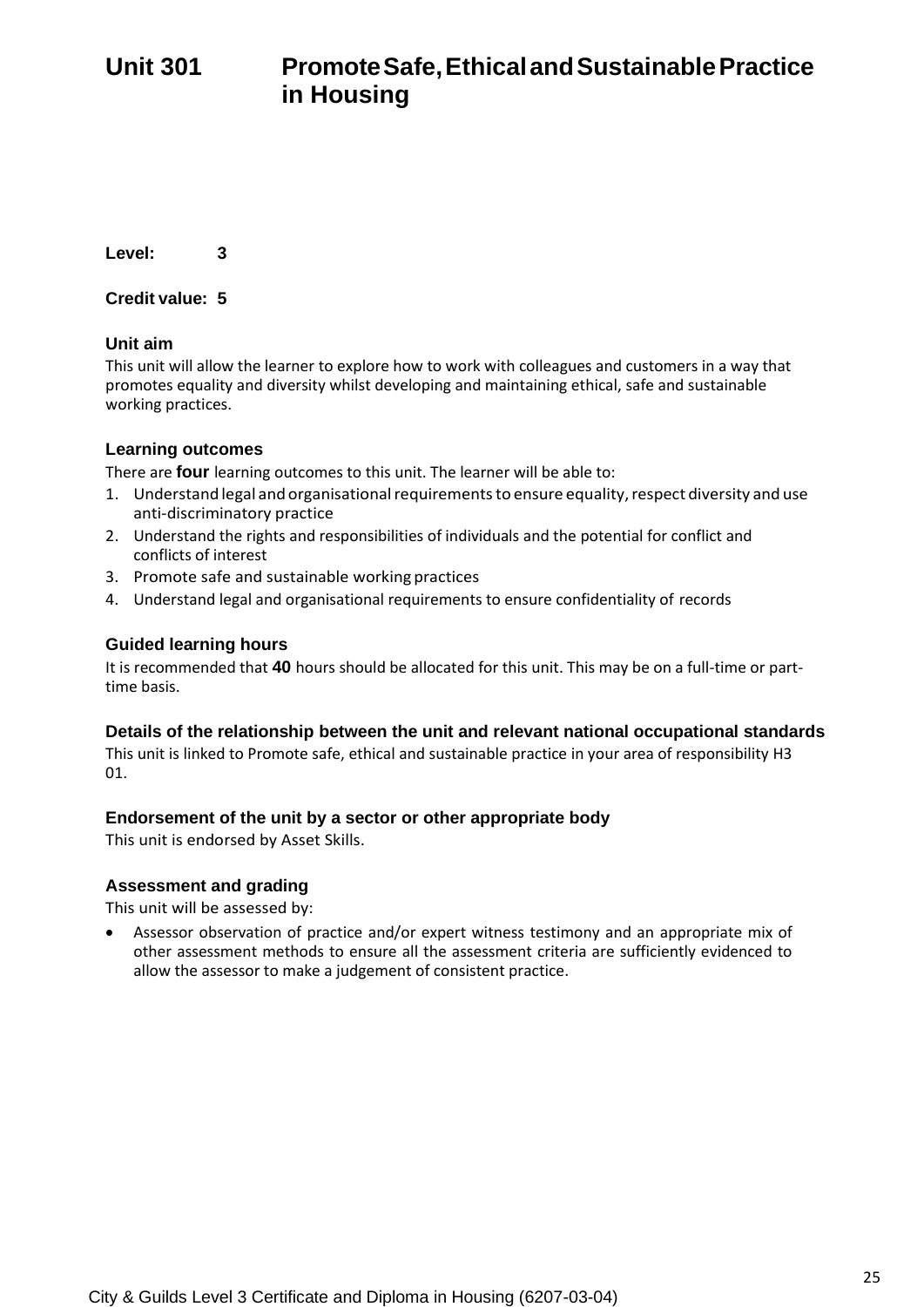# Unit 301 Promote Safe, Ethical and Sustainable Practice in Housing

**Level:** **3**

**Credit value:** **5**

### Unit aim

This unit will allow the learner to explore how to work with colleagues and customers in a way that promotes equality and diversity whilst developing and maintaining ethical, safe and sustainable working practices.

### Learning outcomes

There are **four** learning outcomes to this unit. The learner will be able to:

1. Understand legal and organisational requirements to ensure equality, respect diversity and use anti-discriminatory practice
2. Understand the rights and responsibilities of individuals and the potential for conflict and conflicts of interest
3. Promote safe and sustainable working practices
4. Understand legal and organisational requirements to ensure confidentiality of records

### Guided learning hours

It is recommended that **40** hours should be allocated for this unit. This may be on a full-time or part-time basis.

### Details of the relationship between the unit and relevant national occupational standards

This unit is linked to Promote safe, ethical and sustainable practice in your area of responsibility H3 01.

### Endorsement of the unit by a sector or other appropriate body

This unit is endorsed by Asset Skills.

### Assessment and grading

This unit will be assessed by:

- Assessor observation of practice and/or expert witness testimony and an appropriate mix of other assessment methods to ensure all the assessment criteria are sufficiently evidenced to allow the assessor to make a judgement of consistent practice.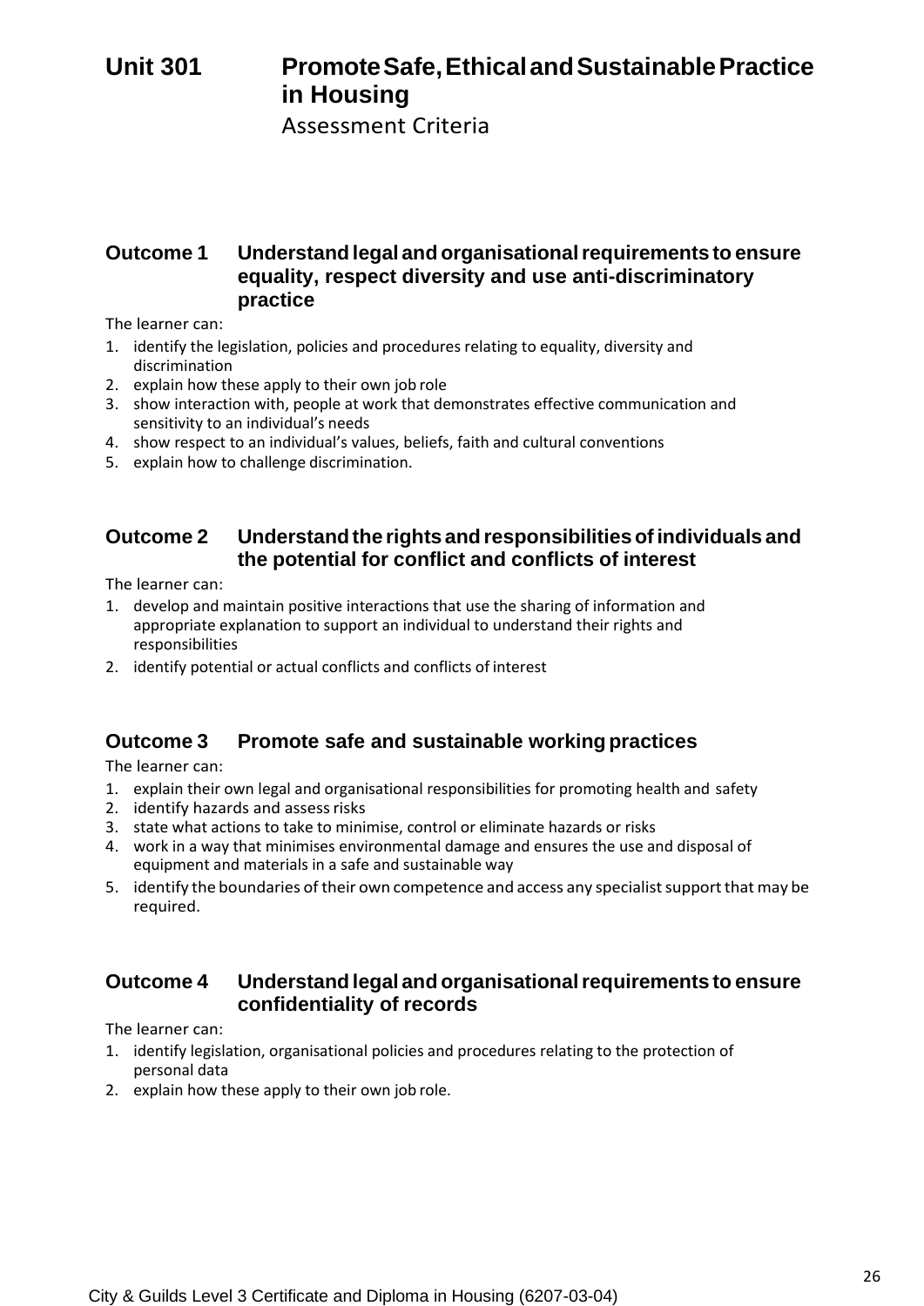# Unit 301 Promote Safe, Ethical and Sustainable Practice in Housing

Assessment Criteria

## Outcome 1 Understand legal and organisational requirements to ensure equality, respect diversity and use anti-discriminatory practice

The learner can:

1. identify the legislation, policies and procedures relating to equality, diversity and discrimination
2. explain how these apply to their own job role
3. show interaction with, people at work that demonstrates effective communication and sensitivity to an individual's needs
4. show respect to an individual's values, beliefs, faith and cultural conventions
5. explain how to challenge discrimination.

## Outcome 2 Understand the rights and responsibilities of individuals and the potential for conflict and conflicts of interest

The learner can:

1. develop and maintain positive interactions that use the sharing of information and appropriate explanation to support an individual to understand their rights and responsibilities
2. identify potential or actual conflicts and conflicts of interest

## Outcome 3 Promote safe and sustainable working practices

The learner can:

1. explain their own legal and organisational responsibilities for promoting health and safety
2. identify hazards and assess risks
3. state what actions to take to minimise, control or eliminate hazards or risks
4. work in a way that minimises environmental damage and ensures the use and disposal of equipment and materials in a safe and sustainable way
5. identify the boundaries of their own competence and access any specialist support that may be required.

## Outcome 4 Understand legal and organisational requirements to ensure confidentiality of records

The learner can:

1. identify legislation, organisational policies and procedures relating to the protection of personal data
2. explain how these apply to their own job role.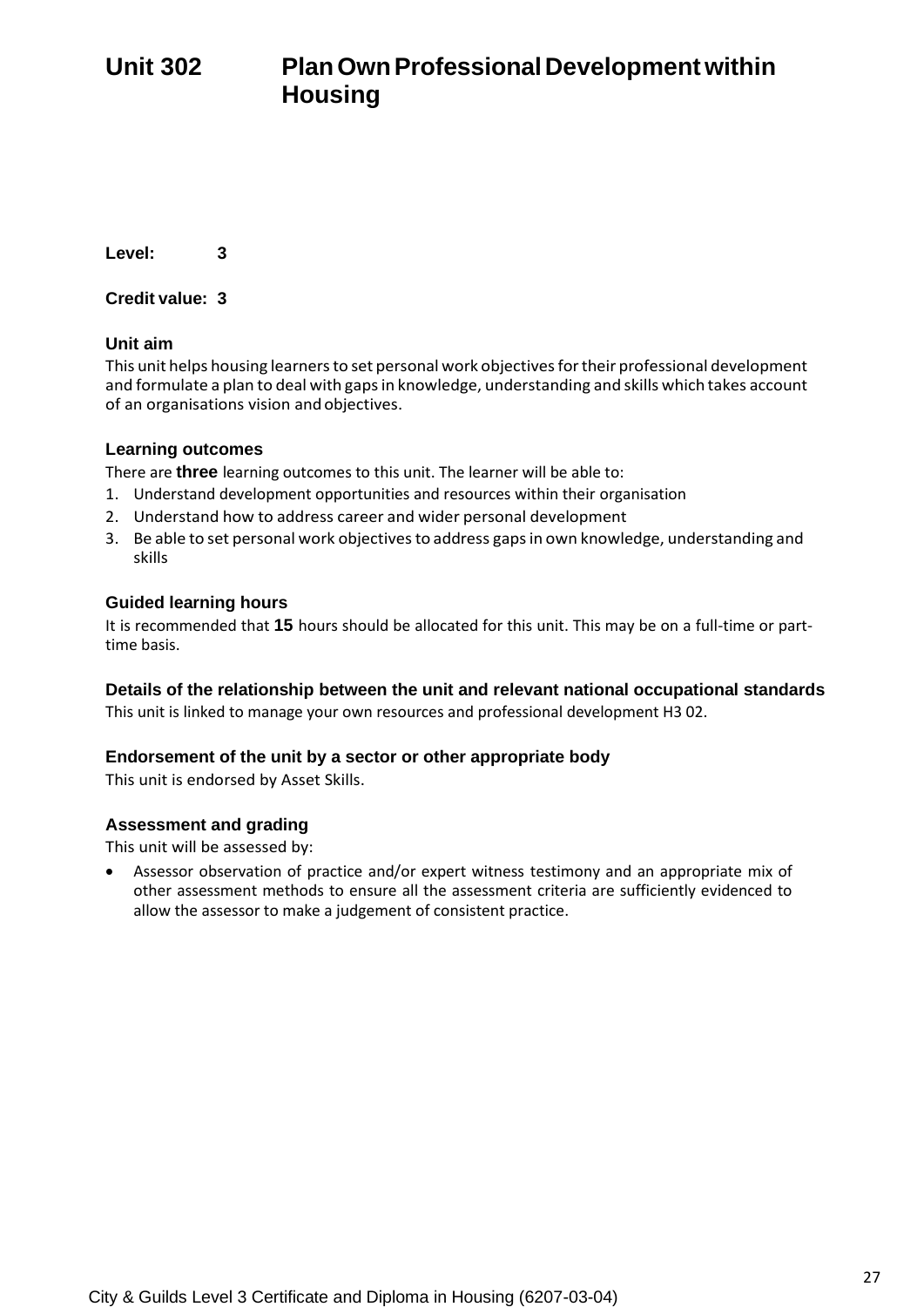# Unit 302 Plan Own Professional Development within Housing

**Level:** 3

**Credit value:** 3

### Unit aim

This unit helps housing learners to set personal work objectives for their professional development and formulate a plan to deal with gaps in knowledge, understanding and skills which takes account of an organisations vision and objectives.

### Learning outcomes

There are **three** learning outcomes to this unit. The learner will be able to:

1. Understand development opportunities and resources within their organisation
2. Understand how to address career and wider personal development
3. Be able to set personal work objectives to address gaps in own knowledge, understanding and skills

### Guided learning hours

It is recommended that **15** hours should be allocated for this unit. This may be on a full-time or part-time basis.

### Details of the relationship between the unit and relevant national occupational standards

This unit is linked to manage your own resources and professional development H3 02.

### Endorsement of the unit by a sector or other appropriate body

This unit is endorsed by Asset Skills.

### Assessment and grading

This unit will be assessed by:

- Assessor observation of practice and/or expert witness testimony and an appropriate mix of other assessment methods to ensure all the assessment criteria are sufficiently evidenced to allow the assessor to make a judgement of consistent practice.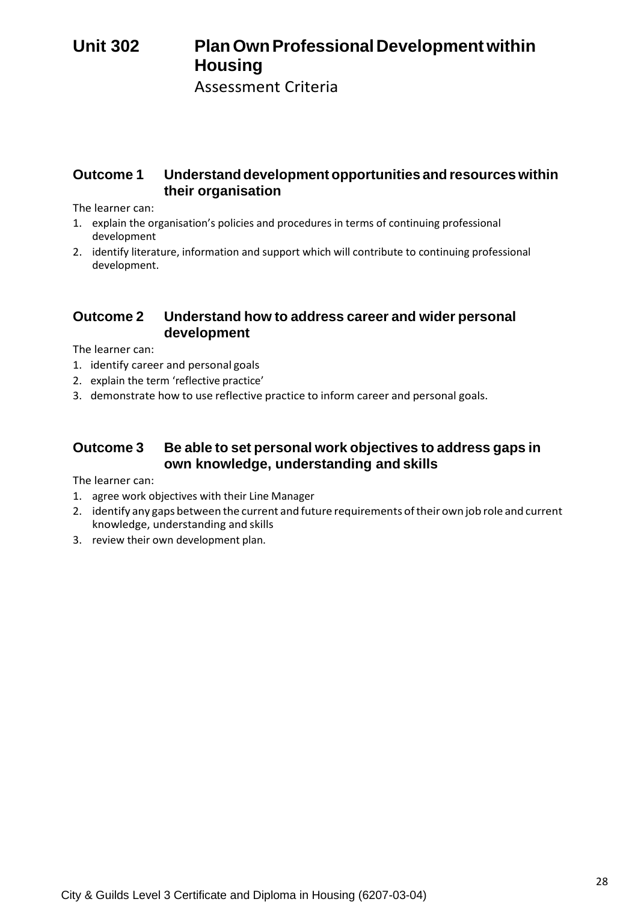# Unit 302 Plan Own Professional Development within Housing

Assessment Criteria

## Outcome 1 Understand development opportunities and resources within their organisation

The learner can:

1. explain the organisation's policies and procedures in terms of continuing professional development
2. identify literature, information and support which will contribute to continuing professional development.

## Outcome 2 Understand how to address career and wider personal development

The learner can:

1. identify career and personal goals
2. explain the term 'reflective practice'
3. demonstrate how to use reflective practice to inform career and personal goals.

## Outcome 3 Be able to set personal work objectives to address gaps in own knowledge, understanding and skills

The learner can:

1. agree work objectives with their Line Manager
2. identify any gaps between the current and future requirements of their own job role and current knowledge, understanding and skills
3. review their own development plan.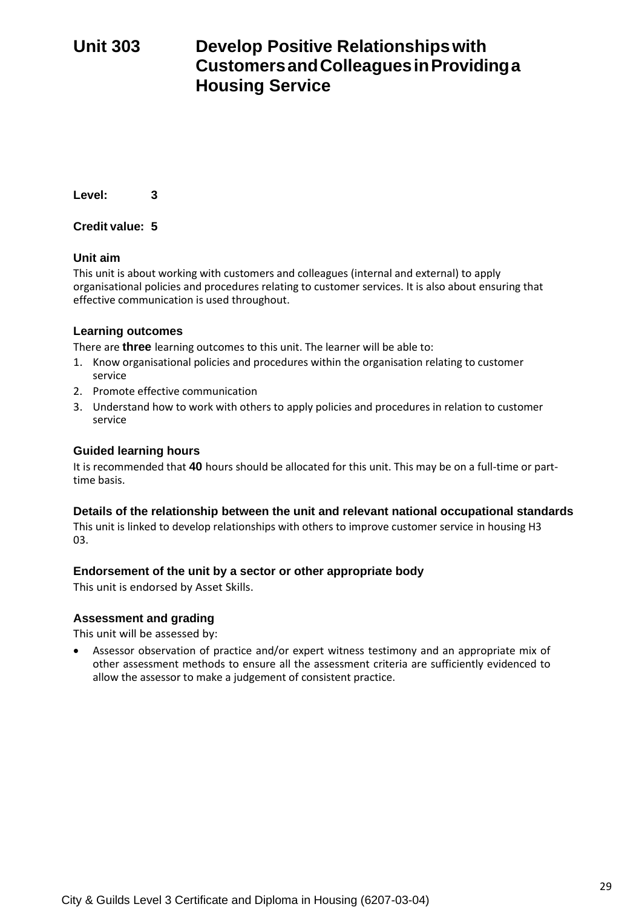# Unit 303 Develop Positive Relationships with Customers and Colleagues in Providing a Housing Service

**Level:** 3

**Credit value:** 5

### Unit aim

This unit is about working with customers and colleagues (internal and external) to apply organisational policies and procedures relating to customer services. It is also about ensuring that effective communication is used throughout.

### Learning outcomes

There are **three** learning outcomes to this unit. The learner will be able to:

1. Know organisational policies and procedures within the organisation relating to customer service
2. Promote effective communication
3. Understand how to work with others to apply policies and procedures in relation to customer service

### Guided learning hours

It is recommended that **40** hours should be allocated for this unit. This may be on a full-time or part-time basis.

### Details of the relationship between the unit and relevant national occupational standards

This unit is linked to develop relationships with others to improve customer service in housing H3 03.

### Endorsement of the unit by a sector or other appropriate body

This unit is endorsed by Asset Skills.

### Assessment and grading

This unit will be assessed by:

- Assessor observation of practice and/or expert witness testimony and an appropriate mix of other assessment methods to ensure all the assessment criteria are sufficiently evidenced to allow the assessor to make a judgement of consistent practice.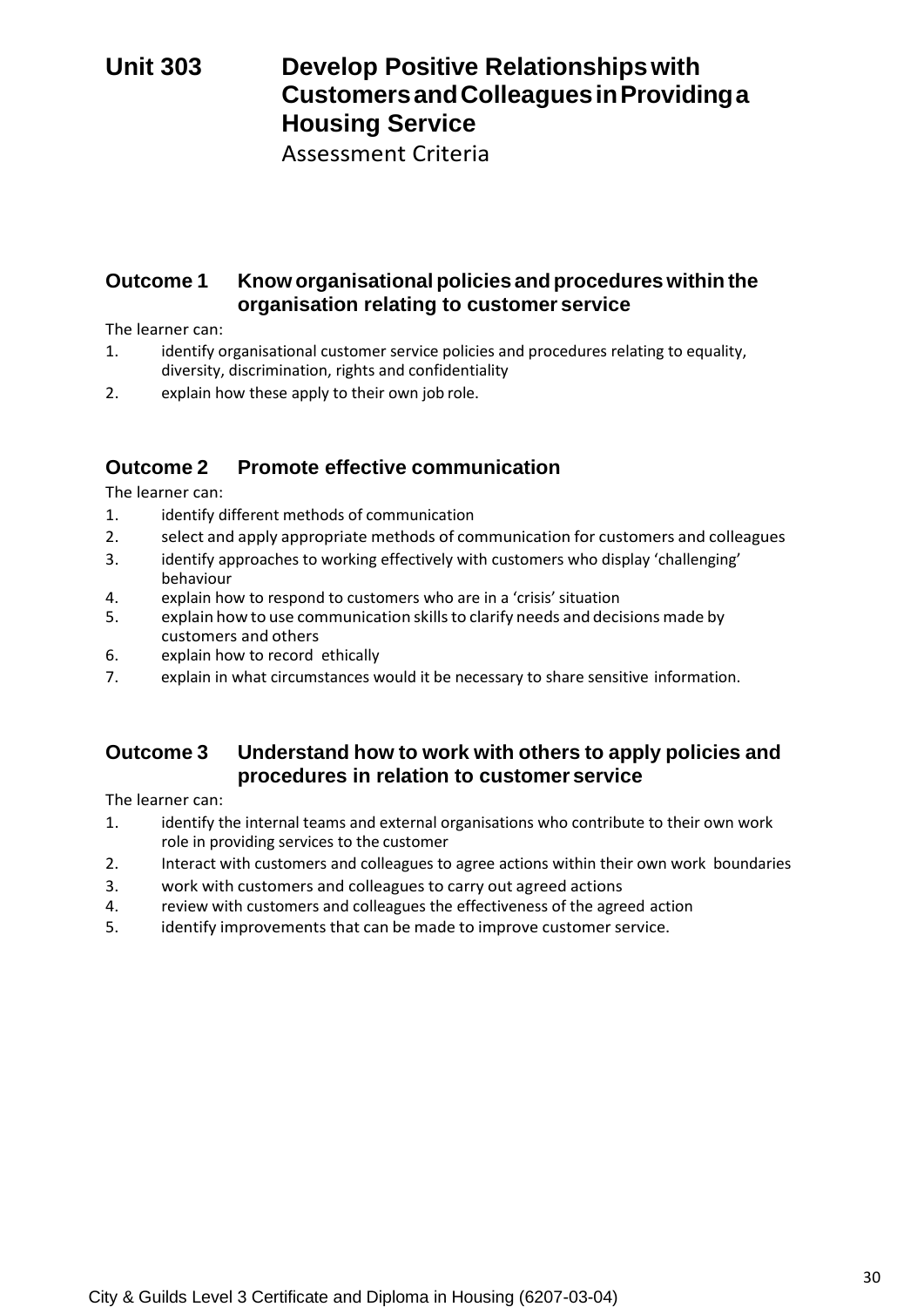# Unit 303 Develop Positive Relationships with Customers and Colleagues in Providing a Housing Service

Assessment Criteria

## Outcome 1 Know organisational policies and procedures within the organisation relating to customer service

The learner can:

1. identify organisational customer service policies and procedures relating to equality, diversity, discrimination, rights and confidentiality
2. explain how these apply to their own job role.

## Outcome 2 Promote effective communication

The learner can:

1. identify different methods of communication
2. select and apply appropriate methods of communication for customers and colleagues
3. identify approaches to working effectively with customers who display 'challenging' behaviour
4. explain how to respond to customers who are in a 'crisis' situation
5. explain how to use communication skills to clarify needs and decisions made by customers and others
6. explain how to record ethically
7. explain in what circumstances would it be necessary to share sensitive information.

## Outcome 3 Understand how to work with others to apply policies and procedures in relation to customer service

The learner can:

1. identify the internal teams and external organisations who contribute to their own work role in providing services to the customer
2. Interact with customers and colleagues to agree actions within their own work boundaries
3. work with customers and colleagues to carry out agreed actions
4. review with customers and colleagues the effectiveness of the agreed action
5. identify improvements that can be made to improve customer service.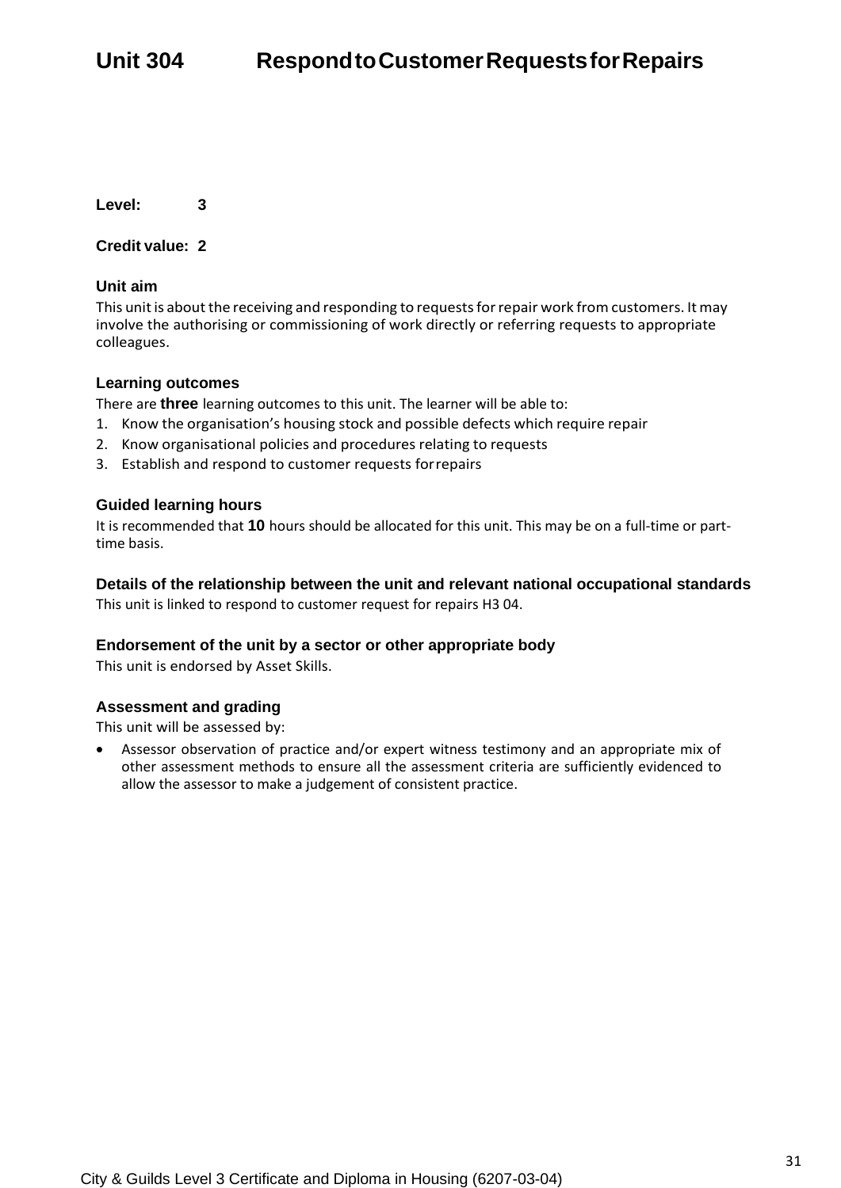# Unit 304 Respond to Customer Requests for Repairs

**Level:** 3

**Credit value:** 2

### Unit aim

This unit is about the receiving and responding to requests for repair work from customers. It may involve the authorising or commissioning of work directly or referring requests to appropriate colleagues.

### Learning outcomes

There are **three** learning outcomes to this unit. The learner will be able to:

1. Know the organisation's housing stock and possible defects which require repair
2. Know organisational policies and procedures relating to requests
3. Establish and respond to customer requests for repairs

### Guided learning hours

It is recommended that **10** hours should be allocated for this unit. This may be on a full-time or part-time basis.

### Details of the relationship between the unit and relevant national occupational standards

This unit is linked to respond to customer request for repairs H3 04.

### Endorsement of the unit by a sector or other appropriate body

This unit is endorsed by Asset Skills.

### Assessment and grading

This unit will be assessed by:

- Assessor observation of practice and/or expert witness testimony and an appropriate mix of other assessment methods to ensure all the assessment criteria are sufficiently evidenced to allow the assessor to make a judgement of consistent practice.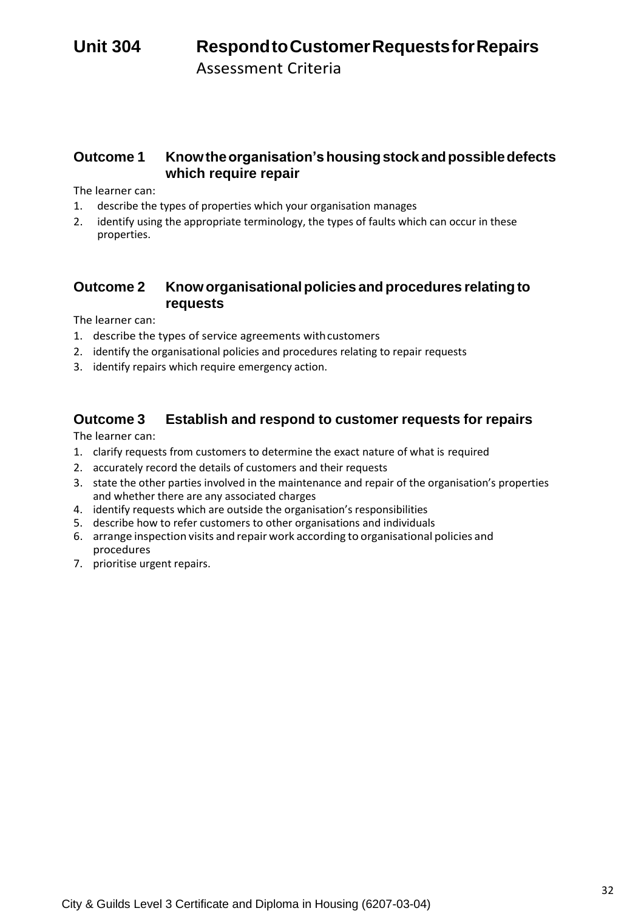# Unit 304 Respond to Customer Requests for Repairs

Assessment Criteria

## Outcome 1 Know the organisation's housing stock and possible defects which require repair

The learner can:

1. describe the types of properties which your organisation manages
2. identify using the appropriate terminology, the types of faults which can occur in these properties.

## Outcome 2 Know organisational policies and procedures relating to requests

The learner can:

1. describe the types of service agreements with customers
2. identify the organisational policies and procedures relating to repair requests
3. identify repairs which require emergency action.

## Outcome 3 Establish and respond to customer requests for repairs

The learner can:

1. clarify requests from customers to determine the exact nature of what is required
2. accurately record the details of customers and their requests
3. state the other parties involved in the maintenance and repair of the organisation's properties and whether there are any associated charges
4. identify requests which are outside the organisation's responsibilities
5. describe how to refer customers to other organisations and individuals
6. arrange inspection visits and repair work according to organisational policies and procedures
7. prioritise urgent repairs.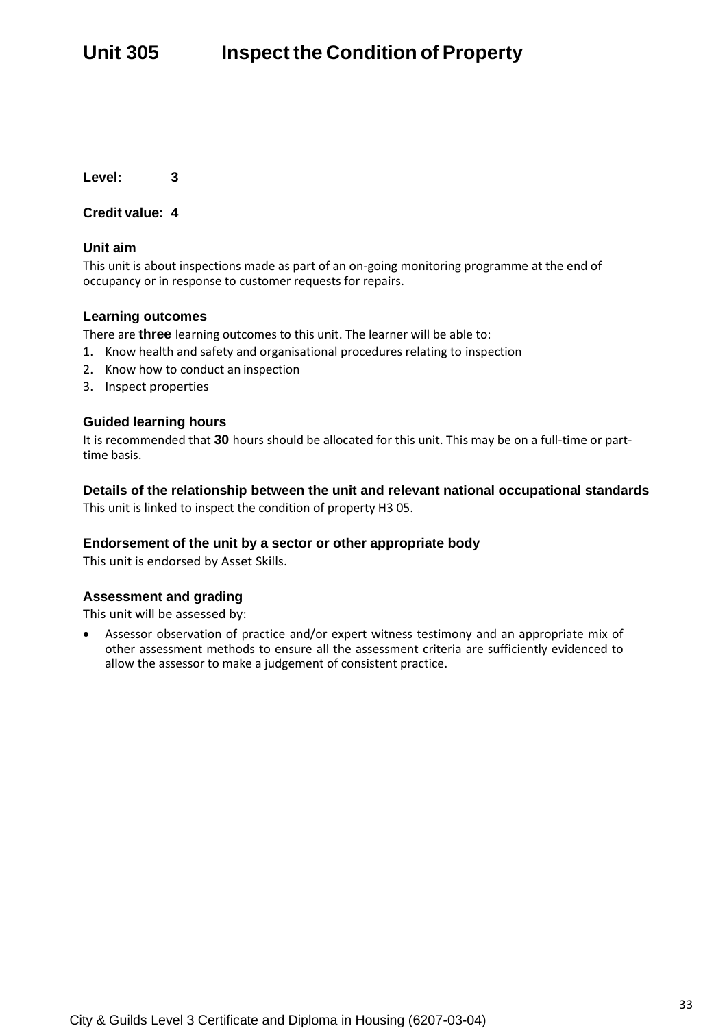# Unit 305 Inspect the Condition of Property

**Level:** **3**

**Credit value:** **4**

### Unit aim

This unit is about inspections made as part of an on-going monitoring programme at the end of occupancy or in response to customer requests for repairs.

### Learning outcomes

There are **three** learning outcomes to this unit. The learner will be able to:

1. Know health and safety and organisational procedures relating to inspection
2. Know how to conduct an inspection
3. Inspect properties

### Guided learning hours

It is recommended that **30** hours should be allocated for this unit. This may be on a full-time or part-time basis.

### Details of the relationship between the unit and relevant national occupational standards

This unit is linked to inspect the condition of property H3 05.

### Endorsement of the unit by a sector or other appropriate body

This unit is endorsed by Asset Skills.

### Assessment and grading

This unit will be assessed by:

- Assessor observation of practice and/or expert witness testimony and an appropriate mix of other assessment methods to ensure all the assessment criteria are sufficiently evidenced to allow the assessor to make a judgement of consistent practice.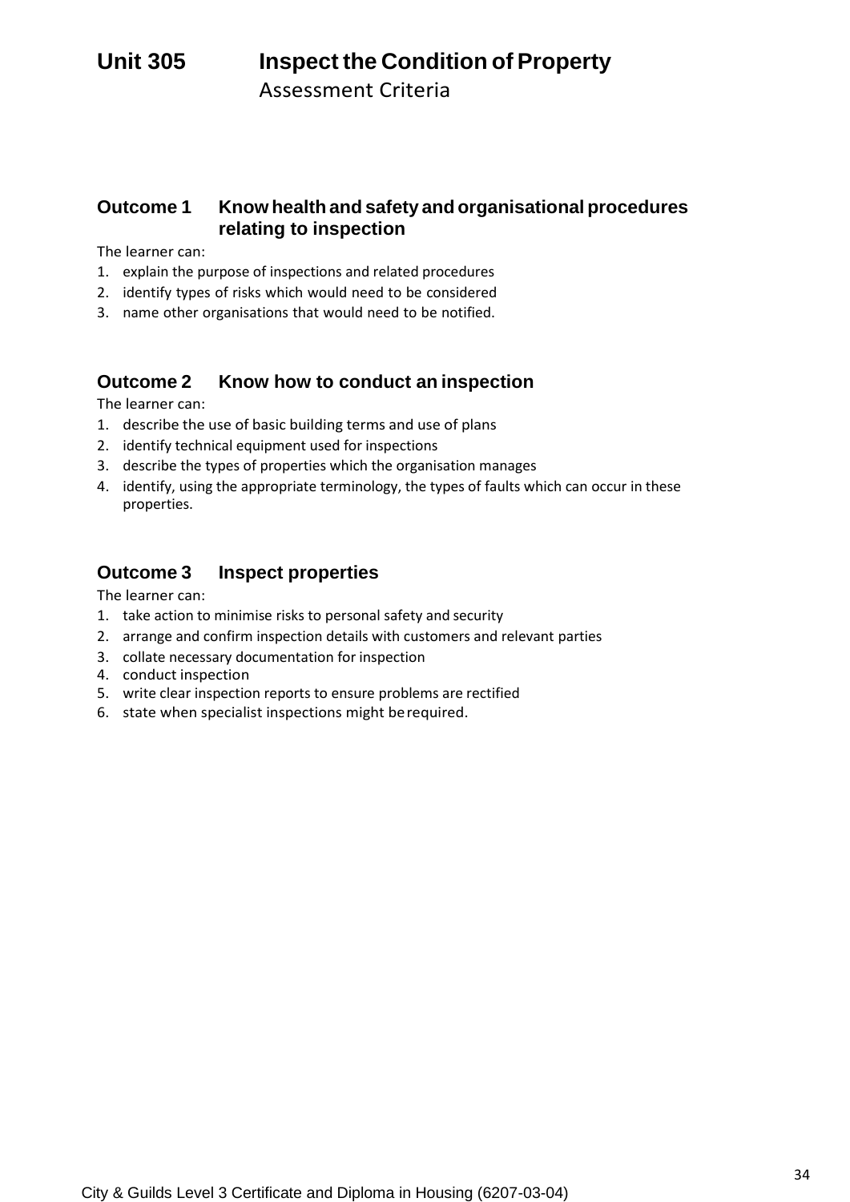# Unit 305 Inspect the Condition of Property

Assessment Criteria

## Outcome 1 Know health and safety and organisational procedures relating to inspection

The learner can:

1. explain the purpose of inspections and related procedures
2. identify types of risks which would need to be considered
3. name other organisations that would need to be notified.

## Outcome 2 Know how to conduct an inspection

The learner can:

1. describe the use of basic building terms and use of plans
2. identify technical equipment used for inspections
3. describe the types of properties which the organisation manages
4. identify, using the appropriate terminology, the types of faults which can occur in these properties.

## Outcome 3 Inspect properties

The learner can:

1. take action to minimise risks to personal safety and security
2. arrange and confirm inspection details with customers and relevant parties
3. collate necessary documentation for inspection
4. conduct inspection
5. write clear inspection reports to ensure problems are rectified
6. state when specialist inspections might be required.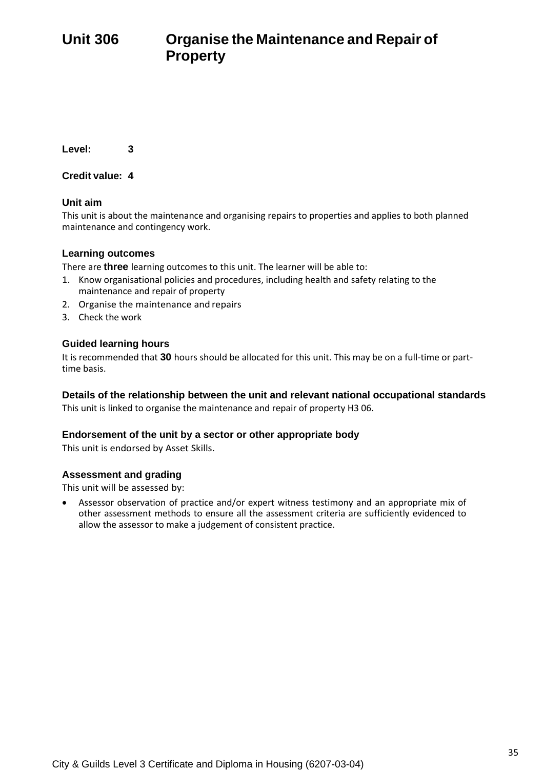# Unit 306 Organise the Maintenance and Repair of Property

**Level: 3**

**Credit value: 4**

### Unit aim

This unit is about the maintenance and organising repairs to properties and applies to both planned maintenance and contingency work.

### Learning outcomes

There are **three** learning outcomes to this unit. The learner will be able to:

1. Know organisational policies and procedures, including health and safety relating to the maintenance and repair of property
2. Organise the maintenance and repairs
3. Check the work

### Guided learning hours

It is recommended that **30** hours should be allocated for this unit. This may be on a full-time or part-time basis.

### Details of the relationship between the unit and relevant national occupational standards

This unit is linked to organise the maintenance and repair of property H3 06.

### Endorsement of the unit by a sector or other appropriate body

This unit is endorsed by Asset Skills.

### Assessment and grading

This unit will be assessed by:

- Assessor observation of practice and/or expert witness testimony and an appropriate mix of other assessment methods to ensure all the assessment criteria are sufficiently evidenced to allow the assessor to make a judgement of consistent practice.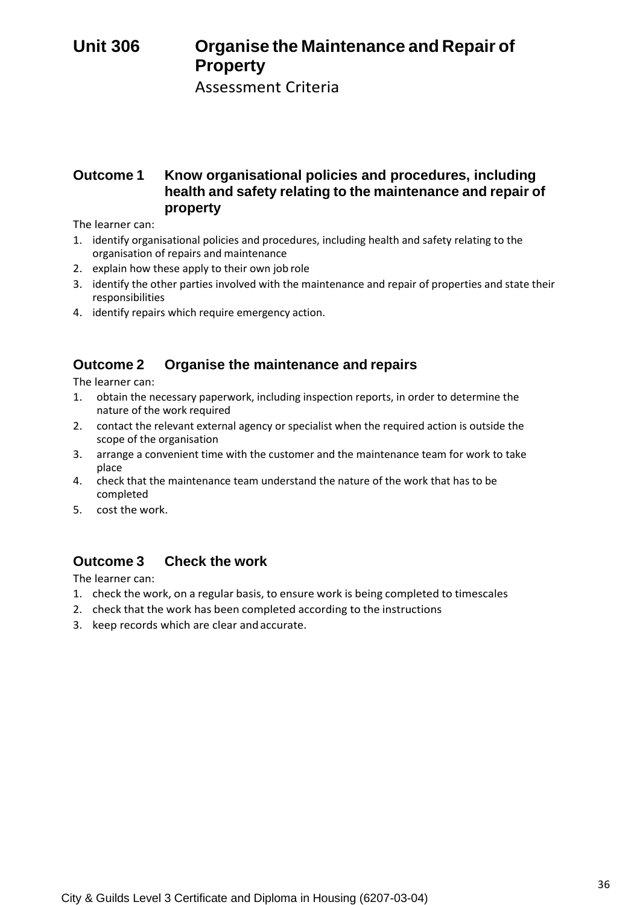# Unit 306 Organise the Maintenance and Repair of Property

Assessment Criteria

## Outcome 1 Know organisational policies and procedures, including health and safety relating to the maintenance and repair of property

The learner can:

1. identify organisational policies and procedures, including health and safety relating to the organisation of repairs and maintenance
2. explain how these apply to their own job role
3. identify the other parties involved with the maintenance and repair of properties and state their responsibilities
4. identify repairs which require emergency action.

## Outcome 2 Organise the maintenance and repairs

The learner can:

1. obtain the necessary paperwork, including inspection reports, in order to determine the nature of the work required
2. contact the relevant external agency or specialist when the required action is outside the scope of the organisation
3. arrange a convenient time with the customer and the maintenance team for work to take place
4. check that the maintenance team understand the nature of the work that has to be completed
5. cost the work.

## Outcome 3 Check the work

The learner can:

1. check the work, on a regular basis, to ensure work is being completed to timescales
2. check that the work has been completed according to the instructions
3. keep records which are clear and accurate.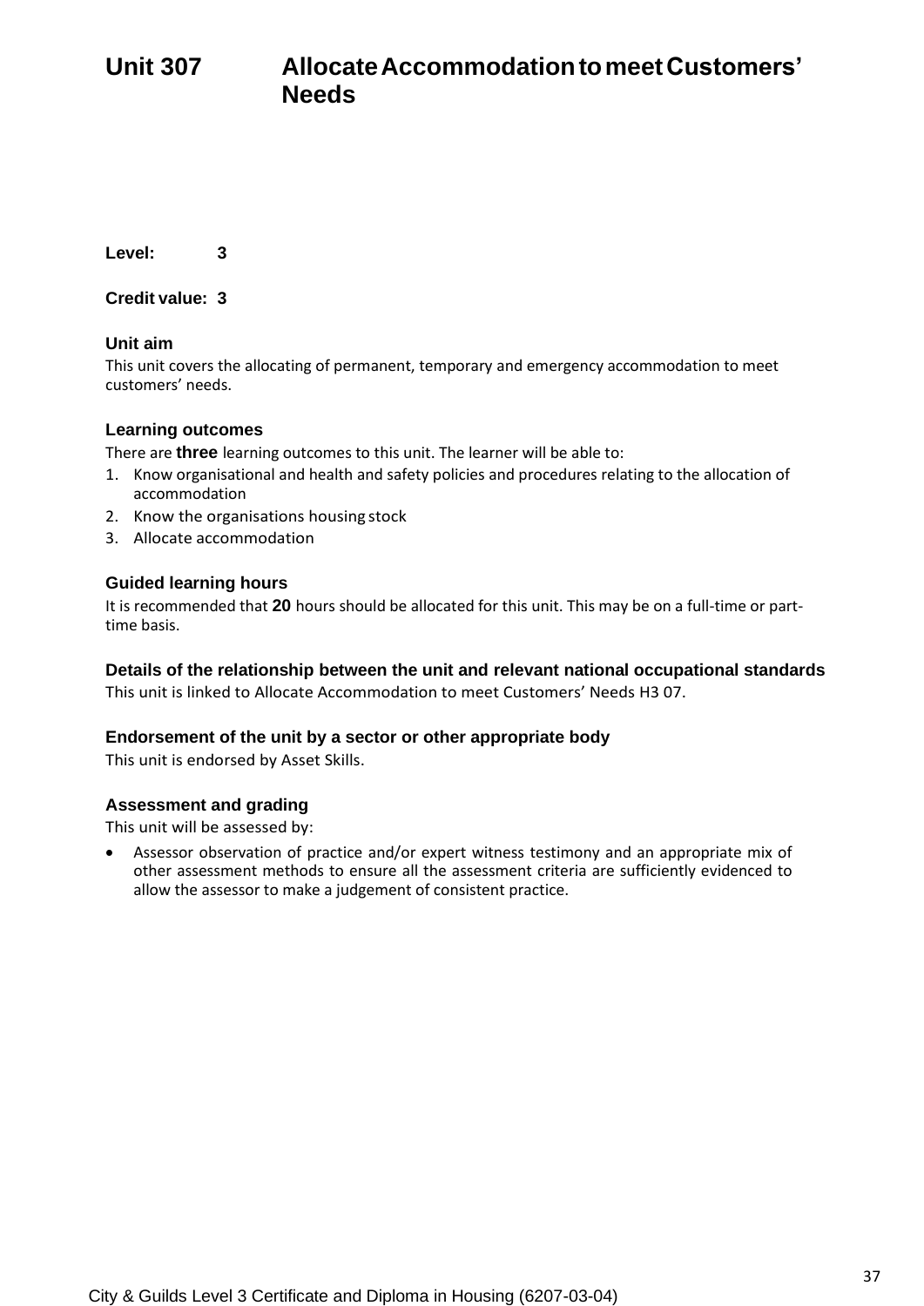# Unit 307 Allocate Accommodation to meet Customers' Needs

**Level:** 3

**Credit value:** 3

### Unit aim

This unit covers the allocating of permanent, temporary and emergency accommodation to meet customers' needs.

### Learning outcomes

There are **three** learning outcomes to this unit. The learner will be able to:

1. Know organisational and health and safety policies and procedures relating to the allocation of accommodation
2. Know the organisations housing stock
3. Allocate accommodation

### Guided learning hours

It is recommended that **20** hours should be allocated for this unit. This may be on a full-time or part-time basis.

### Details of the relationship between the unit and relevant national occupational standards

This unit is linked to Allocate Accommodation to meet Customers' Needs H3 07.

### Endorsement of the unit by a sector or other appropriate body

This unit is endorsed by Asset Skills.

### Assessment and grading

This unit will be assessed by:

- Assessor observation of practice and/or expert witness testimony and an appropriate mix of other assessment methods to ensure all the assessment criteria are sufficiently evidenced to allow the assessor to make a judgement of consistent practice.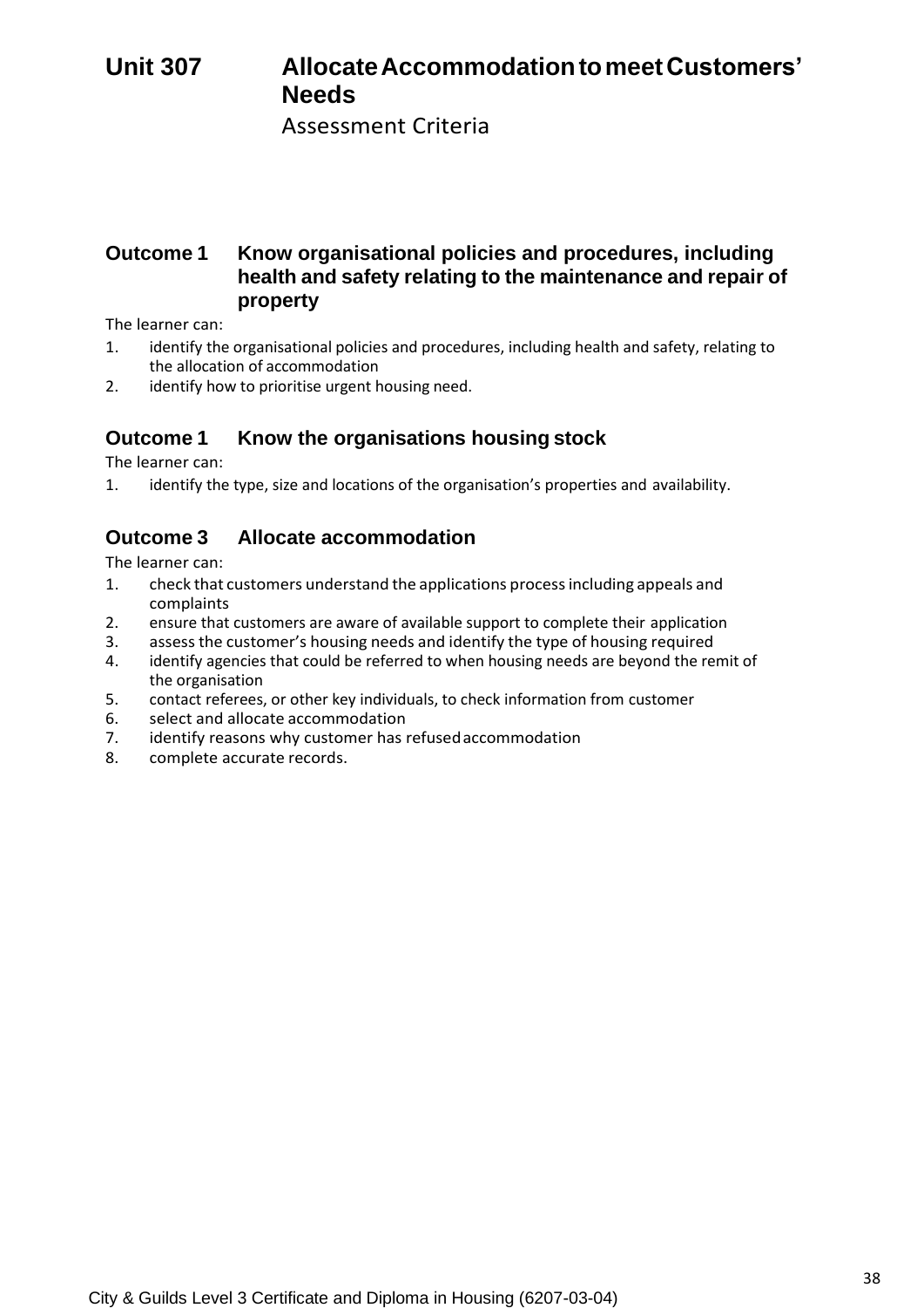# Unit 307 Allocate Accommodation to meet Customers' Needs

Assessment Criteria

## Outcome 1 Know organisational policies and procedures, including health and safety relating to the maintenance and repair of property

The learner can:

1. identify the organisational policies and procedures, including health and safety, relating to the allocation of accommodation
2. identify how to prioritise urgent housing need.

## Outcome 1 Know the organisations housing stock

The learner can:

1. identify the type, size and locations of the organisation's properties and availability.

## Outcome 3 Allocate accommodation

The learner can:

1. check that customers understand the applications process including appeals and complaints
2. ensure that customers are aware of available support to complete their application
3. assess the customer's housing needs and identify the type of housing required
4. identify agencies that could be referred to when housing needs are beyond the remit of the organisation
5. contact referees, or other key individuals, to check information from customer
6. select and allocate accommodation
7. identify reasons why customer has refused accommodation
8. complete accurate records.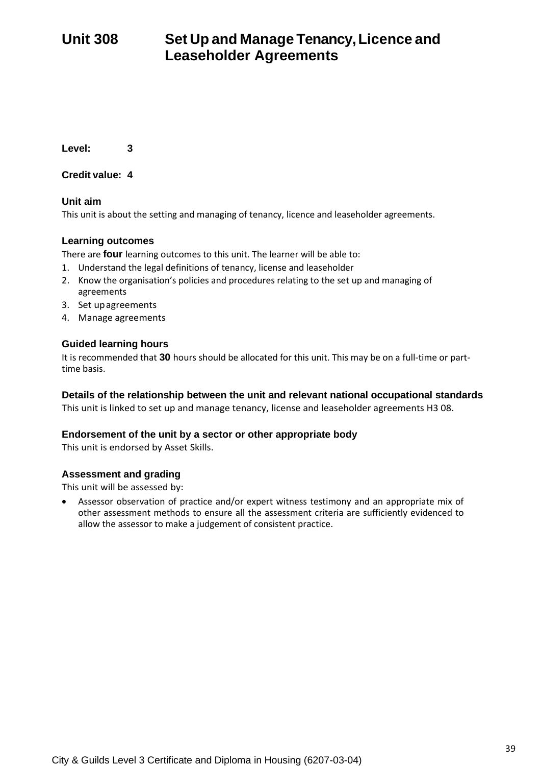# Unit 308 Set Up and Manage Tenancy, Licence and Leaseholder Agreements

**Level:** 3

**Credit value:** 4

### Unit aim

This unit is about the setting and managing of tenancy, licence and leaseholder agreements.

### Learning outcomes

There are **four** learning outcomes to this unit. The learner will be able to:

1. Understand the legal definitions of tenancy, license and leaseholder
2. Know the organisation's policies and procedures relating to the set up and managing of agreements
3. Set up agreements
4. Manage agreements

### Guided learning hours

It is recommended that **30** hours should be allocated for this unit. This may be on a full-time or part-time basis.

### Details of the relationship between the unit and relevant national occupational standards

This unit is linked to set up and manage tenancy, license and leaseholder agreements H3 08.

### Endorsement of the unit by a sector or other appropriate body

This unit is endorsed by Asset Skills.

### Assessment and grading

This unit will be assessed by:

- Assessor observation of practice and/or expert witness testimony and an appropriate mix of other assessment methods to ensure all the assessment criteria are sufficiently evidenced to allow the assessor to make a judgement of consistent practice.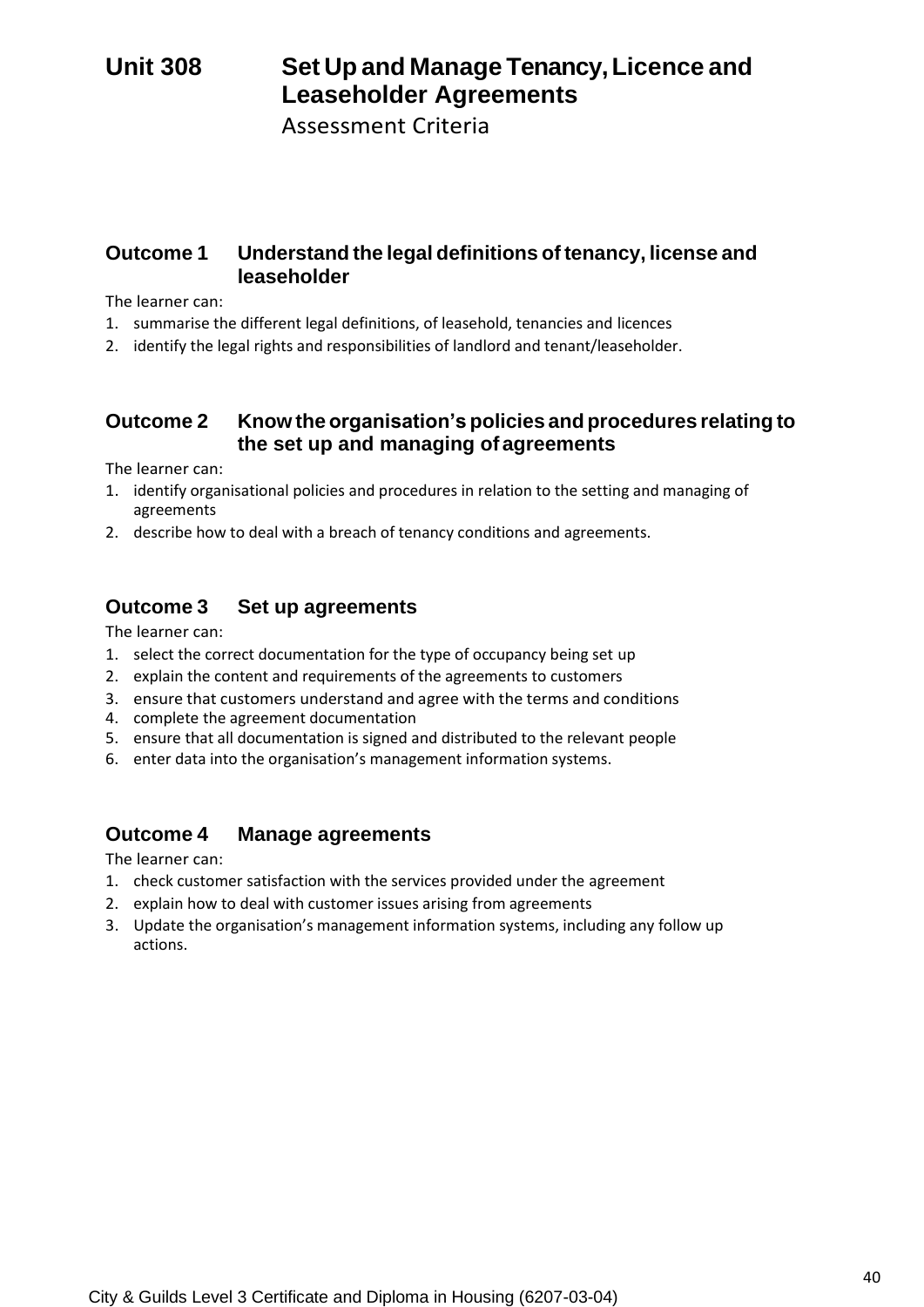# Unit 308 Set Up and Manage Tenancy, Licence and Leaseholder Agreements

Assessment Criteria

## Outcome 1 Understand the legal definitions of tenancy, license and leaseholder

The learner can:

1. summarise the different legal definitions, of leasehold, tenancies and licences
2. identify the legal rights and responsibilities of landlord and tenant/leaseholder.

## Outcome 2 Know the organisation's policies and procedures relating to the set up and managing of agreements

The learner can:

1. identify organisational policies and procedures in relation to the setting and managing of agreements
2. describe how to deal with a breach of tenancy conditions and agreements.

## Outcome 3 Set up agreements

The learner can:

1. select the correct documentation for the type of occupancy being set up
2. explain the content and requirements of the agreements to customers
3. ensure that customers understand and agree with the terms and conditions
4. complete the agreement documentation
5. ensure that all documentation is signed and distributed to the relevant people
6. enter data into the organisation's management information systems.

## Outcome 4 Manage agreements

The learner can:

1. check customer satisfaction with the services provided under the agreement
2. explain how to deal with customer issues arising from agreements
3. Update the organisation's management information systems, including any follow up actions.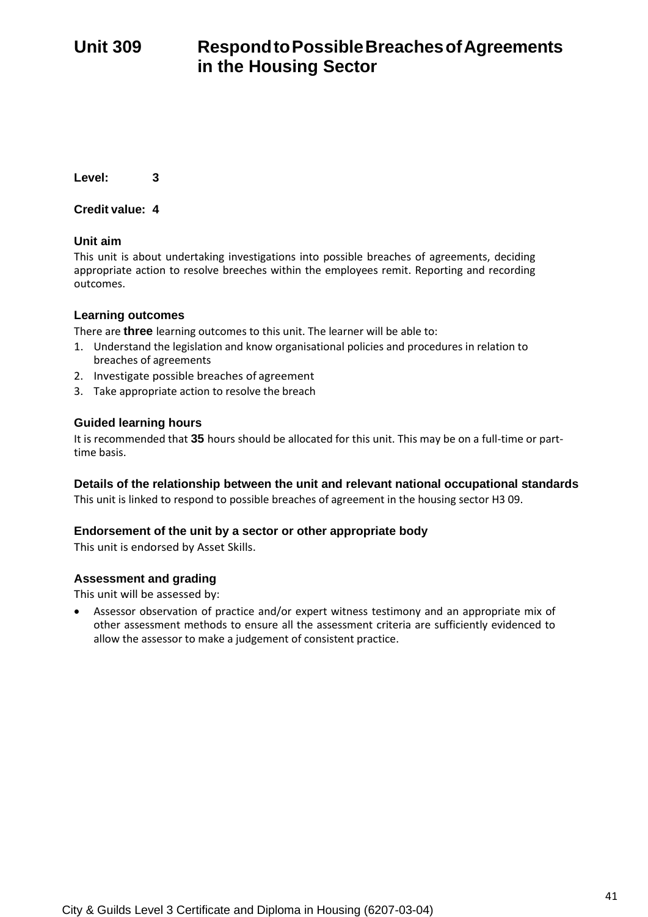# Unit 309 Respond to Possible Breaches of Agreements in the Housing Sector

**Level:** 3

**Credit value:** 4

### Unit aim

This unit is about undertaking investigations into possible breaches of agreements, deciding appropriate action to resolve breeches within the employees remit. Reporting and recording outcomes.

### Learning outcomes

There are **three** learning outcomes to this unit. The learner will be able to:

1. Understand the legislation and know organisational policies and procedures in relation to breaches of agreements
2. Investigate possible breaches of agreement
3. Take appropriate action to resolve the breach

### Guided learning hours

It is recommended that **35** hours should be allocated for this unit. This may be on a full-time or part-time basis.

### Details of the relationship between the unit and relevant national occupational standards

This unit is linked to respond to possible breaches of agreement in the housing sector H3 09.

### Endorsement of the unit by a sector or other appropriate body

This unit is endorsed by Asset Skills.

### Assessment and grading

This unit will be assessed by:

- Assessor observation of practice and/or expert witness testimony and an appropriate mix of other assessment methods to ensure all the assessment criteria are sufficiently evidenced to allow the assessor to make a judgement of consistent practice.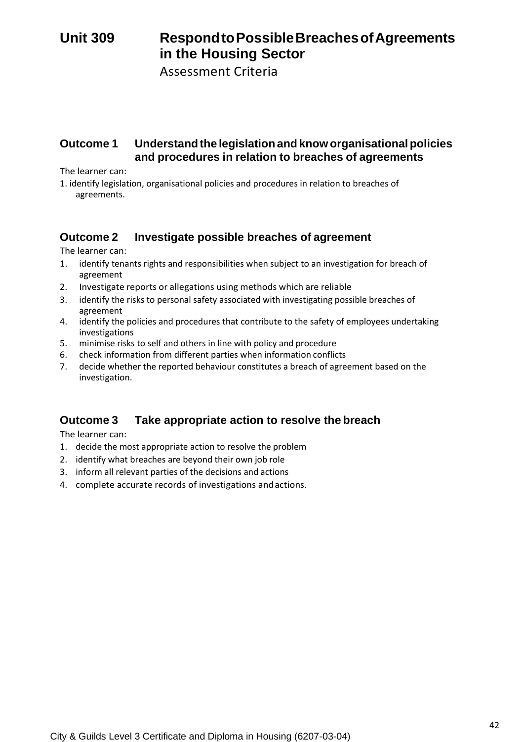# Unit 309 Respond to Possible Breaches of Agreements in the Housing Sector

Assessment Criteria

## Outcome 1 Understand the legislation and know organisational policies and procedures in relation to breaches of agreements

The learner can:

1. identify legislation, organisational policies and procedures in relation to breaches of agreements.

## Outcome 2 Investigate possible breaches of agreement

The learner can:

1. identify tenants rights and responsibilities when subject to an investigation for breach of agreement
2. Investigate reports or allegations using methods which are reliable
3. identify the risks to personal safety associated with investigating possible breaches of agreement
4. identify the policies and procedures that contribute to the safety of employees undertaking investigations
5. minimise risks to self and others in line with policy and procedure
6. check information from different parties when information conflicts
7. decide whether the reported behaviour constitutes a breach of agreement based on the investigation.

## Outcome 3 Take appropriate action to resolve the breach

The learner can:

1. decide the most appropriate action to resolve the problem
2. identify what breaches are beyond their own job role
3. inform all relevant parties of the decisions and actions
4. complete accurate records of investigations and actions.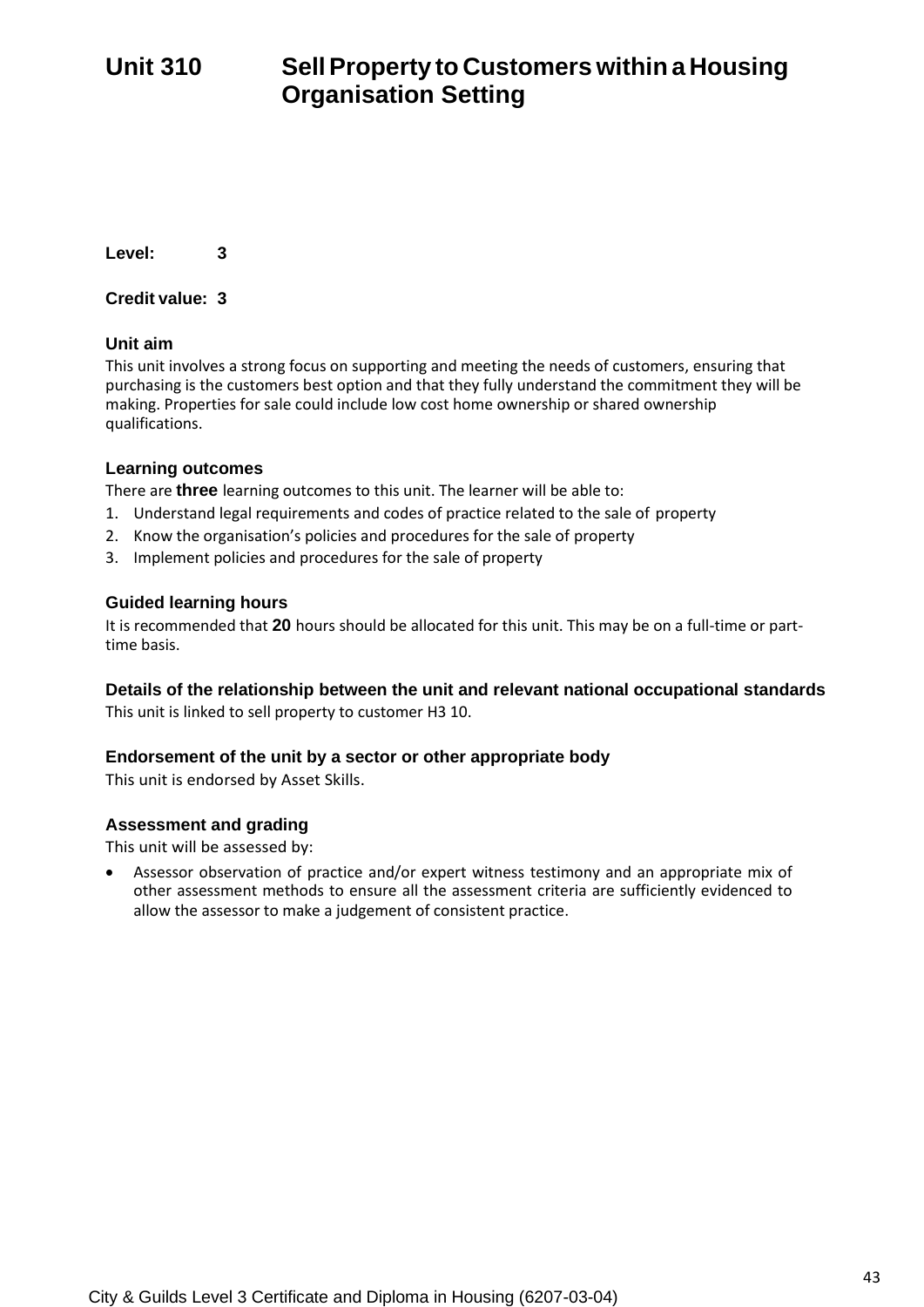# Unit 310 Sell Property to Customers within a Housing Organisation Setting

**Level:** 3

**Credit value:** 3

### Unit aim

This unit involves a strong focus on supporting and meeting the needs of customers, ensuring that purchasing is the customers best option and that they fully understand the commitment they will be making. Properties for sale could include low cost home ownership or shared ownership qualifications.

### Learning outcomes

There are **three** learning outcomes to this unit. The learner will be able to:

1. Understand legal requirements and codes of practice related to the sale of property
2. Know the organisation's policies and procedures for the sale of property
3. Implement policies and procedures for the sale of property

### Guided learning hours

It is recommended that **20** hours should be allocated for this unit. This may be on a full-time or part-time basis.

### Details of the relationship between the unit and relevant national occupational standards

This unit is linked to sell property to customer H3 10.

### Endorsement of the unit by a sector or other appropriate body

This unit is endorsed by Asset Skills.

### Assessment and grading

This unit will be assessed by:

- Assessor observation of practice and/or expert witness testimony and an appropriate mix of other assessment methods to ensure all the assessment criteria are sufficiently evidenced to allow the assessor to make a judgement of consistent practice.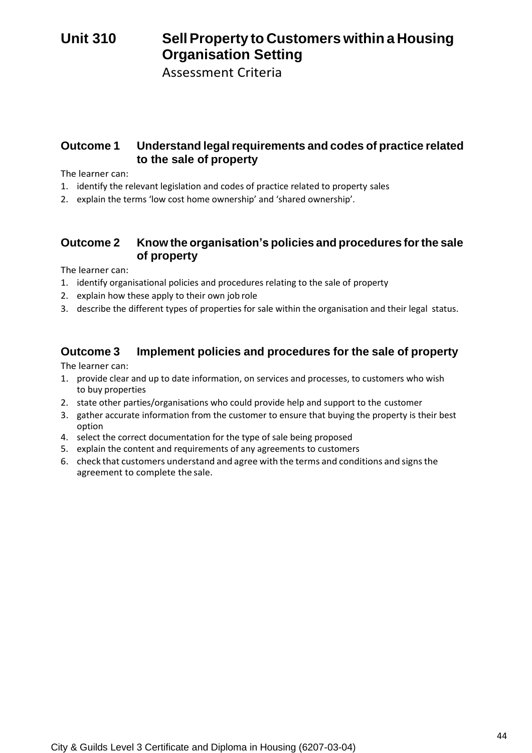# Unit 310 Sell Property to Customers within a Housing Organisation Setting

Assessment Criteria

## Outcome 1 Understand legal requirements and codes of practice related to the sale of property

The learner can:

1. identify the relevant legislation and codes of practice related to property sales
2. explain the terms 'low cost home ownership' and 'shared ownership'.

## Outcome 2 Know the organisation's policies and procedures for the sale of property

The learner can:

1. identify organisational policies and procedures relating to the sale of property
2. explain how these apply to their own job role
3. describe the different types of properties for sale within the organisation and their legal status.

## Outcome 3 Implement policies and procedures for the sale of property

The learner can:

1. provide clear and up to date information, on services and processes, to customers who wish to buy properties
2. state other parties/organisations who could provide help and support to the customer
3. gather accurate information from the customer to ensure that buying the property is their best option
4. select the correct documentation for the type of sale being proposed
5. explain the content and requirements of any agreements to customers
6. check that customers understand and agree with the terms and conditions and signs the agreement to complete the sale.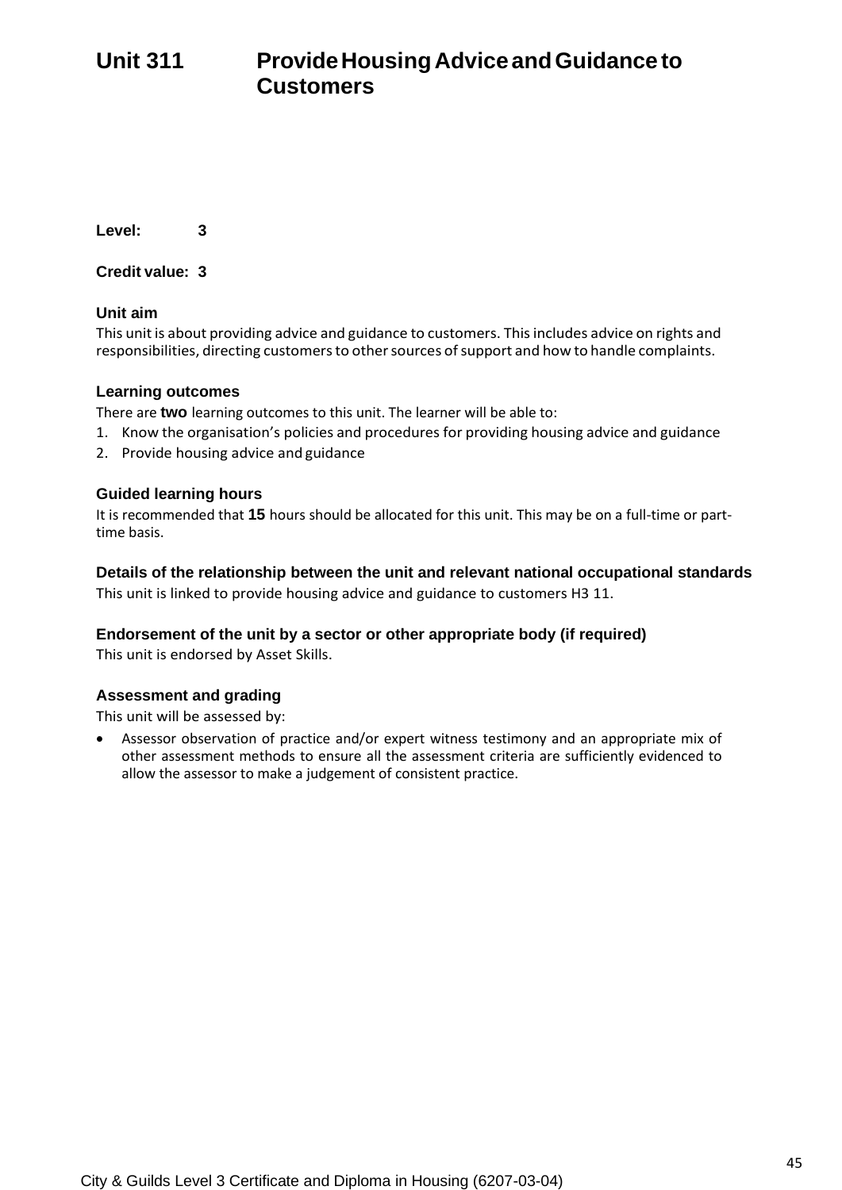# Unit 311 Provide Housing Advice and Guidance to Customers

**Level: 3**

**Credit value: 3**

### Unit aim

This unit is about providing advice and guidance to customers. This includes advice on rights and responsibilities, directing customers to other sources of support and how to handle complaints.

### Learning outcomes

There are **two** learning outcomes to this unit. The learner will be able to:

1. Know the organisation's policies and procedures for providing housing advice and guidance
2. Provide housing advice and guidance

### Guided learning hours

It is recommended that **15** hours should be allocated for this unit. This may be on a full-time or part-time basis.

### Details of the relationship between the unit and relevant national occupational standards

This unit is linked to provide housing advice and guidance to customers H3 11.

### Endorsement of the unit by a sector or other appropriate body (if required)

This unit is endorsed by Asset Skills.

### Assessment and grading

This unit will be assessed by:

- Assessor observation of practice and/or expert witness testimony and an appropriate mix of other assessment methods to ensure all the assessment criteria are sufficiently evidenced to allow the assessor to make a judgement of consistent practice.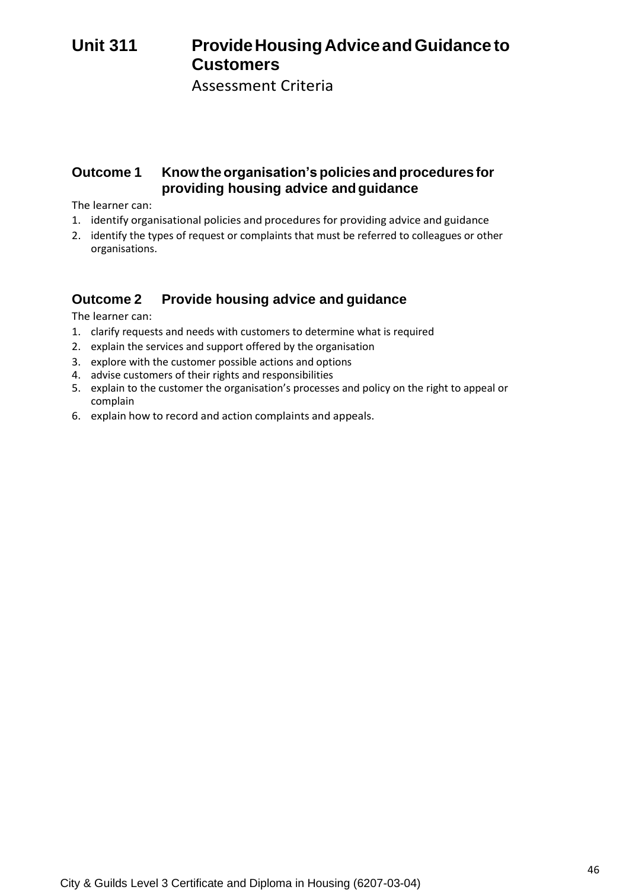# Unit 311 Provide Housing Advice and Guidance to Customers

Assessment Criteria

## Outcome 1 Know the organisation's policies and procedures for providing housing advice and guidance

The learner can:

1. identify organisational policies and procedures for providing advice and guidance
2. identify the types of request or complaints that must be referred to colleagues or other organisations.

## Outcome 2 Provide housing advice and guidance

The learner can:

1. clarify requests and needs with customers to determine what is required
2. explain the services and support offered by the organisation
3. explore with the customer possible actions and options
4. advise customers of their rights and responsibilities
5. explain to the customer the organisation's processes and policy on the right to appeal or complain
6. explain how to record and action complaints and appeals.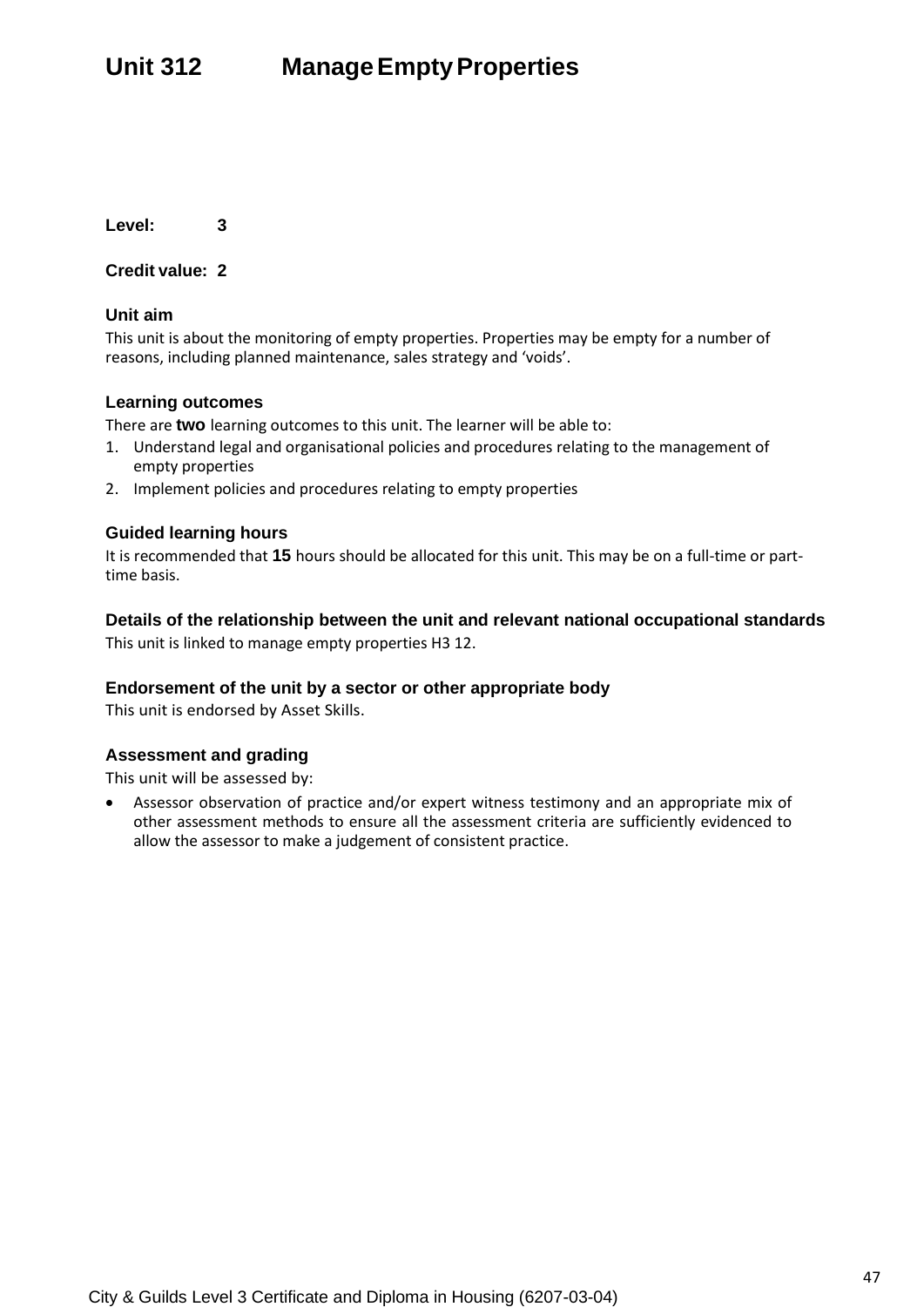# Unit 312 Manage Empty Properties

**Level:** 3

**Credit value:** 2

### Unit aim

This unit is about the monitoring of empty properties. Properties may be empty for a number of reasons, including planned maintenance, sales strategy and 'voids'.

### Learning outcomes

There are **two** learning outcomes to this unit. The learner will be able to:

1. Understand legal and organisational policies and procedures relating to the management of empty properties
2. Implement policies and procedures relating to empty properties

### Guided learning hours

It is recommended that **15** hours should be allocated for this unit. This may be on a full-time or part-time basis.

### Details of the relationship between the unit and relevant national occupational standards

This unit is linked to manage empty properties H3 12.

### Endorsement of the unit by a sector or other appropriate body

This unit is endorsed by Asset Skills.

### Assessment and grading

This unit will be assessed by:

- Assessor observation of practice and/or expert witness testimony and an appropriate mix of other assessment methods to ensure all the assessment criteria are sufficiently evidenced to allow the assessor to make a judgement of consistent practice.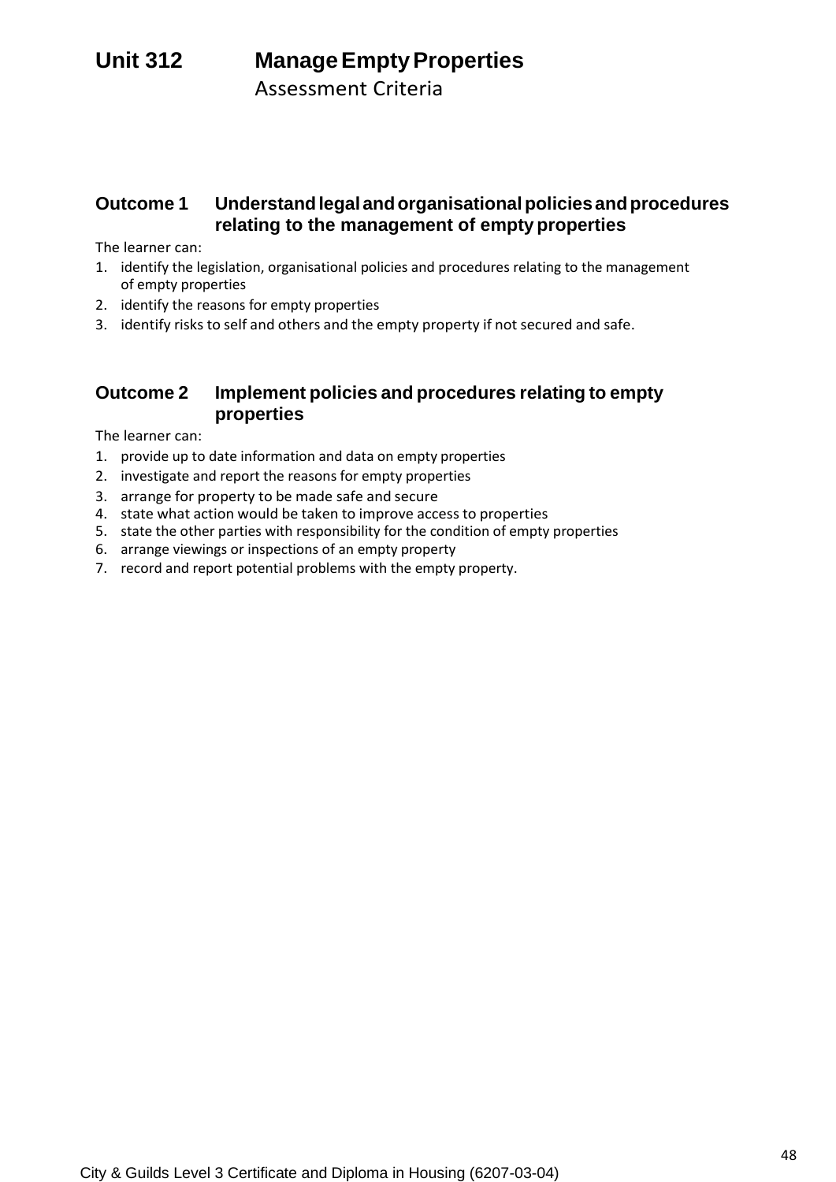# Unit 312 Manage Empty Properties

Assessment Criteria

## Outcome 1 Understand legal and organisational policies and procedures relating to the management of empty properties

The learner can:

1. identify the legislation, organisational policies and procedures relating to the management of empty properties
2. identify the reasons for empty properties
3. identify risks to self and others and the empty property if not secured and safe.

## Outcome 2 Implement policies and procedures relating to empty properties

The learner can:

1. provide up to date information and data on empty properties
2. investigate and report the reasons for empty properties
3. arrange for property to be made safe and secure
4. state what action would be taken to improve access to properties
5. state the other parties with responsibility for the condition of empty properties
6. arrange viewings or inspections of an empty property
7. record and report potential problems with the empty property.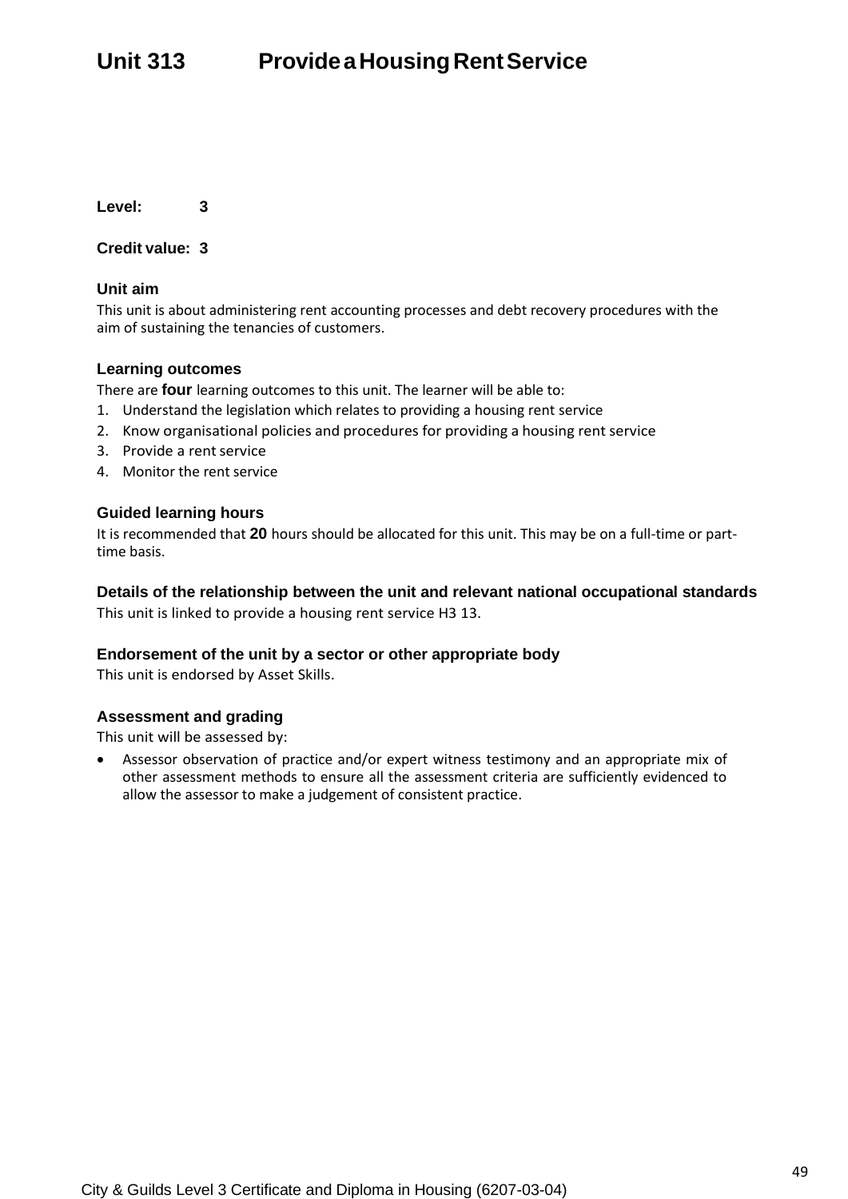# Unit 313 Provide a Housing Rent Service

**Level:** 3

**Credit value:** 3

### Unit aim

This unit is about administering rent accounting processes and debt recovery procedures with the aim of sustaining the tenancies of customers.

### Learning outcomes

There are **four** learning outcomes to this unit. The learner will be able to:

1. Understand the legislation which relates to providing a housing rent service
2. Know organisational policies and procedures for providing a housing rent service
3. Provide a rent service
4. Monitor the rent service

### Guided learning hours

It is recommended that **20** hours should be allocated for this unit. This may be on a full-time or part-time basis.

### Details of the relationship between the unit and relevant national occupational standards

This unit is linked to provide a housing rent service H3 13.

### Endorsement of the unit by a sector or other appropriate body

This unit is endorsed by Asset Skills.

### Assessment and grading

This unit will be assessed by:

- Assessor observation of practice and/or expert witness testimony and an appropriate mix of other assessment methods to ensure all the assessment criteria are sufficiently evidenced to allow the assessor to make a judgement of consistent practice.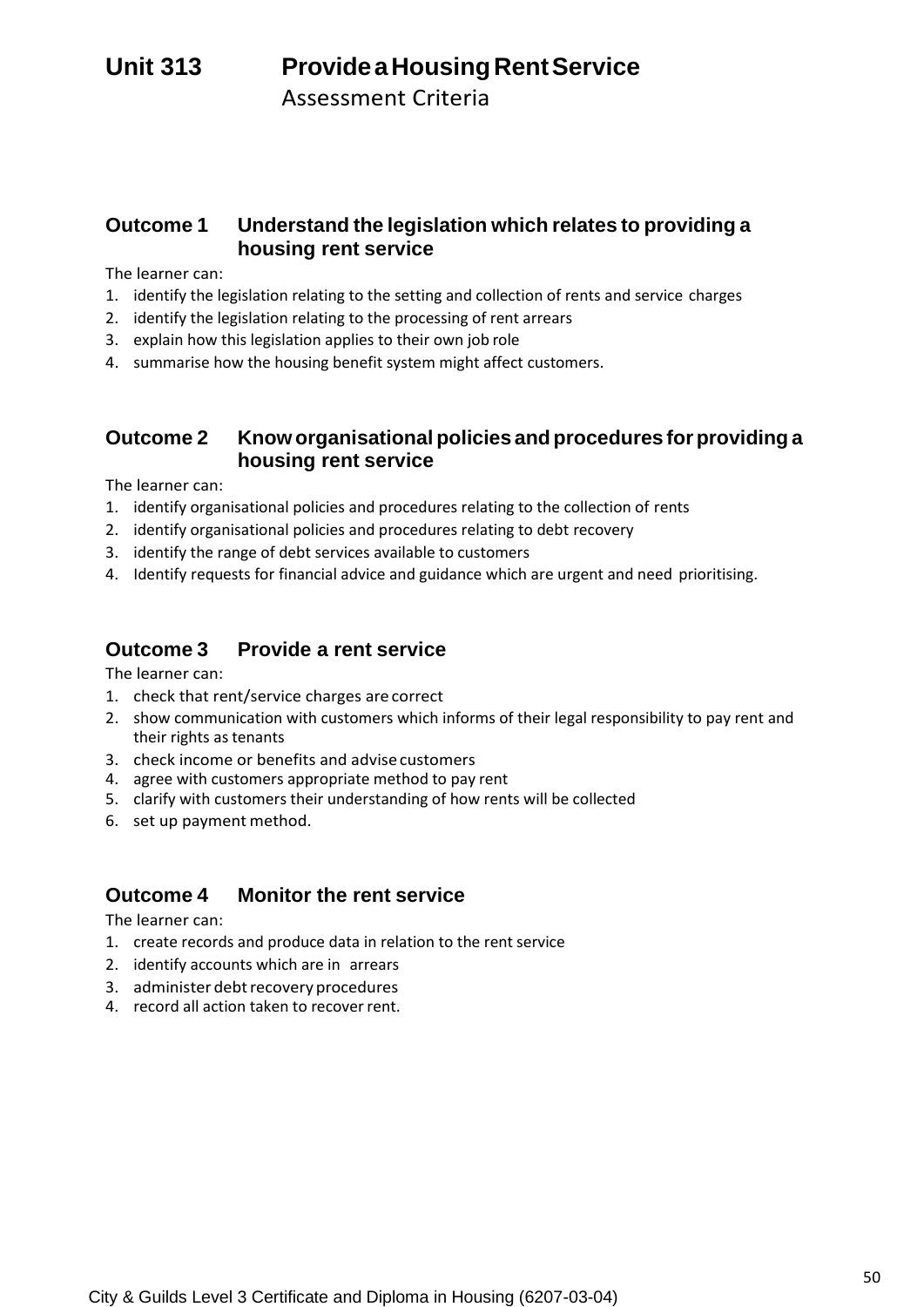# Unit 313 Provide a Housing Rent Service

Assessment Criteria

## Outcome 1 Understand the legislation which relates to providing a housing rent service

The learner can:

1. identify the legislation relating to the setting and collection of rents and service charges
2. identify the legislation relating to the processing of rent arrears
3. explain how this legislation applies to their own job role
4. summarise how the housing benefit system might affect customers.

## Outcome 2 Know organisational policies and procedures for providing a housing rent service

The learner can:

1. identify organisational policies and procedures relating to the collection of rents
2. identify organisational policies and procedures relating to debt recovery
3. identify the range of debt services available to customers
4. Identify requests for financial advice and guidance which are urgent and need prioritising.

## Outcome 3 Provide a rent service

The learner can:

1. check that rent/service charges are correct
2. show communication with customers which informs of their legal responsibility to pay rent and their rights as tenants
3. check income or benefits and advise customers
4. agree with customers appropriate method to pay rent
5. clarify with customers their understanding of how rents will be collected
6. set up payment method.

## Outcome 4 Monitor the rent service

The learner can:

1. create records and produce data in relation to the rent service
2. identify accounts which are in arrears
3. administer debt recovery procedures
4. record all action taken to recover rent.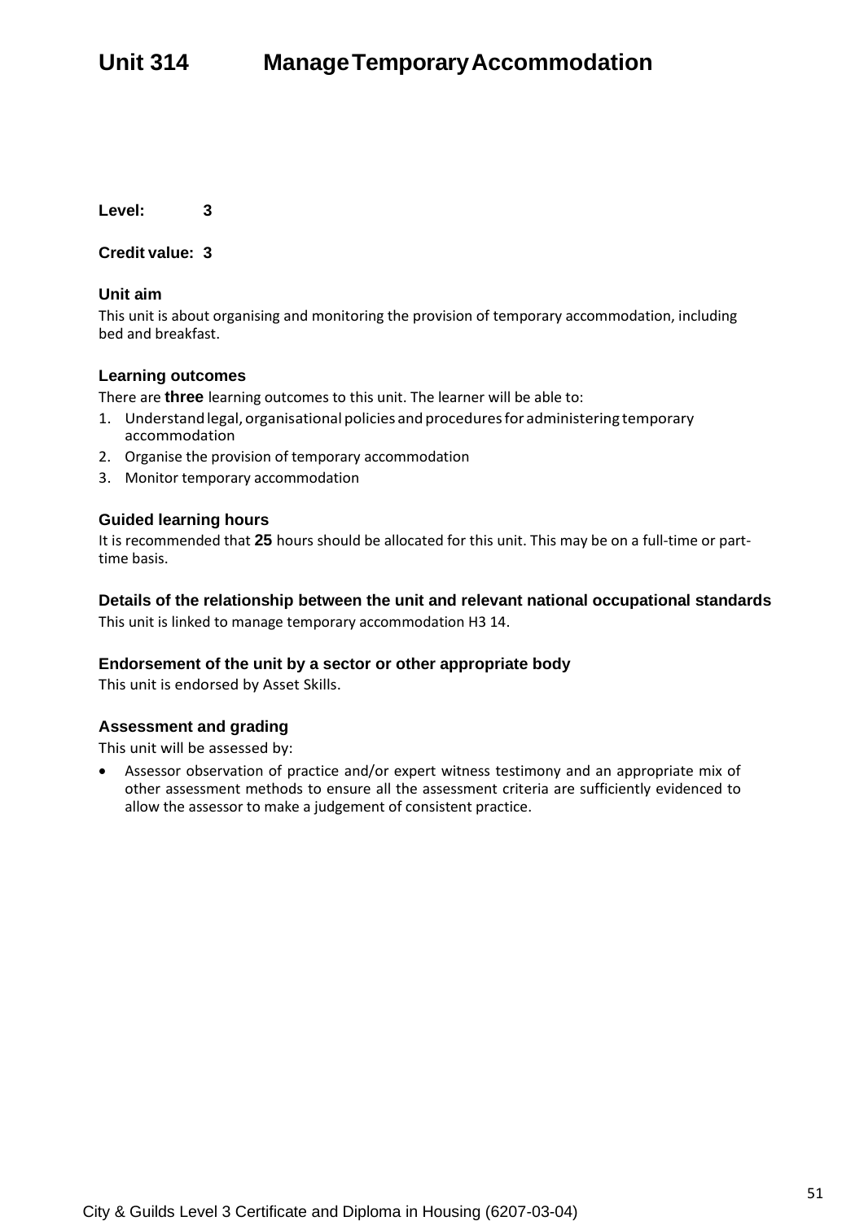# Unit 314 Manage Temporary Accommodation

**Level:** **3**

**Credit value:** **3**

### Unit aim

This unit is about organising and monitoring the provision of temporary accommodation, including bed and breakfast.

### Learning outcomes

There are **three** learning outcomes to this unit. The learner will be able to:

1. Understand legal, organisational policies and procedures for administering temporary accommodation
2. Organise the provision of temporary accommodation
3. Monitor temporary accommodation

### Guided learning hours

It is recommended that **25** hours should be allocated for this unit. This may be on a full-time or part-time basis.

### Details of the relationship between the unit and relevant national occupational standards

This unit is linked to manage temporary accommodation H3 14.

### Endorsement of the unit by a sector or other appropriate body

This unit is endorsed by Asset Skills.

### Assessment and grading

This unit will be assessed by:

- Assessor observation of practice and/or expert witness testimony and an appropriate mix of other assessment methods to ensure all the assessment criteria are sufficiently evidenced to allow the assessor to make a judgement of consistent practice.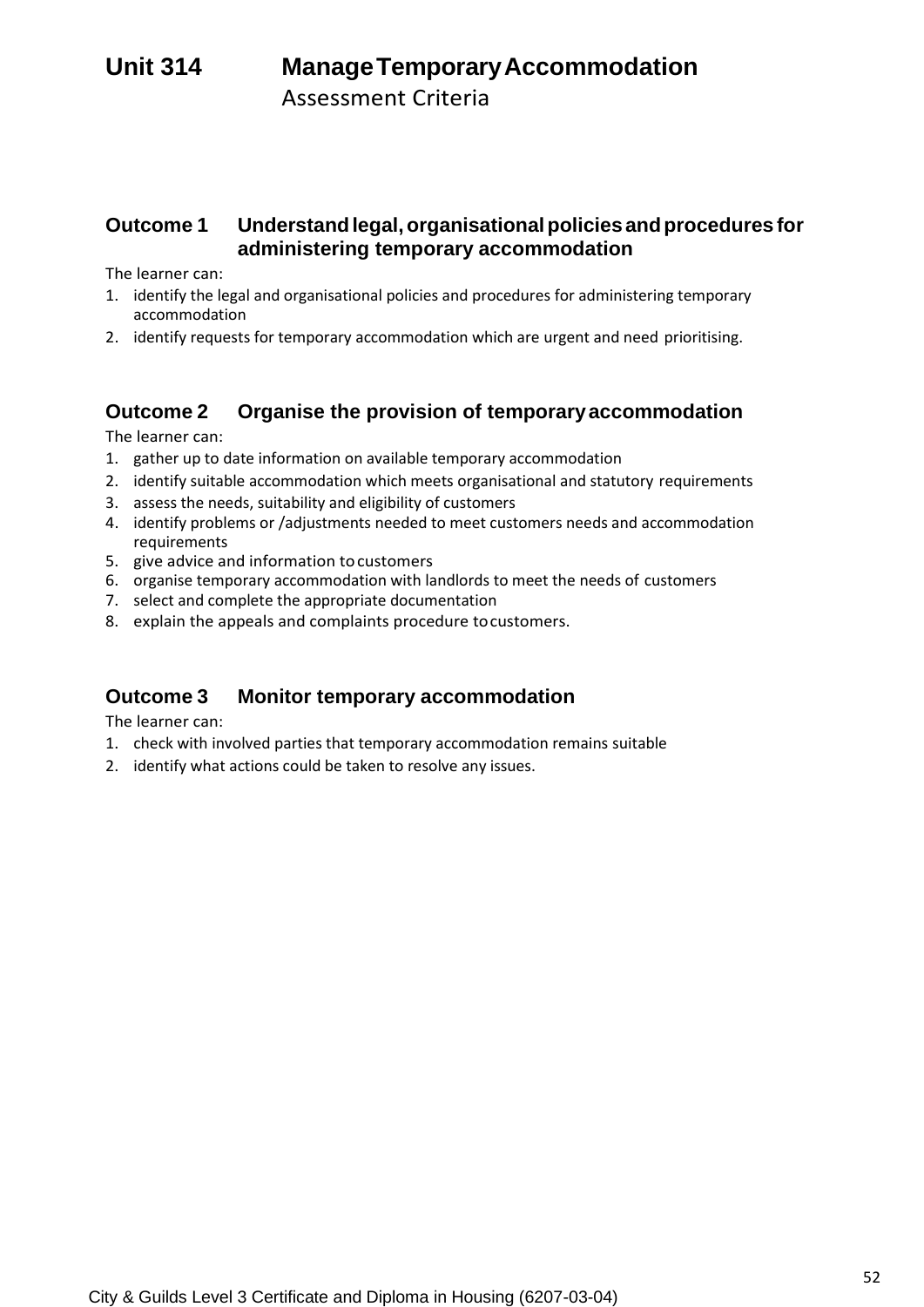# Unit 314 Manage Temporary Accommodation

Assessment Criteria

## Outcome 1 Understand legal, organisational policies and procedures for administering temporary accommodation

The learner can:

1. identify the legal and organisational policies and procedures for administering temporary accommodation
2. identify requests for temporary accommodation which are urgent and need prioritising.

## Outcome 2 Organise the provision of temporary accommodation

The learner can:

1. gather up to date information on available temporary accommodation
2. identify suitable accommodation which meets organisational and statutory requirements
3. assess the needs, suitability and eligibility of customers
4. identify problems or /adjustments needed to meet customers needs and accommodation requirements
5. give advice and information to customers
6. organise temporary accommodation with landlords to meet the needs of customers
7. select and complete the appropriate documentation
8. explain the appeals and complaints procedure to customers.

## Outcome 3 Monitor temporary accommodation

The learner can:

1. check with involved parties that temporary accommodation remains suitable
2. identify what actions could be taken to resolve any issues.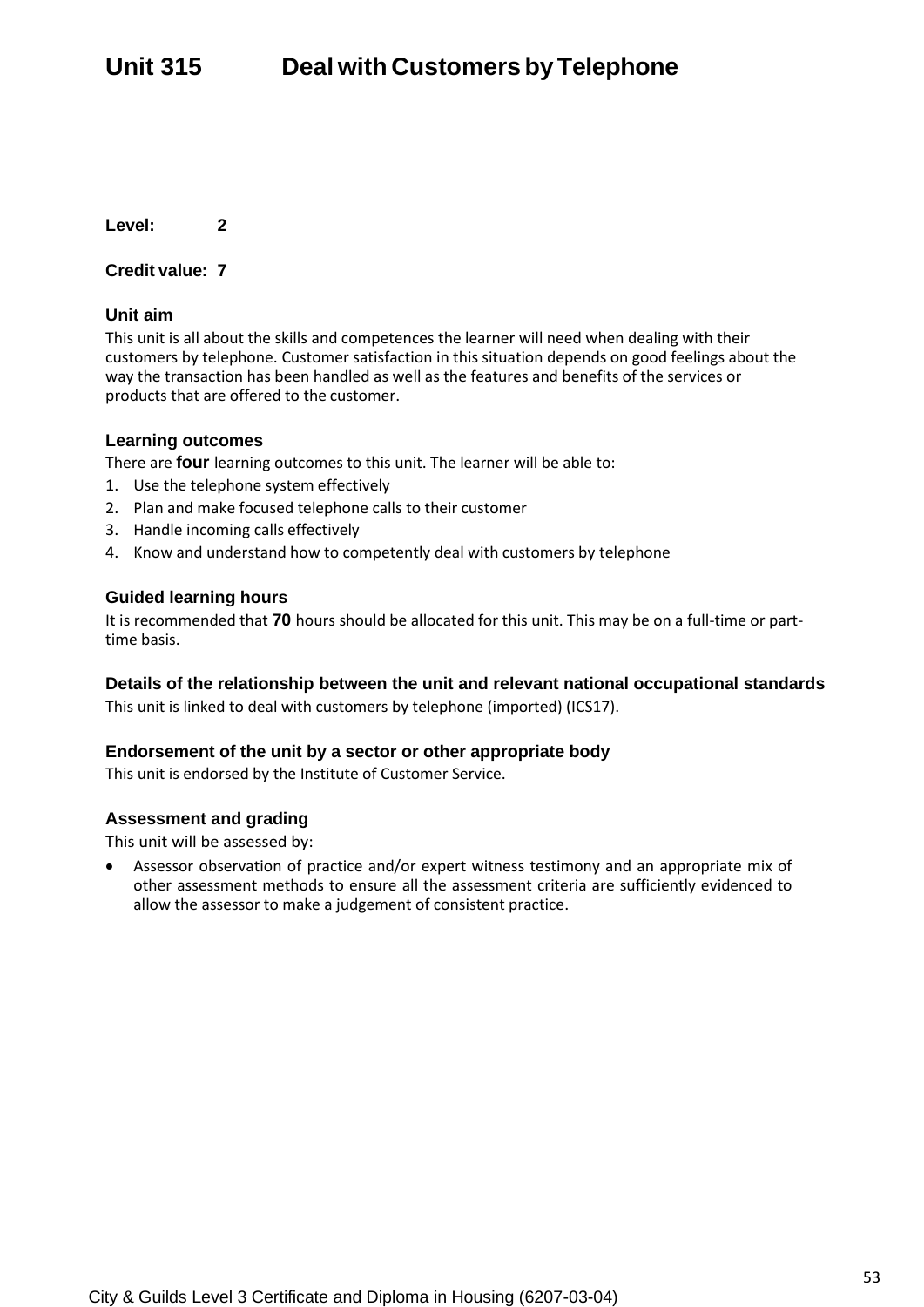# Unit 315 Deal with Customers by Telephone

**Level:** 2

**Credit value:** 7

### Unit aim

This unit is all about the skills and competences the learner will need when dealing with their customers by telephone. Customer satisfaction in this situation depends on good feelings about the way the transaction has been handled as well as the features and benefits of the services or products that are offered to the customer.

### Learning outcomes

There are **four** learning outcomes to this unit. The learner will be able to:

1. Use the telephone system effectively
2. Plan and make focused telephone calls to their customer
3. Handle incoming calls effectively
4. Know and understand how to competently deal with customers by telephone

### Guided learning hours

It is recommended that **70** hours should be allocated for this unit. This may be on a full-time or part-time basis.

### Details of the relationship between the unit and relevant national occupational standards

This unit is linked to deal with customers by telephone (imported) (ICS17).

### Endorsement of the unit by a sector or other appropriate body

This unit is endorsed by the Institute of Customer Service.

### Assessment and grading

This unit will be assessed by:

- Assessor observation of practice and/or expert witness testimony and an appropriate mix of other assessment methods to ensure all the assessment criteria are sufficiently evidenced to allow the assessor to make a judgement of consistent practice.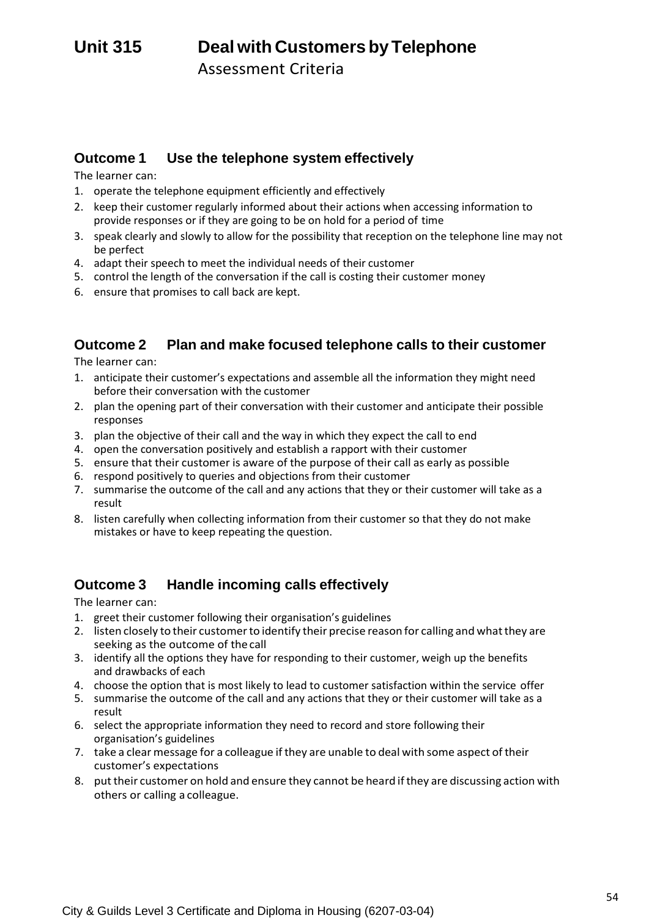# Unit 315 Deal with Customers by Telephone

Assessment Criteria

## Outcome 1 Use the telephone system effectively

The learner can:

1. operate the telephone equipment efficiently and effectively
2. keep their customer regularly informed about their actions when accessing information to provide responses or if they are going to be on hold for a period of time
3. speak clearly and slowly to allow for the possibility that reception on the telephone line may not be perfect
4. adapt their speech to meet the individual needs of their customer
5. control the length of the conversation if the call is costing their customer money
6. ensure that promises to call back are kept.

## Outcome 2 Plan and make focused telephone calls to their customer

The learner can:

1. anticipate their customer's expectations and assemble all the information they might need before their conversation with the customer
2. plan the opening part of their conversation with their customer and anticipate their possible responses
3. plan the objective of their call and the way in which they expect the call to end
4. open the conversation positively and establish a rapport with their customer
5. ensure that their customer is aware of the purpose of their call as early as possible
6. respond positively to queries and objections from their customer
7. summarise the outcome of the call and any actions that they or their customer will take as a result
8. listen carefully when collecting information from their customer so that they do not make mistakes or have to keep repeating the question.

## Outcome 3 Handle incoming calls effectively

The learner can:

1. greet their customer following their organisation's guidelines
2. listen closely to their customer to identify their precise reason for calling and what they are seeking as the outcome of the call
3. identify all the options they have for responding to their customer, weigh up the benefits and drawbacks of each
4. choose the option that is most likely to lead to customer satisfaction within the service offer
5. summarise the outcome of the call and any actions that they or their customer will take as a result
6. select the appropriate information they need to record and store following their organisation's guidelines
7. take a clear message for a colleague if they are unable to deal with some aspect of their customer's expectations
8. put their customer on hold and ensure they cannot be heard if they are discussing action with others or calling a colleague.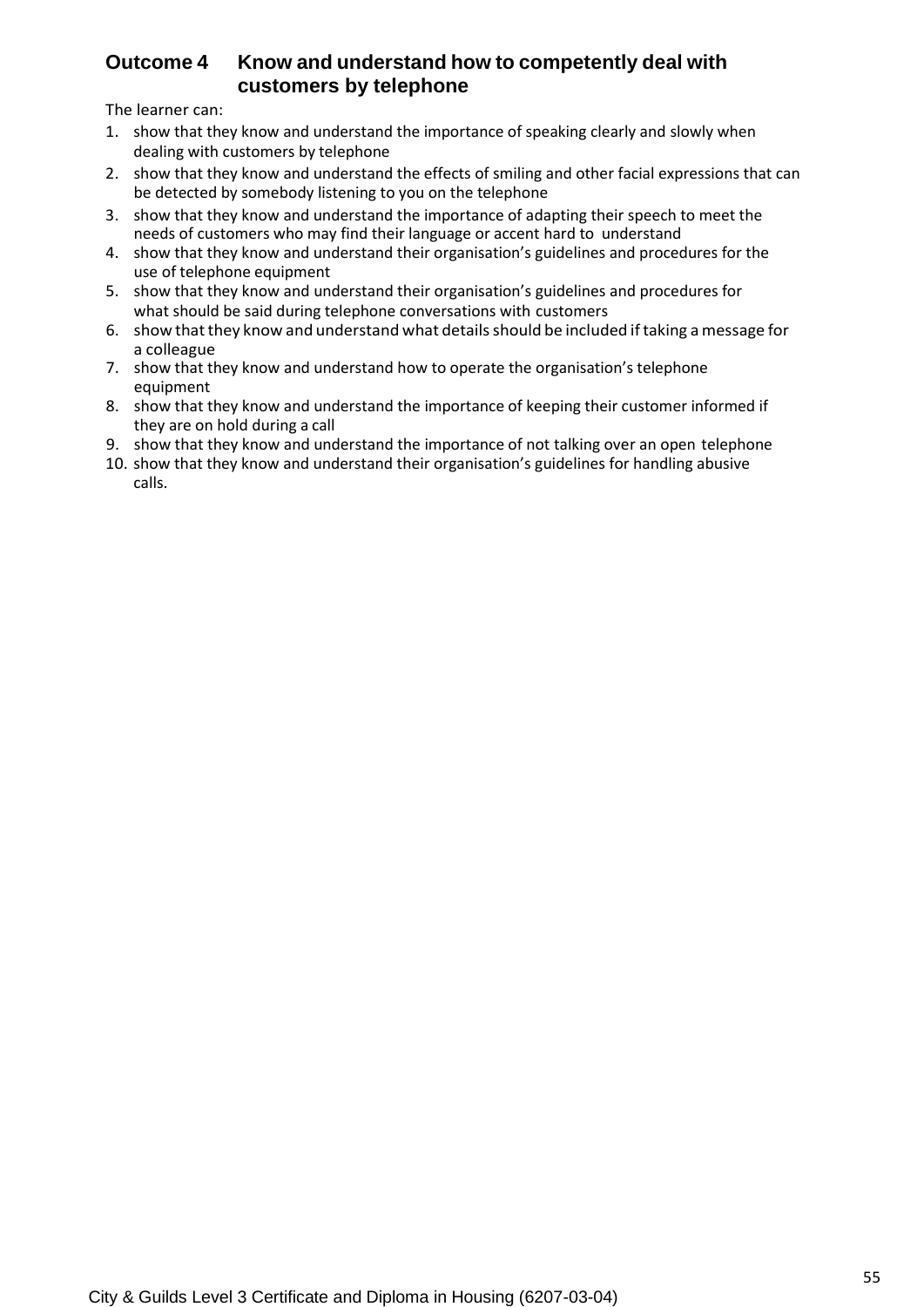## Outcome 4 Know and understand how to competently deal with customers by telephone

The learner can:

1. show that they know and understand the importance of speaking clearly and slowly when dealing with customers by telephone
2. show that they know and understand the effects of smiling and other facial expressions that can be detected by somebody listening to you on the telephone
3. show that they know and understand the importance of adapting their speech to meet the needs of customers who may find their language or accent hard to understand
4. show that they know and understand their organisation's guidelines and procedures for the use of telephone equipment
5. show that they know and understand their organisation's guidelines and procedures for what should be said during telephone conversations with customers
6. show that they know and understand what details should be included if taking a message for a colleague
7. show that they know and understand how to operate the organisation's telephone equipment
8. show that they know and understand the importance of keeping their customer informed if they are on hold during a call
9. show that they know and understand the importance of not talking over an open telephone
10. show that they know and understand their organisation's guidelines for handling abusive calls.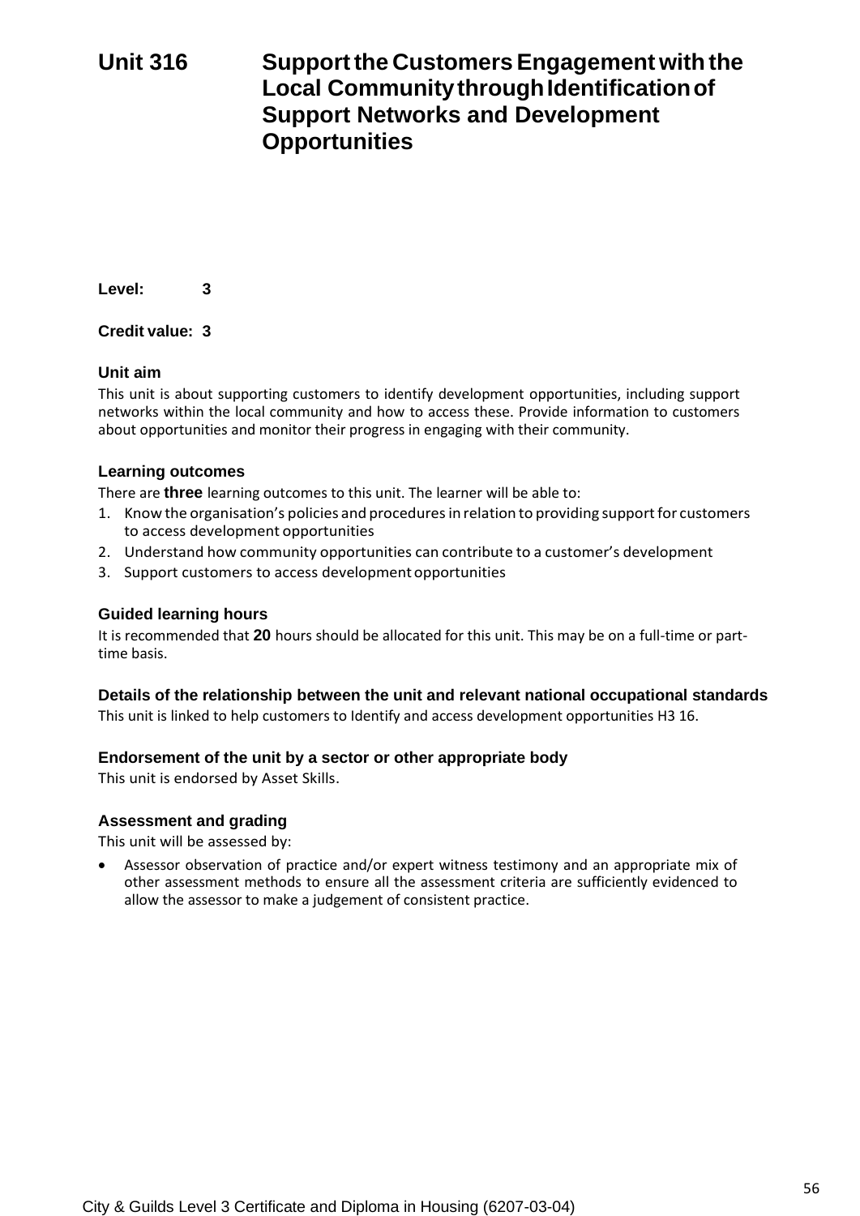# Unit 316 Support the Customers Engagement with the Local Community through Identification of Support Networks and Development Opportunities

**Level:** **3**

**Credit value:** **3**

### Unit aim

This unit is about supporting customers to identify development opportunities, including support networks within the local community and how to access these. Provide information to customers about opportunities and monitor their progress in engaging with their community.

### Learning outcomes

There are **three** learning outcomes to this unit. The learner will be able to:

1. Know the organisation's policies and procedures in relation to providing support for customers to access development opportunities
2. Understand how community opportunities can contribute to a customer's development
3. Support customers to access development opportunities

### Guided learning hours

It is recommended that **20** hours should be allocated for this unit. This may be on a full-time or part-time basis.

### Details of the relationship between the unit and relevant national occupational standards

This unit is linked to help customers to Identify and access development opportunities H3 16.

### Endorsement of the unit by a sector or other appropriate body

This unit is endorsed by Asset Skills.

### Assessment and grading

This unit will be assessed by:

- Assessor observation of practice and/or expert witness testimony and an appropriate mix of other assessment methods to ensure all the assessment criteria are sufficiently evidenced to allow the assessor to make a judgement of consistent practice.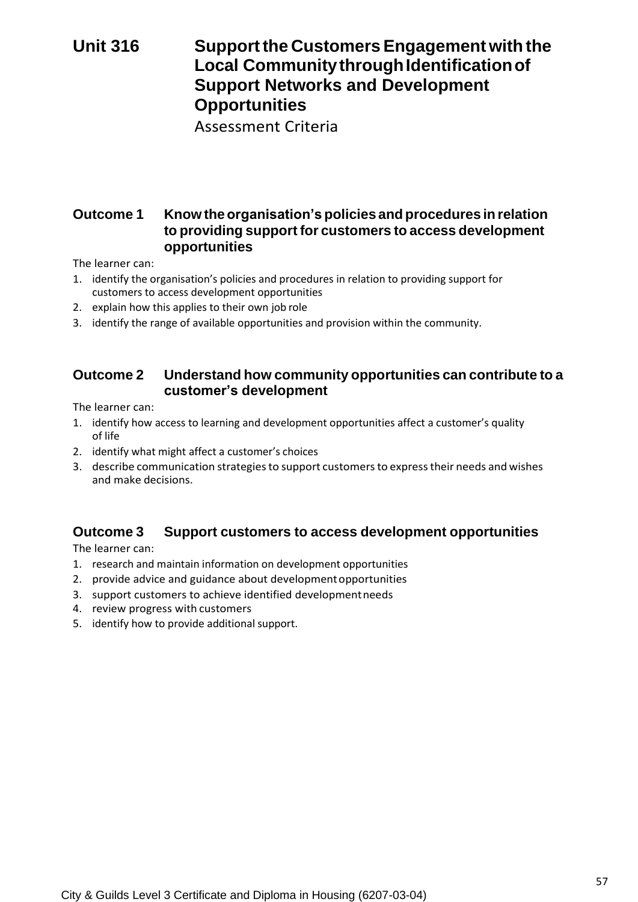# Unit 316 Support the Customers Engagement with the Local Community through Identification of Support Networks and Development Opportunities

Assessment Criteria

## Outcome 1 Know the organisation's policies and procedures in relation to providing support for customers to access development opportunities

The learner can:

1. identify the organisation's policies and procedures in relation to providing support for customers to access development opportunities
2. explain how this applies to their own job role
3. identify the range of available opportunities and provision within the community.

## Outcome 2 Understand how community opportunities can contribute to a customer's development

The learner can:

1. identify how access to learning and development opportunities affect a customer's quality of life
2. identify what might affect a customer's choices
3. describe communication strategies to support customers to express their needs and wishes and make decisions.

## Outcome 3 Support customers to access development opportunities

The learner can:

1. research and maintain information on development opportunities
2. provide advice and guidance about development opportunities
3. support customers to achieve identified development needs
4. review progress with customers
5. identify how to provide additional support.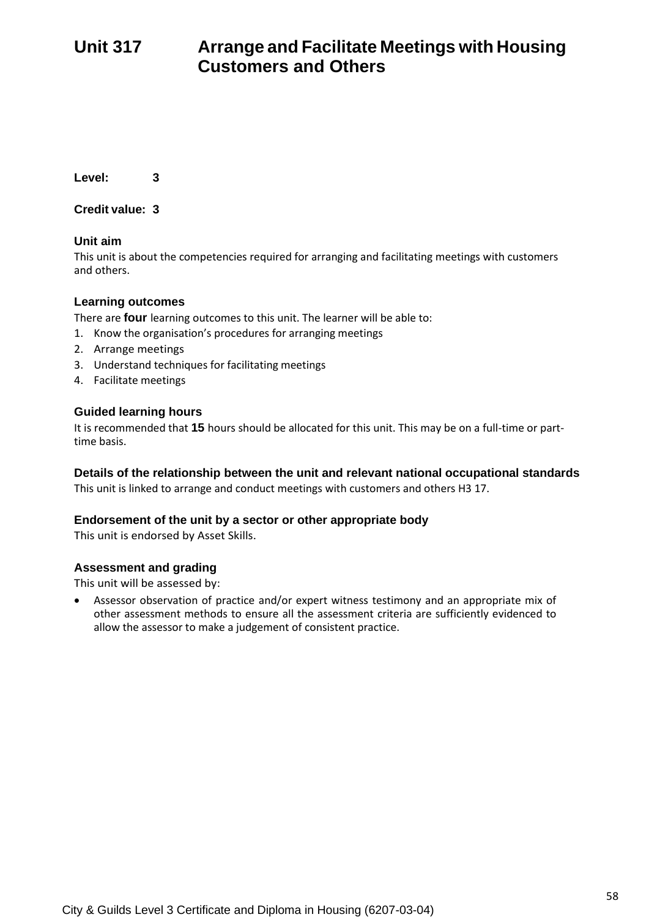# Unit 317 Arrange and Facilitate Meetings with Housing Customers and Others

**Level:** 3

**Credit value:** 3

### Unit aim

This unit is about the competencies required for arranging and facilitating meetings with customers and others.

### Learning outcomes

There are **four** learning outcomes to this unit. The learner will be able to:

1. Know the organisation's procedures for arranging meetings
2. Arrange meetings
3. Understand techniques for facilitating meetings
4. Facilitate meetings

### Guided learning hours

It is recommended that **15** hours should be allocated for this unit. This may be on a full-time or part-time basis.

### Details of the relationship between the unit and relevant national occupational standards

This unit is linked to arrange and conduct meetings with customers and others H3 17.

### Endorsement of the unit by a sector or other appropriate body

This unit is endorsed by Asset Skills.

### Assessment and grading

This unit will be assessed by:

- Assessor observation of practice and/or expert witness testimony and an appropriate mix of other assessment methods to ensure all the assessment criteria are sufficiently evidenced to allow the assessor to make a judgement of consistent practice.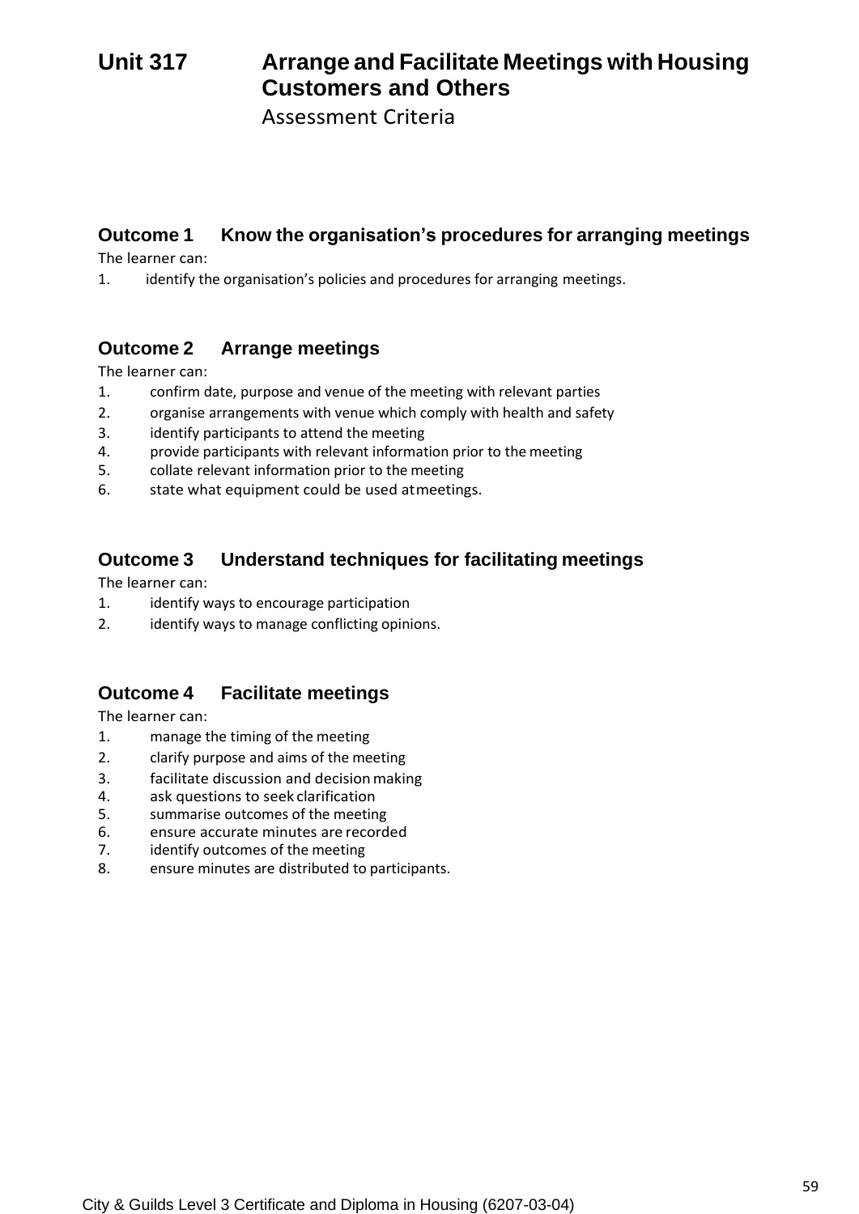# Unit 317 Arrange and Facilitate Meetings with Housing Customers and Others

Assessment Criteria

## Outcome 1 Know the organisation’s procedures for arranging meetings

The learner can:

1. identify the organisation’s policies and procedures for arranging meetings.

## Outcome 2 Arrange meetings

The learner can:

1. confirm date, purpose and venue of the meeting with relevant parties
2. organise arrangements with venue which comply with health and safety
3. identify participants to attend the meeting
4. provide participants with relevant information prior to the meeting
5. collate relevant information prior to the meeting
6. state what equipment could be used at meetings.

## Outcome 3 Understand techniques for facilitating meetings

The learner can:

1. identify ways to encourage participation
2. identify ways to manage conflicting opinions.

## Outcome 4 Facilitate meetings

The learner can:

1. manage the timing of the meeting
2. clarify purpose and aims of the meeting
3. facilitate discussion and decision making
4. ask questions to seek clarification
5. summarise outcomes of the meeting
6. ensure accurate minutes are recorded
7. identify outcomes of the meeting
8. ensure minutes are distributed to participants.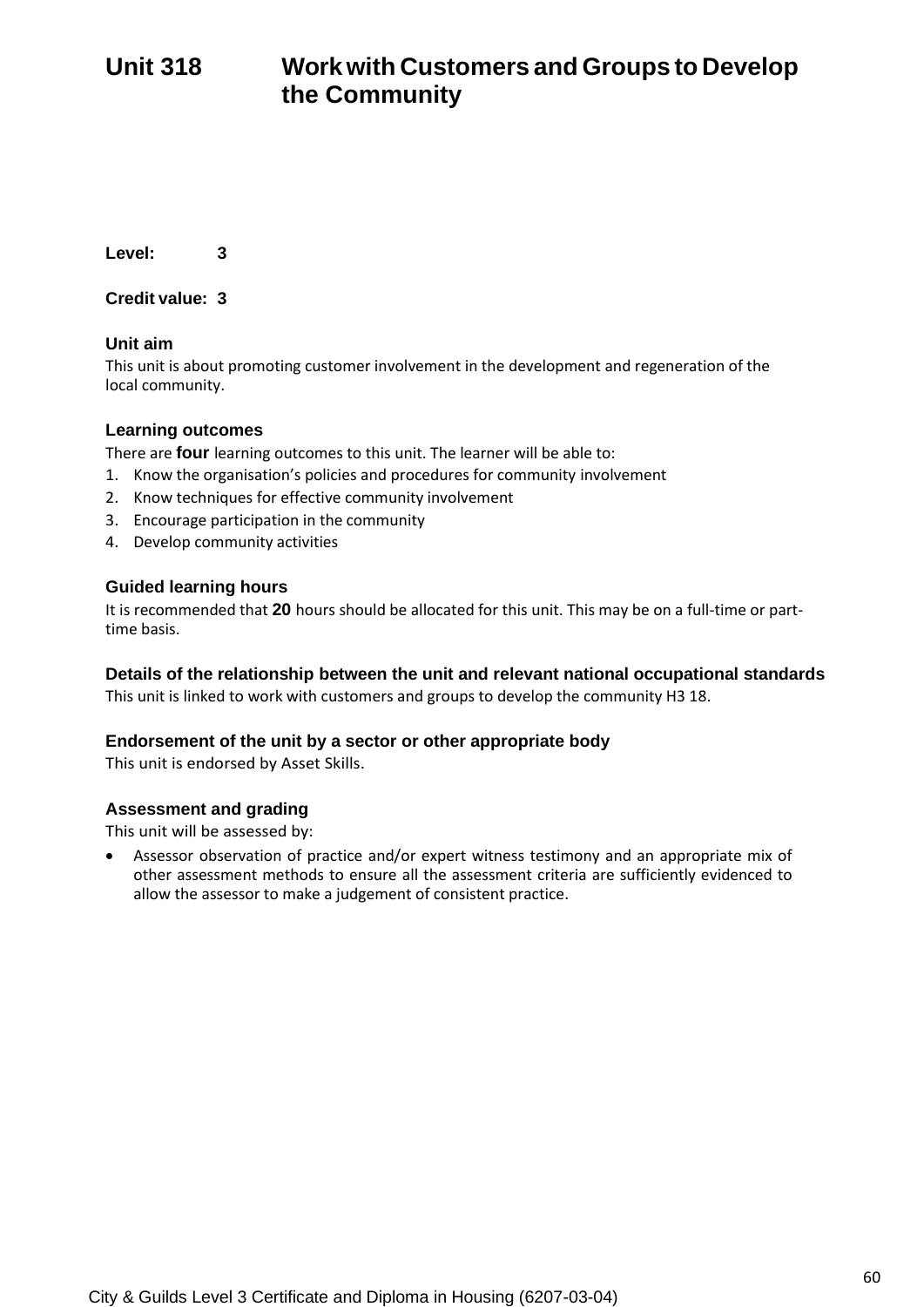# Unit 318 Work with Customers and Groups to Develop the Community

**Level:** 3

**Credit value:** 3

### Unit aim

This unit is about promoting customer involvement in the development and regeneration of the local community.

### Learning outcomes

There are **four** learning outcomes to this unit. The learner will be able to:

1. Know the organisation's policies and procedures for community involvement
2. Know techniques for effective community involvement
3. Encourage participation in the community
4. Develop community activities

### Guided learning hours

It is recommended that **20** hours should be allocated for this unit. This may be on a full-time or part-time basis.

### Details of the relationship between the unit and relevant national occupational standards

This unit is linked to work with customers and groups to develop the community H3 18.

### Endorsement of the unit by a sector or other appropriate body

This unit is endorsed by Asset Skills.

### Assessment and grading

This unit will be assessed by:

- Assessor observation of practice and/or expert witness testimony and an appropriate mix of other assessment methods to ensure all the assessment criteria are sufficiently evidenced to allow the assessor to make a judgement of consistent practice.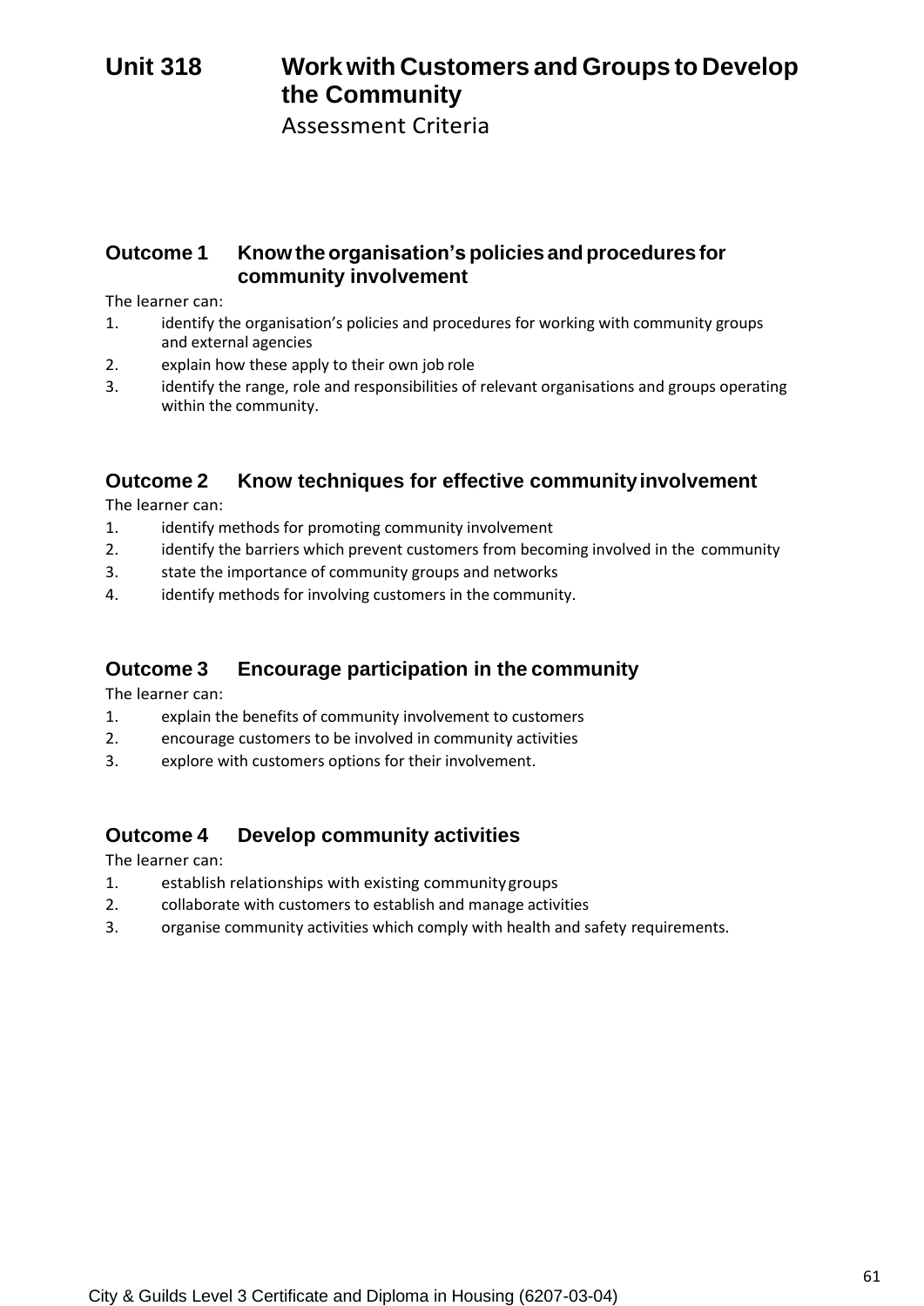# Unit 318 Work with Customers and Groups to Develop the Community

Assessment Criteria

## Outcome 1 Know the organisation's policies and procedures for community involvement

The learner can:

1. identify the organisation's policies and procedures for working with community groups and external agencies
2. explain how these apply to their own job role
3. identify the range, role and responsibilities of relevant organisations and groups operating within the community.

## Outcome 2 Know techniques for effective community involvement

The learner can:

1. identify methods for promoting community involvement
2. identify the barriers which prevent customers from becoming involved in the community
3. state the importance of community groups and networks
4. identify methods for involving customers in the community.

## Outcome 3 Encourage participation in the community

The learner can:

1. explain the benefits of community involvement to customers
2. encourage customers to be involved in community activities
3. explore with customers options for their involvement.

## Outcome 4 Develop community activities

The learner can:

1. establish relationships with existing community groups
2. collaborate with customers to establish and manage activities
3. organise community activities which comply with health and safety requirements.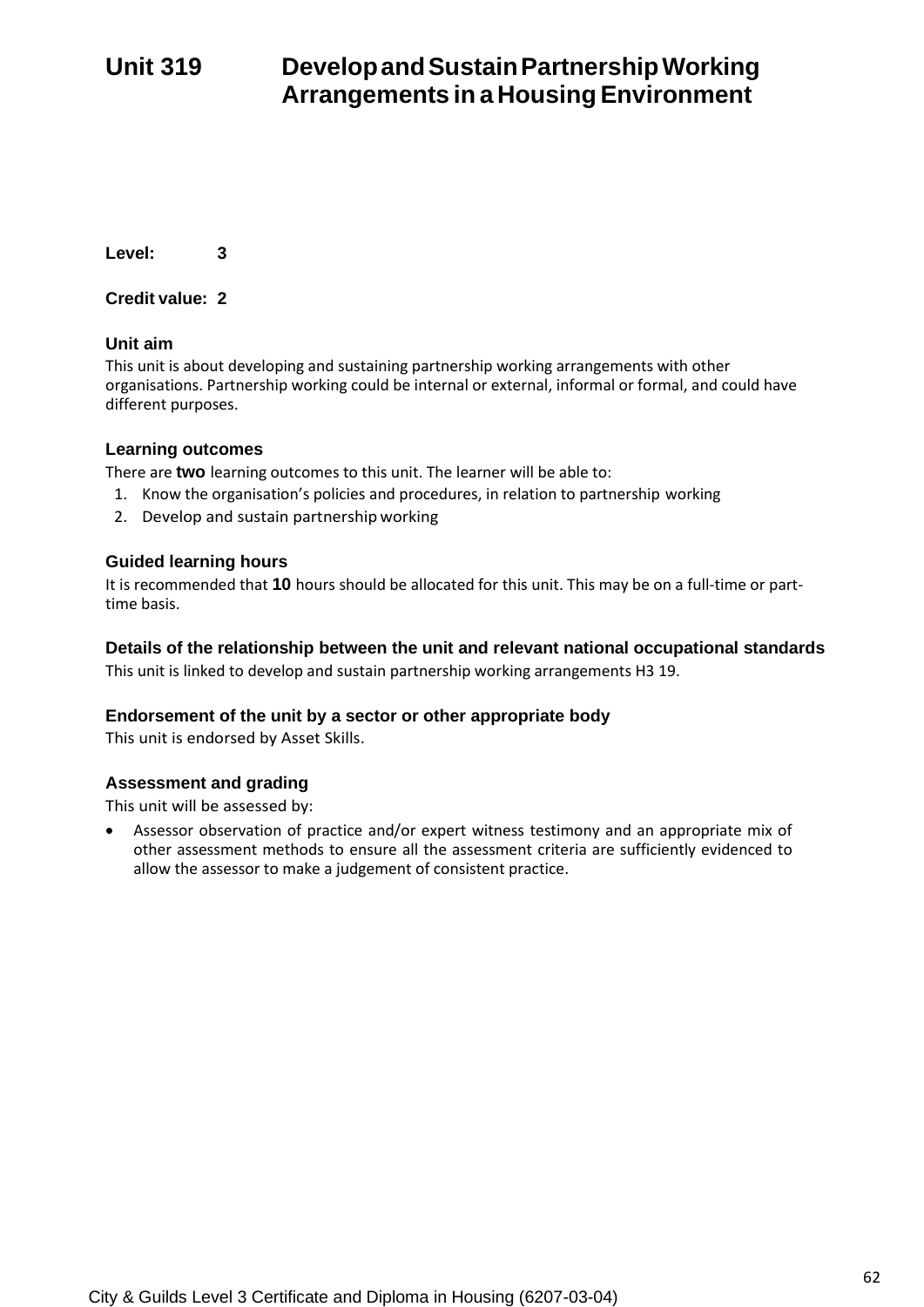# Unit 319 Develop and Sustain Partnership Working Arrangements in a Housing Environment

**Level:** 3

**Credit value:** 2

### Unit aim

This unit is about developing and sustaining partnership working arrangements with other organisations. Partnership working could be internal or external, informal or formal, and could have different purposes.

### Learning outcomes

There are **two** learning outcomes to this unit. The learner will be able to:

1. Know the organisation's policies and procedures, in relation to partnership working
2. Develop and sustain partnership working

### Guided learning hours

It is recommended that **10** hours should be allocated for this unit. This may be on a full-time or part-time basis.

### Details of the relationship between the unit and relevant national occupational standards

This unit is linked to develop and sustain partnership working arrangements H3 19.

### Endorsement of the unit by a sector or other appropriate body

This unit is endorsed by Asset Skills.

### Assessment and grading

This unit will be assessed by:

- Assessor observation of practice and/or expert witness testimony and an appropriate mix of other assessment methods to ensure all the assessment criteria are sufficiently evidenced to allow the assessor to make a judgement of consistent practice.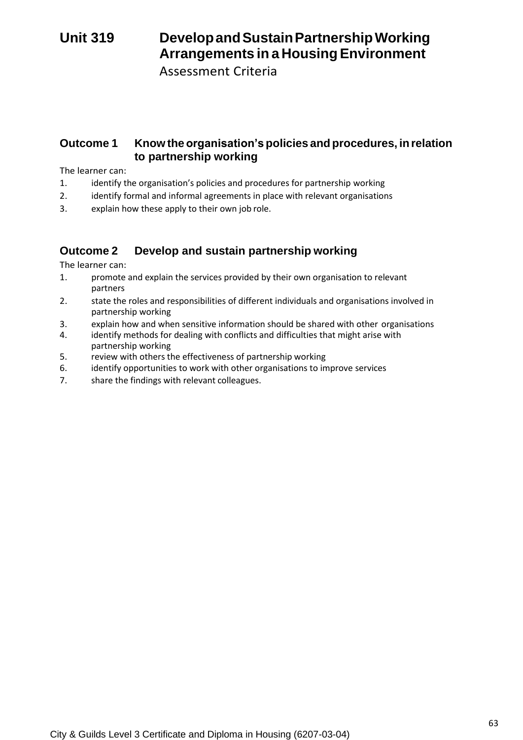# Unit 319 Develop and Sustain Partnership Working Arrangements in a Housing Environment

Assessment Criteria

## Outcome 1 Know the organisation's policies and procedures, in relation to partnership working

The learner can:

1. identify the organisation's policies and procedures for partnership working
2. identify formal and informal agreements in place with relevant organisations
3. explain how these apply to their own job role.

## Outcome 2 Develop and sustain partnership working

The learner can:

1. promote and explain the services provided by their own organisation to relevant partners
2. state the roles and responsibilities of different individuals and organisations involved in partnership working
3. explain how and when sensitive information should be shared with other organisations
4. identify methods for dealing with conflicts and difficulties that might arise with partnership working
5. review with others the effectiveness of partnership working
6. identify opportunities to work with other organisations to improve services
7. share the findings with relevant colleagues.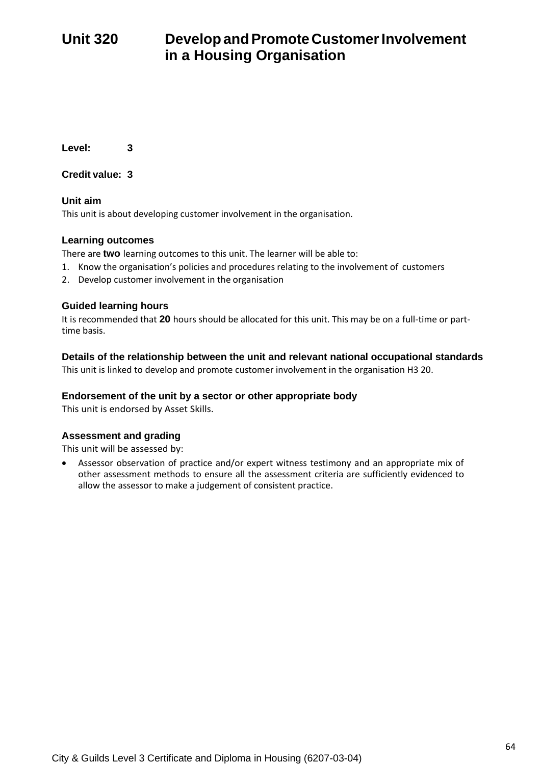# Unit 320 Develop and Promote Customer Involvement in a Housing Organisation

**Level:** 3

**Credit value:** 3

### Unit aim

This unit is about developing customer involvement in the organisation.

### Learning outcomes

There are **two** learning outcomes to this unit. The learner will be able to:

1. Know the organisation's policies and procedures relating to the involvement of customers
2. Develop customer involvement in the organisation

### Guided learning hours

It is recommended that **20** hours should be allocated for this unit. This may be on a full-time or part-time basis.

### Details of the relationship between the unit and relevant national occupational standards

This unit is linked to develop and promote customer involvement in the organisation H3 20.

### Endorsement of the unit by a sector or other appropriate body

This unit is endorsed by Asset Skills.

### Assessment and grading

This unit will be assessed by:

- Assessor observation of practice and/or expert witness testimony and an appropriate mix of other assessment methods to ensure all the assessment criteria are sufficiently evidenced to allow the assessor to make a judgement of consistent practice.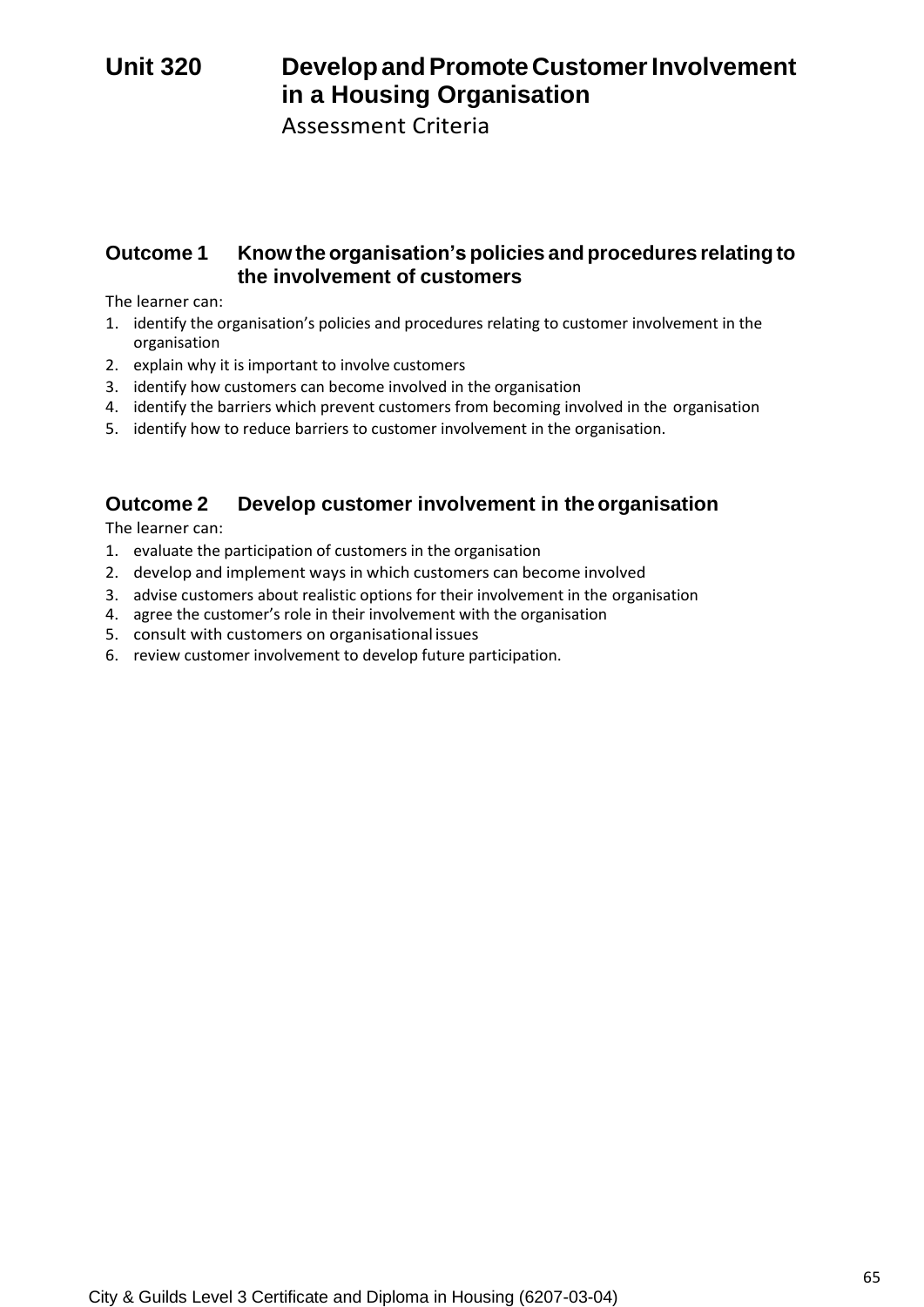# Unit 320 Develop and Promote Customer Involvement in a Housing Organisation

Assessment Criteria

## Outcome 1 Know the organisation's policies and procedures relating to the involvement of customers

The learner can:

1. identify the organisation's policies and procedures relating to customer involvement in the organisation
2. explain why it is important to involve customers
3. identify how customers can become involved in the organisation
4. identify the barriers which prevent customers from becoming involved in the organisation
5. identify how to reduce barriers to customer involvement in the organisation.

## Outcome 2 Develop customer involvement in the organisation

The learner can:

1. evaluate the participation of customers in the organisation
2. develop and implement ways in which customers can become involved
3. advise customers about realistic options for their involvement in the organisation
4. agree the customer's role in their involvement with the organisation
5. consult with customers on organisational issues
6. review customer involvement to develop future participation.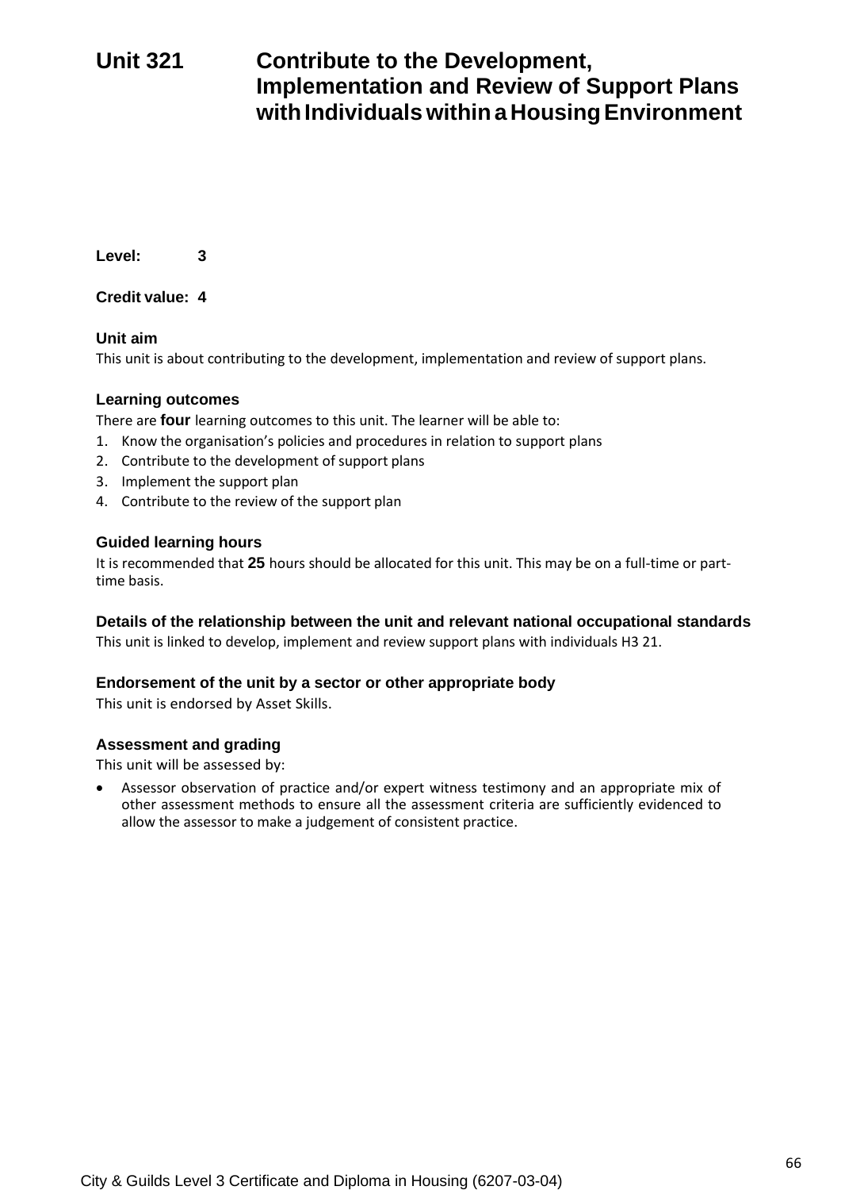# Unit 321 Contribute to the Development, Implementation and Review of Support Plans with Individuals within a Housing Environment

**Level:** 3

**Credit value:** 4

### Unit aim

This unit is about contributing to the development, implementation and review of support plans.

### Learning outcomes

There are **four** learning outcomes to this unit. The learner will be able to:

1. Know the organisation's policies and procedures in relation to support plans
2. Contribute to the development of support plans
3. Implement the support plan
4. Contribute to the review of the support plan

### Guided learning hours

It is recommended that **25** hours should be allocated for this unit. This may be on a full-time or part-time basis.

### Details of the relationship between the unit and relevant national occupational standards

This unit is linked to develop, implement and review support plans with individuals H3 21.

### Endorsement of the unit by a sector or other appropriate body

This unit is endorsed by Asset Skills.

### Assessment and grading

This unit will be assessed by:

- Assessor observation of practice and/or expert witness testimony and an appropriate mix of other assessment methods to ensure all the assessment criteria are sufficiently evidenced to allow the assessor to make a judgement of consistent practice.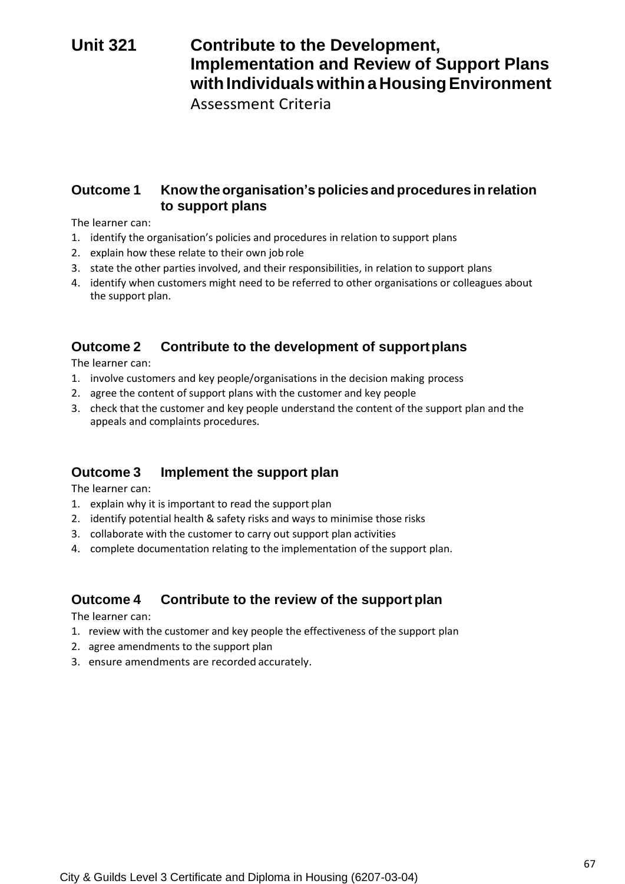# Unit 321 Contribute to the Development, Implementation and Review of Support Plans with Individuals within a Housing Environment

Assessment Criteria

## Outcome 1 Know the organisation's policies and procedures in relation to support plans

The learner can:

1. identify the organisation's policies and procedures in relation to support plans
2. explain how these relate to their own job role
3. state the other parties involved, and their responsibilities, in relation to support plans
4. identify when customers might need to be referred to other organisations or colleagues about the support plan.

## Outcome 2 Contribute to the development of support plans

The learner can:

1. involve customers and key people/organisations in the decision making process
2. agree the content of support plans with the customer and key people
3. check that the customer and key people understand the content of the support plan and the appeals and complaints procedures.

## Outcome 3 Implement the support plan

The learner can:

1. explain why it is important to read the support plan
2. identify potential health & safety risks and ways to minimise those risks
3. collaborate with the customer to carry out support plan activities
4. complete documentation relating to the implementation of the support plan.

## Outcome 4 Contribute to the review of the support plan

The learner can:

1. review with the customer and key people the effectiveness of the support plan
2. agree amendments to the support plan
3. ensure amendments are recorded accurately.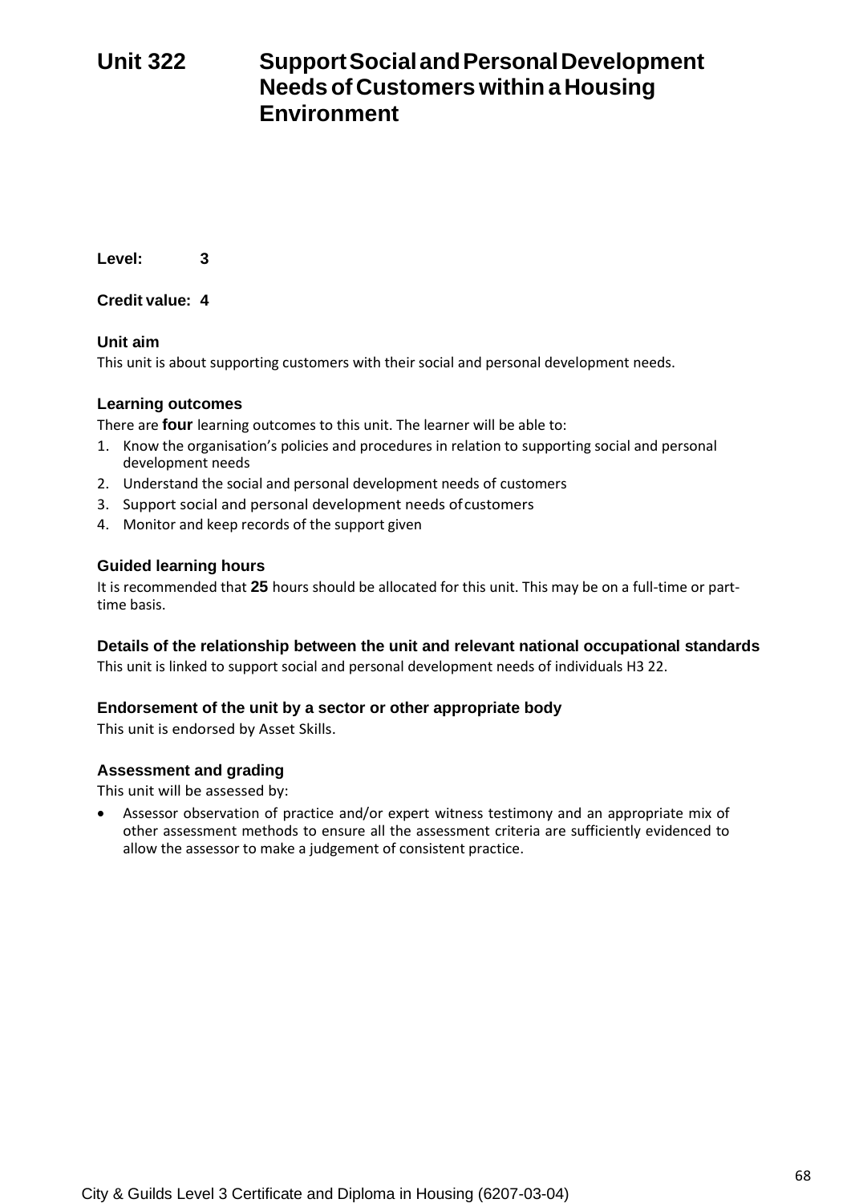# Unit 322 Support Social and Personal Development Needs of Customers within a Housing Environment

**Level:** 3

**Credit value:** 4

### Unit aim

This unit is about supporting customers with their social and personal development needs.

### Learning outcomes

There are **four** learning outcomes to this unit. The learner will be able to:

1. Know the organisation's policies and procedures in relation to supporting social and personal development needs
2. Understand the social and personal development needs of customers
3. Support social and personal development needs of customers
4. Monitor and keep records of the support given

### Guided learning hours

It is recommended that **25** hours should be allocated for this unit. This may be on a full-time or part-time basis.

### Details of the relationship between the unit and relevant national occupational standards

This unit is linked to support social and personal development needs of individuals H3 22.

### Endorsement of the unit by a sector or other appropriate body

This unit is endorsed by Asset Skills.

### Assessment and grading

This unit will be assessed by:

- Assessor observation of practice and/or expert witness testimony and an appropriate mix of other assessment methods to ensure all the assessment criteria are sufficiently evidenced to allow the assessor to make a judgement of consistent practice.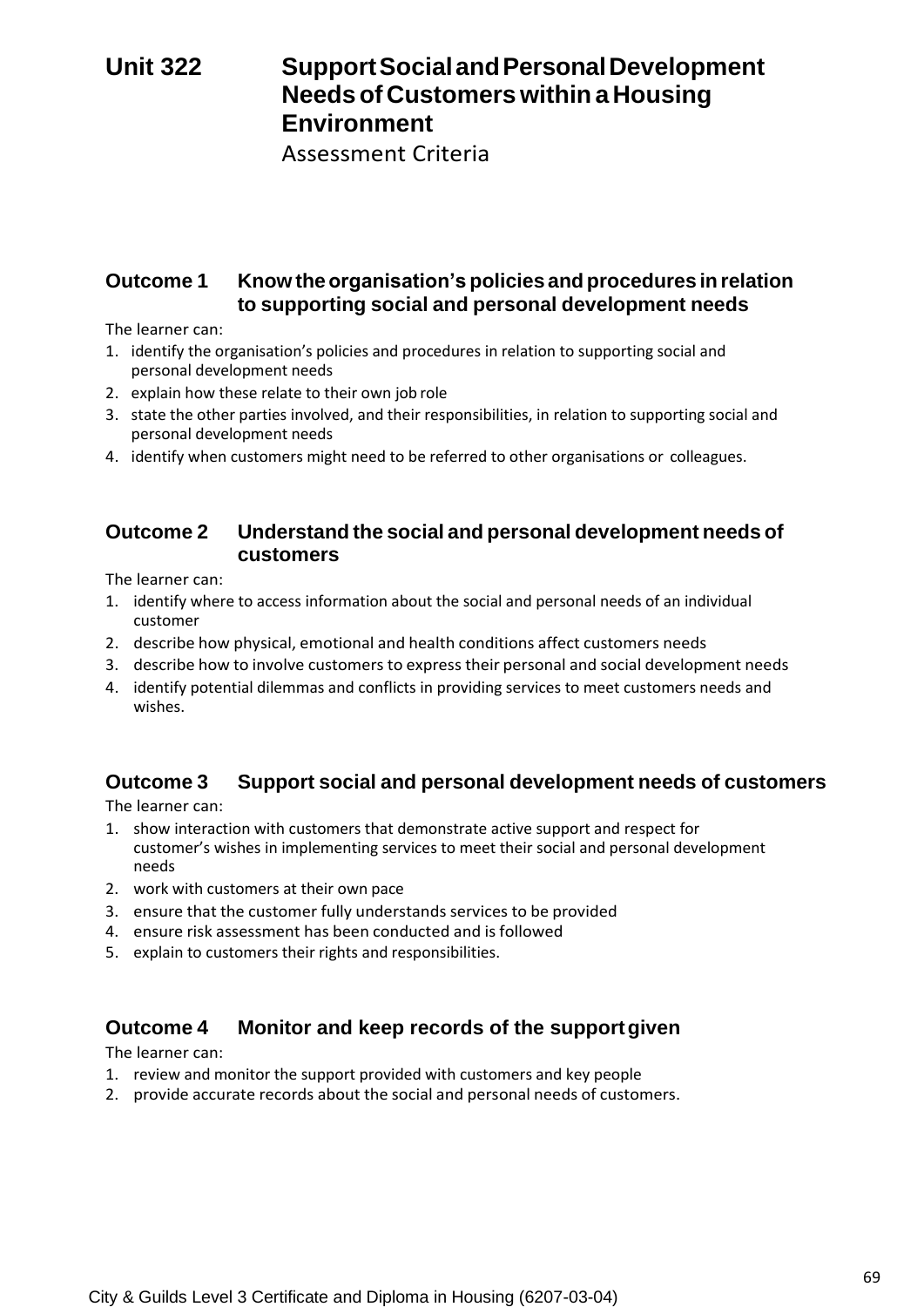# Unit 322 Support Social and Personal Development Needs of Customers within a Housing Environment

Assessment Criteria

## Outcome 1 Know the organisation's policies and procedures in relation to supporting social and personal development needs

The learner can:

1. identify the organisation's policies and procedures in relation to supporting social and personal development needs
2. explain how these relate to their own job role
3. state the other parties involved, and their responsibilities, in relation to supporting social and personal development needs
4. identify when customers might need to be referred to other organisations or colleagues.

## Outcome 2 Understand the social and personal development needs of customers

The learner can:

1. identify where to access information about the social and personal needs of an individual customer
2. describe how physical, emotional and health conditions affect customers needs
3. describe how to involve customers to express their personal and social development needs
4. identify potential dilemmas and conflicts in providing services to meet customers needs and wishes.

## Outcome 3 Support social and personal development needs of customers

The learner can:

1. show interaction with customers that demonstrate active support and respect for customer's wishes in implementing services to meet their social and personal development needs
2. work with customers at their own pace
3. ensure that the customer fully understands services to be provided
4. ensure risk assessment has been conducted and is followed
5. explain to customers their rights and responsibilities.

## Outcome 4 Monitor and keep records of the support given

The learner can:

1. review and monitor the support provided with customers and key people
2. provide accurate records about the social and personal needs of customers.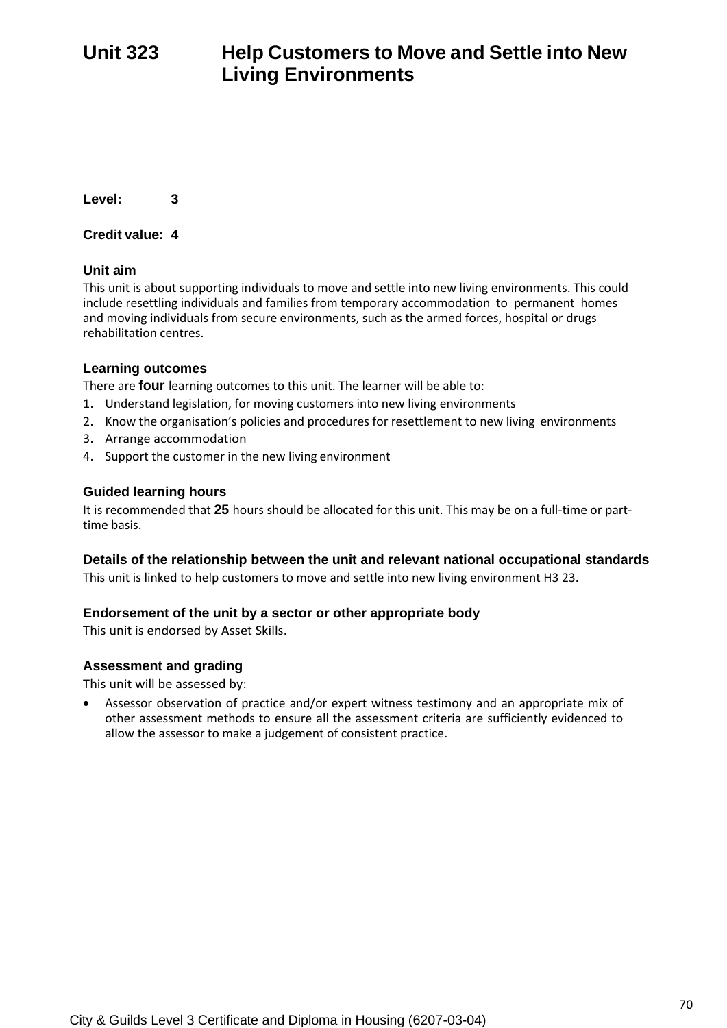# Unit 323 Help Customers to Move and Settle into New Living Environments

**Level:** 3

**Credit value:** 4

### Unit aim

This unit is about supporting individuals to move and settle into new living environments. This could include resettling individuals and families from temporary accommodation to permanent homes and moving individuals from secure environments, such as the armed forces, hospital or drugs rehabilitation centres.

### Learning outcomes

There are **four** learning outcomes to this unit. The learner will be able to:

1. Understand legislation, for moving customers into new living environments
2. Know the organisation's policies and procedures for resettlement to new living environments
3. Arrange accommodation
4. Support the customer in the new living environment

### Guided learning hours

It is recommended that **25** hours should be allocated for this unit. This may be on a full-time or part-time basis.

### Details of the relationship between the unit and relevant national occupational standards

This unit is linked to help customers to move and settle into new living environment H3 23.

### Endorsement of the unit by a sector or other appropriate body

This unit is endorsed by Asset Skills.

### Assessment and grading

This unit will be assessed by:

- Assessor observation of practice and/or expert witness testimony and an appropriate mix of other assessment methods to ensure all the assessment criteria are sufficiently evidenced to allow the assessor to make a judgement of consistent practice.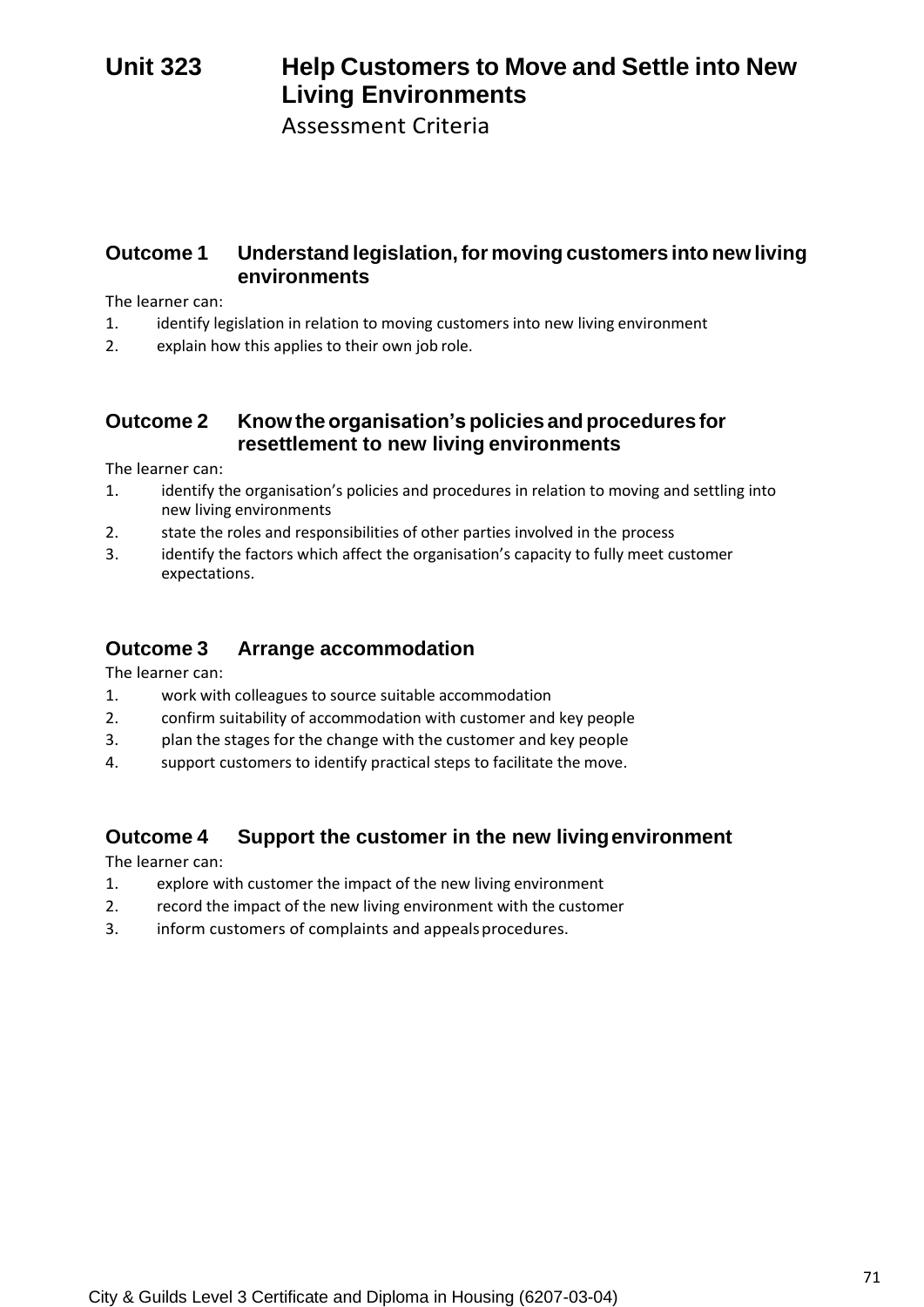# Unit 323 Help Customers to Move and Settle into New Living Environments

Assessment Criteria

## Outcome 1 Understand legislation, for moving customers into new living environments

The learner can:

1. identify legislation in relation to moving customers into new living environment
2. explain how this applies to their own job role.

## Outcome 2 Know the organisation's policies and procedures for resettlement to new living environments

The learner can:

1. identify the organisation's policies and procedures in relation to moving and settling into new living environments
2. state the roles and responsibilities of other parties involved in the process
3. identify the factors which affect the organisation's capacity to fully meet customer expectations.

## Outcome 3 Arrange accommodation

The learner can:

1. work with colleagues to source suitable accommodation
2. confirm suitability of accommodation with customer and key people
3. plan the stages for the change with the customer and key people
4. support customers to identify practical steps to facilitate the move.

## Outcome 4 Support the customer in the new living environment

The learner can:

1. explore with customer the impact of the new living environment
2. record the impact of the new living environment with the customer
3. inform customers of complaints and appeals procedures.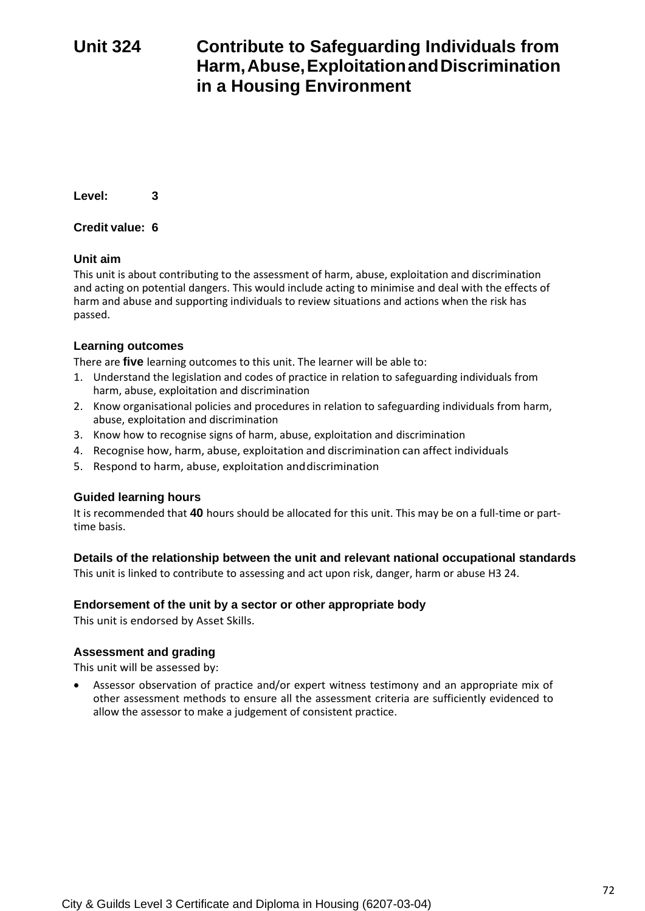# Unit 324 Contribute to Safeguarding Individuals from Harm, Abuse, Exploitation and Discrimination in a Housing Environment

**Level:** 3

**Credit value:** 6

### Unit aim

This unit is about contributing to the assessment of harm, abuse, exploitation and discrimination and acting on potential dangers. This would include acting to minimise and deal with the effects of harm and abuse and supporting individuals to review situations and actions when the risk has passed.

### Learning outcomes

There are **five** learning outcomes to this unit. The learner will be able to:

1. Understand the legislation and codes of practice in relation to safeguarding individuals from harm, abuse, exploitation and discrimination
2. Know organisational policies and procedures in relation to safeguarding individuals from harm, abuse, exploitation and discrimination
3. Know how to recognise signs of harm, abuse, exploitation and discrimination
4. Recognise how, harm, abuse, exploitation and discrimination can affect individuals
5. Respond to harm, abuse, exploitation and discrimination

### Guided learning hours

It is recommended that **40** hours should be allocated for this unit. This may be on a full-time or part-time basis.

### Details of the relationship between the unit and relevant national occupational standards

This unit is linked to contribute to assessing and act upon risk, danger, harm or abuse H3 24.

### Endorsement of the unit by a sector or other appropriate body

This unit is endorsed by Asset Skills.

### Assessment and grading

This unit will be assessed by:

- Assessor observation of practice and/or expert witness testimony and an appropriate mix of other assessment methods to ensure all the assessment criteria are sufficiently evidenced to allow the assessor to make a judgement of consistent practice.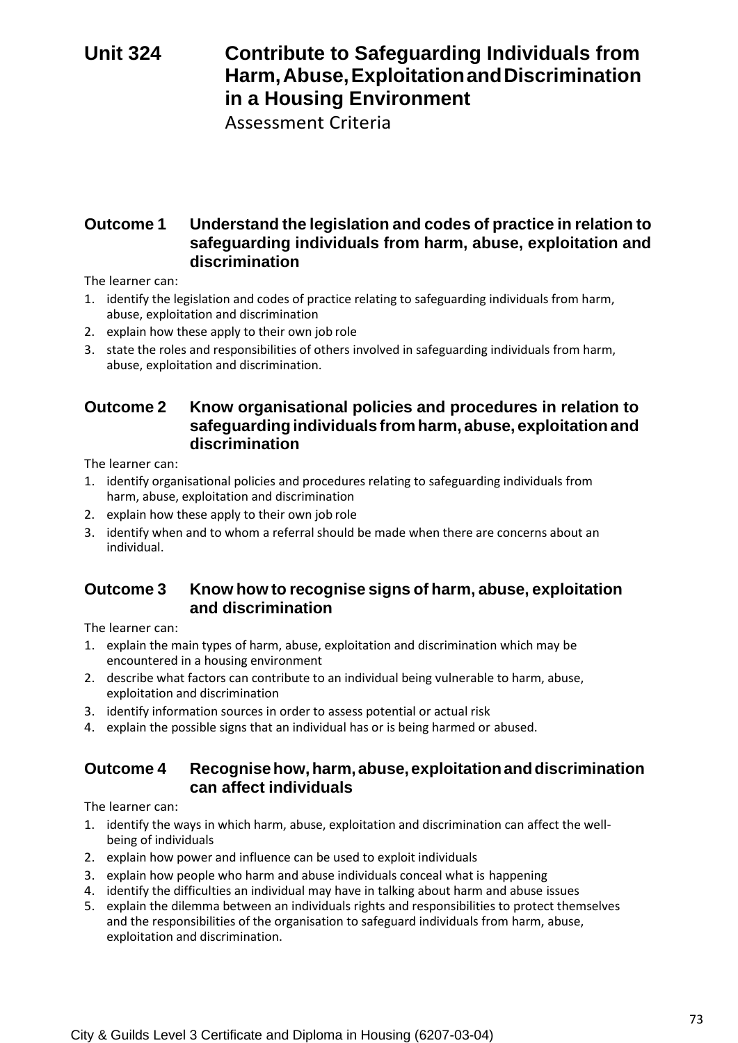# Unit 324 Contribute to Safeguarding Individuals from Harm, Abuse, Exploitation and Discrimination in a Housing Environment

Assessment Criteria

## Outcome 1 Understand the legislation and codes of practice in relation to safeguarding individuals from harm, abuse, exploitation and discrimination

The learner can:

1. identify the legislation and codes of practice relating to safeguarding individuals from harm, abuse, exploitation and discrimination
2. explain how these apply to their own job role
3. state the roles and responsibilities of others involved in safeguarding individuals from harm, abuse, exploitation and discrimination.

## Outcome 2 Know organisational policies and procedures in relation to safeguarding individuals from harm, abuse, exploitation and discrimination

The learner can:

1. identify organisational policies and procedures relating to safeguarding individuals from harm, abuse, exploitation and discrimination
2. explain how these apply to their own job role
3. identify when and to whom a referral should be made when there are concerns about an individual.

## Outcome 3 Know how to recognise signs of harm, abuse, exploitation and discrimination

The learner can:

1. explain the main types of harm, abuse, exploitation and discrimination which may be encountered in a housing environment
2. describe what factors can contribute to an individual being vulnerable to harm, abuse, exploitation and discrimination
3. identify information sources in order to assess potential or actual risk
4. explain the possible signs that an individual has or is being harmed or abused.

## Outcome 4 Recognise how, harm, abuse, exploitation and discrimination can affect individuals

The learner can:

1. identify the ways in which harm, abuse, exploitation and discrimination can affect the well-being of individuals
2. explain how power and influence can be used to exploit individuals
3. explain how people who harm and abuse individuals conceal what is happening
4. identify the difficulties an individual may have in talking about harm and abuse issues
5. explain the dilemma between an individuals rights and responsibilities to protect themselves and the responsibilities of the organisation to safeguard individuals from harm, abuse, exploitation and discrimination.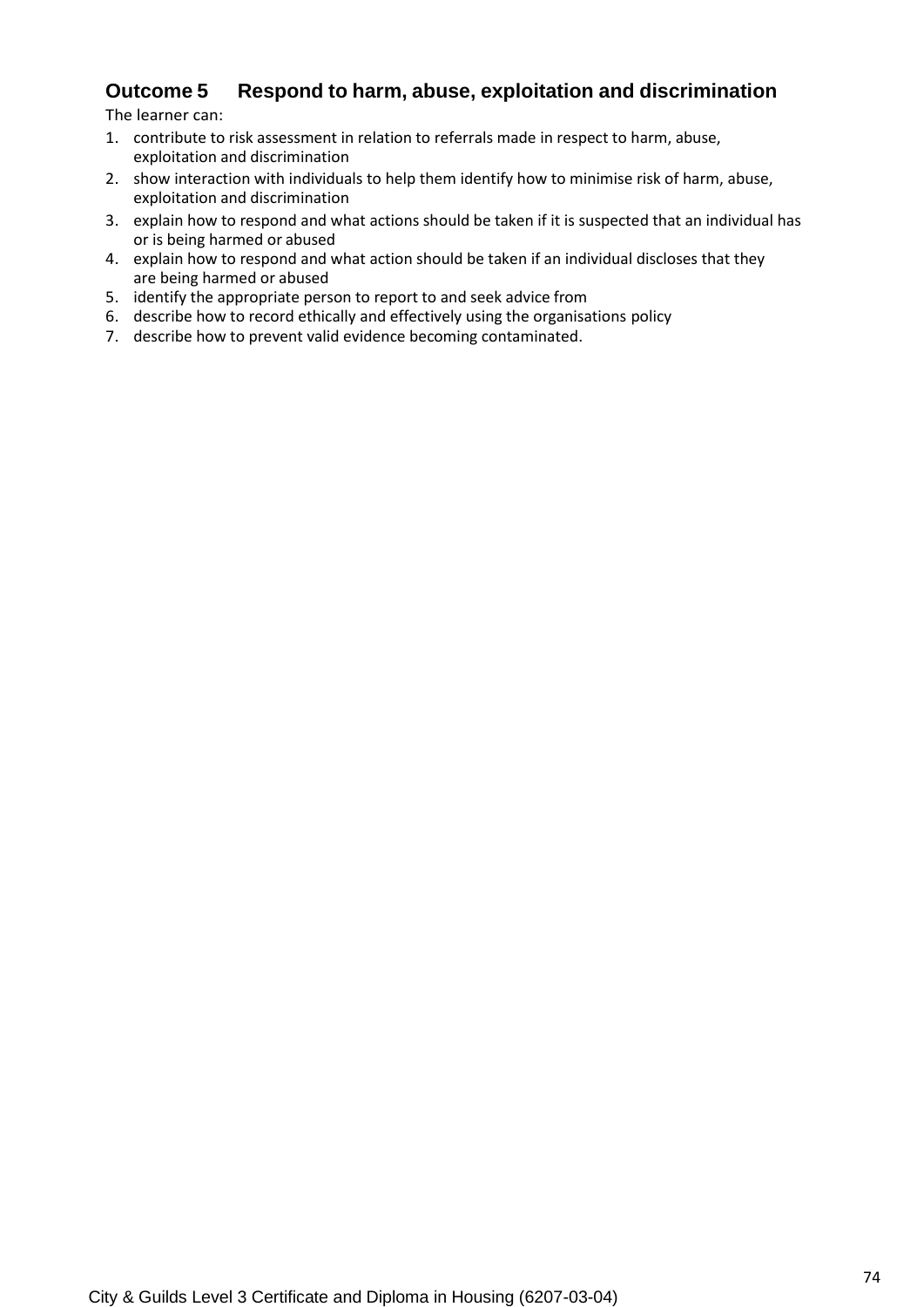## Outcome 5 Respond to harm, abuse, exploitation and discrimination

The learner can:

1. contribute to risk assessment in relation to referrals made in respect to harm, abuse, exploitation and discrimination
2. show interaction with individuals to help them identify how to minimise risk of harm, abuse, exploitation and discrimination
3. explain how to respond and what actions should be taken if it is suspected that an individual has or is being harmed or abused
4. explain how to respond and what action should be taken if an individual discloses that they are being harmed or abused
5. identify the appropriate person to report to and seek advice from
6. describe how to record ethically and effectively using the organisations policy
7. describe how to prevent valid evidence becoming contaminated.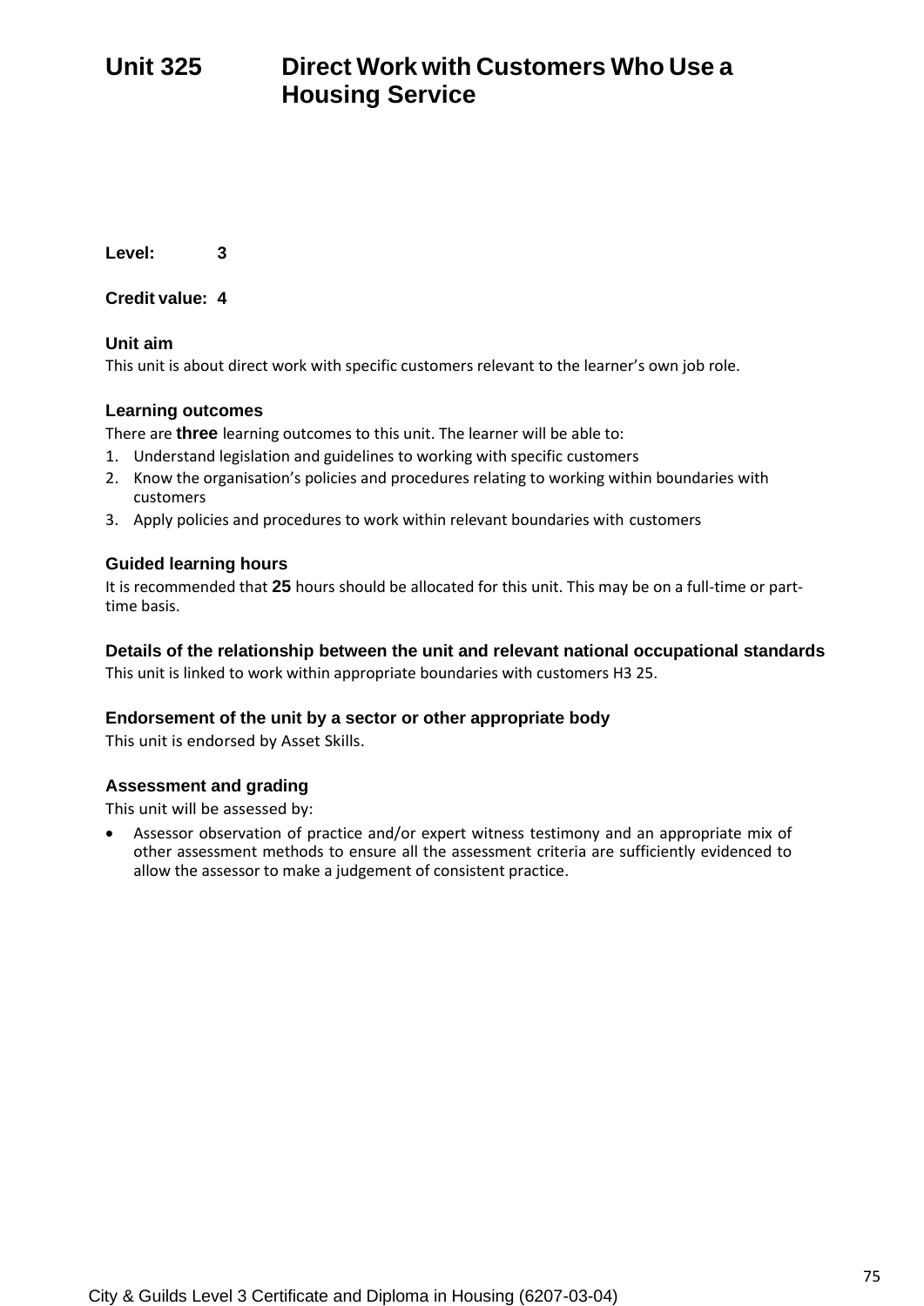# Unit 325 Direct Work with Customers Who Use a Housing Service

**Level:** **3**

**Credit value:** **4**

### Unit aim

This unit is about direct work with specific customers relevant to the learner's own job role.

### Learning outcomes

There are **three** learning outcomes to this unit. The learner will be able to:

1. Understand legislation and guidelines to working with specific customers
2. Know the organisation's policies and procedures relating to working within boundaries with customers
3. Apply policies and procedures to work within relevant boundaries with customers

### Guided learning hours

It is recommended that **25** hours should be allocated for this unit. This may be on a full-time or part-time basis.

### Details of the relationship between the unit and relevant national occupational standards

This unit is linked to work within appropriate boundaries with customers H3 25.

### Endorsement of the unit by a sector or other appropriate body

This unit is endorsed by Asset Skills.

### Assessment and grading

This unit will be assessed by:

- Assessor observation of practice and/or expert witness testimony and an appropriate mix of other assessment methods to ensure all the assessment criteria are sufficiently evidenced to allow the assessor to make a judgement of consistent practice.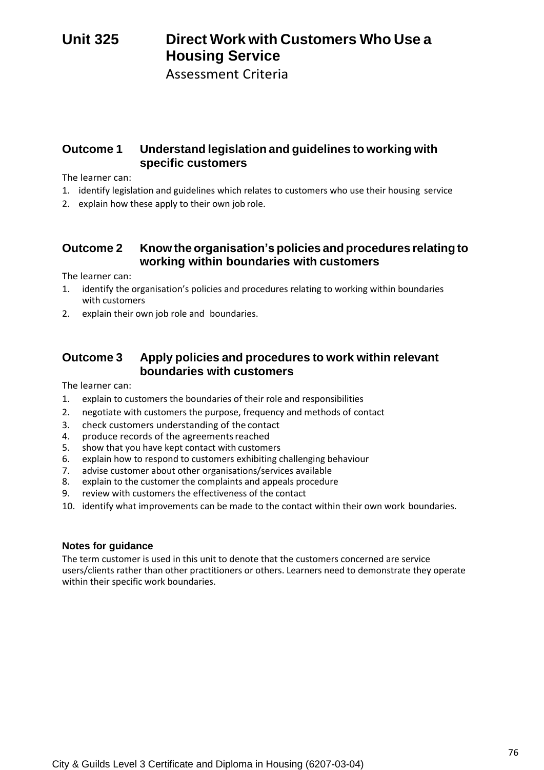# Unit 325 Direct Work with Customers Who Use a Housing Service

Assessment Criteria

## Outcome 1 Understand legislation and guidelines to working with specific customers

The learner can:

1. identify legislation and guidelines which relates to customers who use their housing service
2. explain how these apply to their own job role.

## Outcome 2 Know the organisation's policies and procedures relating to working within boundaries with customers

The learner can:

1. identify the organisation's policies and procedures relating to working within boundaries with customers
2. explain their own job role and boundaries.

## Outcome 3 Apply policies and procedures to work within relevant boundaries with customers

The learner can:

1. explain to customers the boundaries of their role and responsibilities
2. negotiate with customers the purpose, frequency and methods of contact
3. check customers understanding of the contact
4. produce records of the agreements reached
5. show that you have kept contact with customers
6. explain how to respond to customers exhibiting challenging behaviour
7. advise customer about other organisations/services available
8. explain to the customer the complaints and appeals procedure
9. review with customers the effectiveness of the contact
10. identify what improvements can be made to the contact within their own work boundaries.

### Notes for guidance

The term customer is used in this unit to denote that the customers concerned are service users/clients rather than other practitioners or others. Learners need to demonstrate they operate within their specific work boundaries.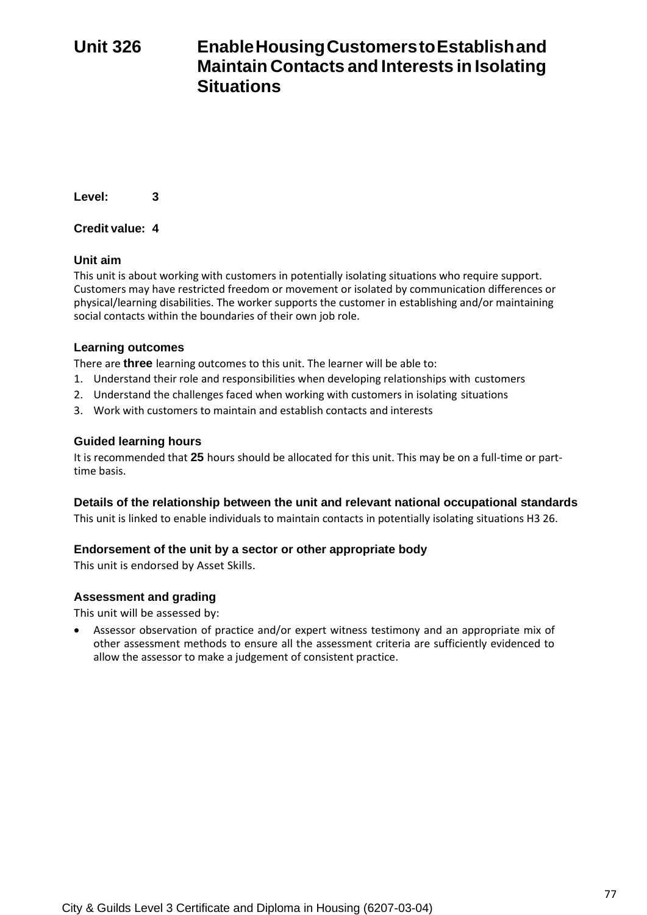# Unit 326 Enable Housing Customers to Establish and Maintain Contacts and Interests in Isolating Situations

**Level:** 3

**Credit value:** 4

### Unit aim

This unit is about working with customers in potentially isolating situations who require support. Customers may have restricted freedom or movement or isolated by communication differences or physical/learning disabilities. The worker supports the customer in establishing and/or maintaining social contacts within the boundaries of their own job role.

### Learning outcomes

There are **three** learning outcomes to this unit. The learner will be able to:

1. Understand their role and responsibilities when developing relationships with customers
2. Understand the challenges faced when working with customers in isolating situations
3. Work with customers to maintain and establish contacts and interests

### Guided learning hours

It is recommended that **25** hours should be allocated for this unit. This may be on a full-time or part-time basis.

### Details of the relationship between the unit and relevant national occupational standards

This unit is linked to enable individuals to maintain contacts in potentially isolating situations H3 26.

### Endorsement of the unit by a sector or other appropriate body

This unit is endorsed by Asset Skills.

### Assessment and grading

This unit will be assessed by:

- Assessor observation of practice and/or expert witness testimony and an appropriate mix of other assessment methods to ensure all the assessment criteria are sufficiently evidenced to allow the assessor to make a judgement of consistent practice.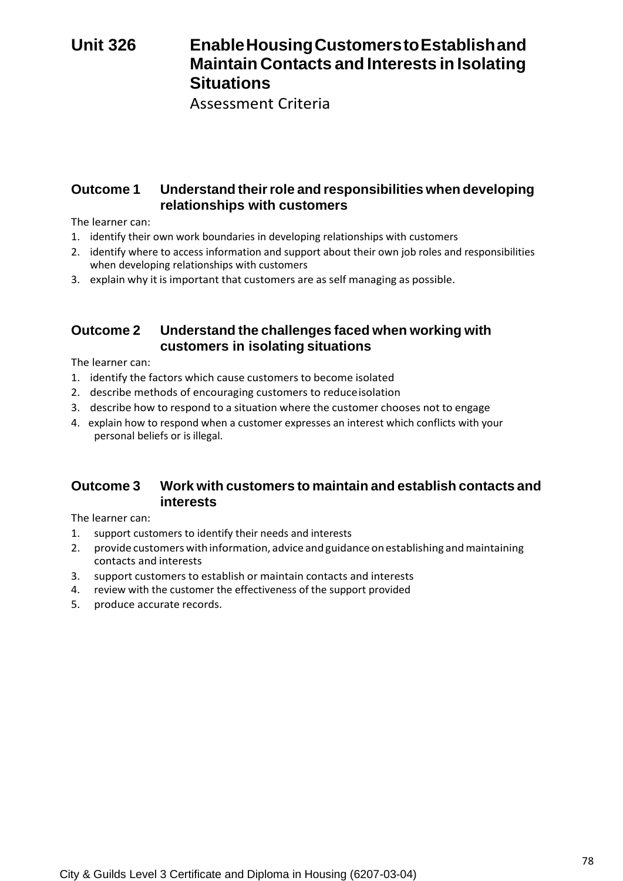# Unit 326 Enable Housing Customers to Establish and Maintain Contacts and Interests in Isolating Situations

Assessment Criteria

## Outcome 1 Understand their role and responsibilities when developing relationships with customers

The learner can:

1. identify their own work boundaries in developing relationships with customers
2. identify where to access information and support about their own job roles and responsibilities when developing relationships with customers
3. explain why it is important that customers are as self managing as possible.

## Outcome 2 Understand the challenges faced when working with customers in isolating situations

The learner can:

1. identify the factors which cause customers to become isolated
2. describe methods of encouraging customers to reduce isolation
3. describe how to respond to a situation where the customer chooses not to engage
4. explain how to respond when a customer expresses an interest which conflicts with your personal beliefs or is illegal.

## Outcome 3 Work with customers to maintain and establish contacts and interests

The learner can:

1. support customers to identify their needs and interests
2. provide customers with information, advice and guidance on establishing and maintaining contacts and interests
3. support customers to establish or maintain contacts and interests
4. review with the customer the effectiveness of the support provided
5. produce accurate records.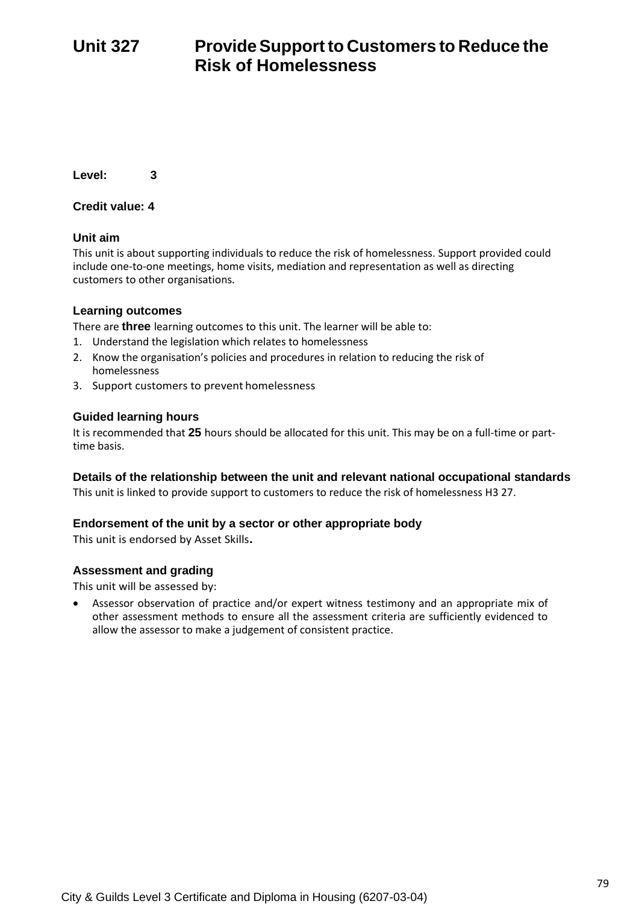# Unit 327 Provide Support to Customers to Reduce the Risk of Homelessness

**Level:** 3

**Credit value:** 4

### Unit aim

This unit is about supporting individuals to reduce the risk of homelessness. Support provided could include one-to-one meetings, home visits, mediation and representation as well as directing customers to other organisations.

### Learning outcomes

There are **three** learning outcomes to this unit. The learner will be able to:

1. Understand the legislation which relates to homelessness
2. Know the organisation's policies and procedures in relation to reducing the risk of homelessness
3. Support customers to prevent homelessness

### Guided learning hours

It is recommended that **25** hours should be allocated for this unit. This may be on a full-time or part-time basis.

### Details of the relationship between the unit and relevant national occupational standards

This unit is linked to provide support to customers to reduce the risk of homelessness H3 27.

### Endorsement of the unit by a sector or other appropriate body

This unit is endorsed by Asset Skills.

### Assessment and grading

This unit will be assessed by:

- Assessor observation of practice and/or expert witness testimony and an appropriate mix of other assessment methods to ensure all the assessment criteria are sufficiently evidenced to allow the assessor to make a judgement of consistent practice.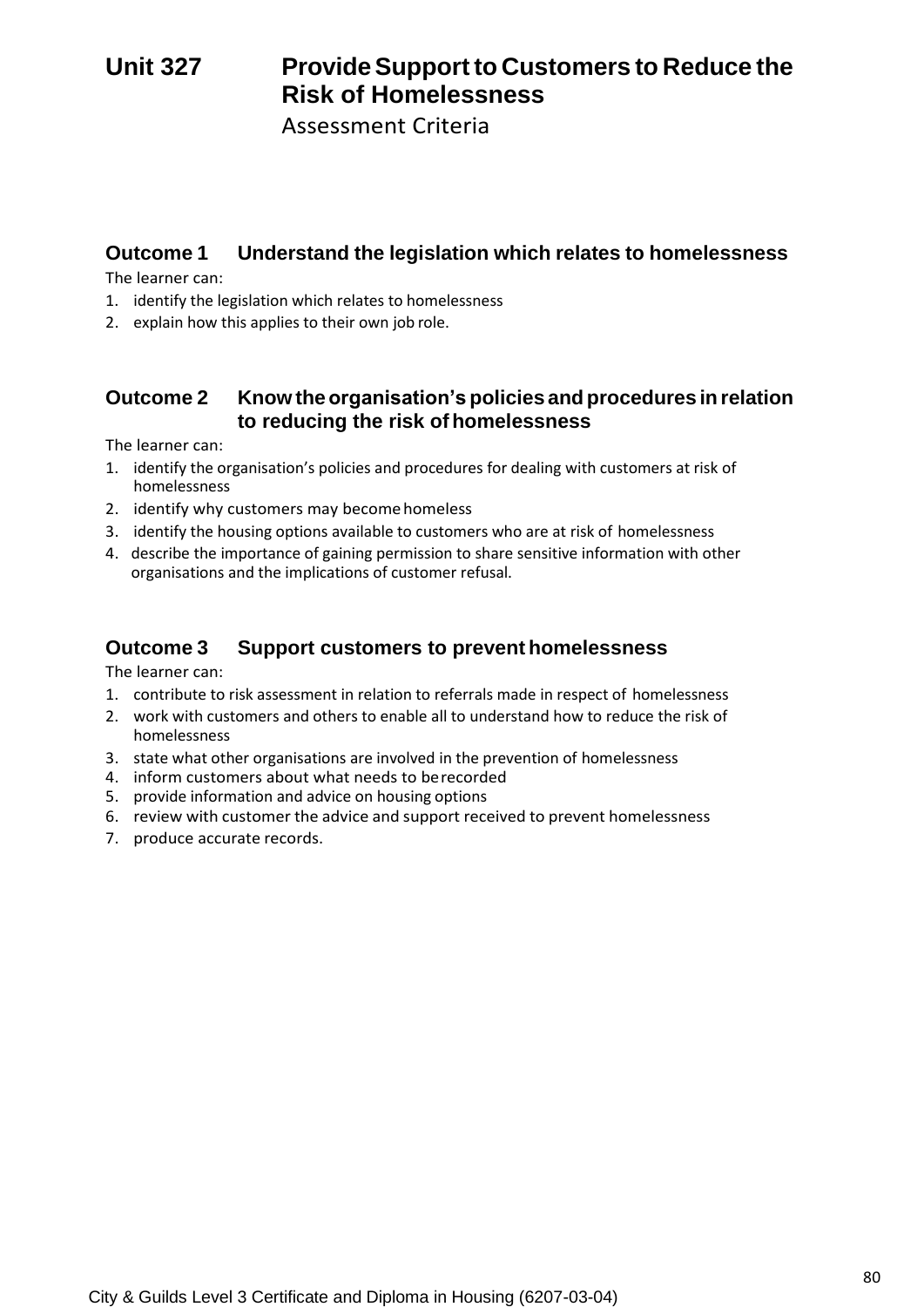# Unit 327 Provide Support to Customers to Reduce the Risk of Homelessness

Assessment Criteria

## Outcome 1 Understand the legislation which relates to homelessness

The learner can:

1. identify the legislation which relates to homelessness
2. explain how this applies to their own job role.

## Outcome 2 Know the organisation's policies and procedures in relation to reducing the risk of homelessness

The learner can:

1. identify the organisation's policies and procedures for dealing with customers at risk of homelessness
2. identify why customers may become homeless
3. identify the housing options available to customers who are at risk of homelessness
4. describe the importance of gaining permission to share sensitive information with other organisations and the implications of customer refusal.

## Outcome 3 Support customers to prevent homelessness

The learner can:

1. contribute to risk assessment in relation to referrals made in respect of homelessness
2. work with customers and others to enable all to understand how to reduce the risk of homelessness
3. state what other organisations are involved in the prevention of homelessness
4. inform customers about what needs to be recorded
5. provide information and advice on housing options
6. review with customer the advice and support received to prevent homelessness
7. produce accurate records.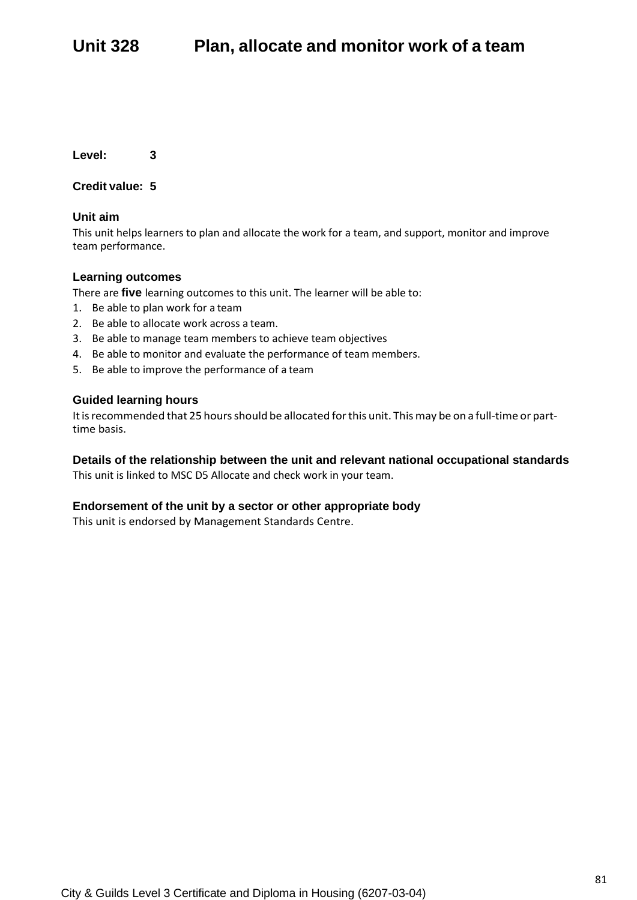# Unit 328 Plan, allocate and monitor work of a team

**Level:** 3

**Credit value:** 5

### Unit aim

This unit helps learners to plan and allocate the work for a team, and support, monitor and improve team performance.

### Learning outcomes

There are **five** learning outcomes to this unit. The learner will be able to:

1. Be able to plan work for a team
2. Be able to allocate work across a team.
3. Be able to manage team members to achieve team objectives
4. Be able to monitor and evaluate the performance of team members.
5. Be able to improve the performance of a team

### Guided learning hours

It is recommended that 25 hours should be allocated for this unit. This may be on a full-time or part-time basis.

### Details of the relationship between the unit and relevant national occupational standards

This unit is linked to MSC D5 Allocate and check work in your team.

### Endorsement of the unit by a sector or other appropriate body

This unit is endorsed by Management Standards Centre.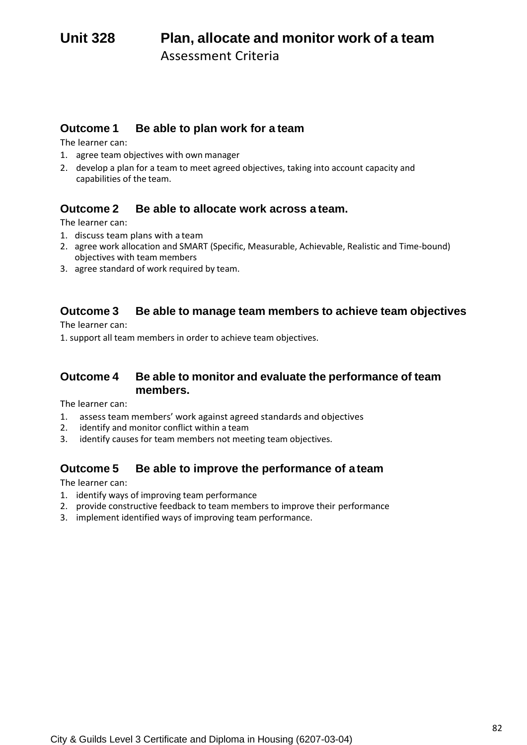# Unit 328 Plan, allocate and monitor work of a team

Assessment Criteria

## Outcome 1 Be able to plan work for a team

The learner can:

1. agree team objectives with own manager
2. develop a plan for a team to meet agreed objectives, taking into account capacity and capabilities of the team.

## Outcome 2 Be able to allocate work across a team.

The learner can:

1. discuss team plans with a team
2. agree work allocation and SMART (Specific, Measurable, Achievable, Realistic and Time-bound) objectives with team members
3. agree standard of work required by team.

## Outcome 3 Be able to manage team members to achieve team objectives

The learner can:

1. support all team members in order to achieve team objectives.

## Outcome 4 Be able to monitor and evaluate the performance of team members.

The learner can:

1. assess team members' work against agreed standards and objectives
2. identify and monitor conflict within a team
3. identify causes for team members not meeting team objectives.

## Outcome 5 Be able to improve the performance of a team

The learner can:

1. identify ways of improving team performance
2. provide constructive feedback to team members to improve their performance
3. implement identified ways of improving team performance.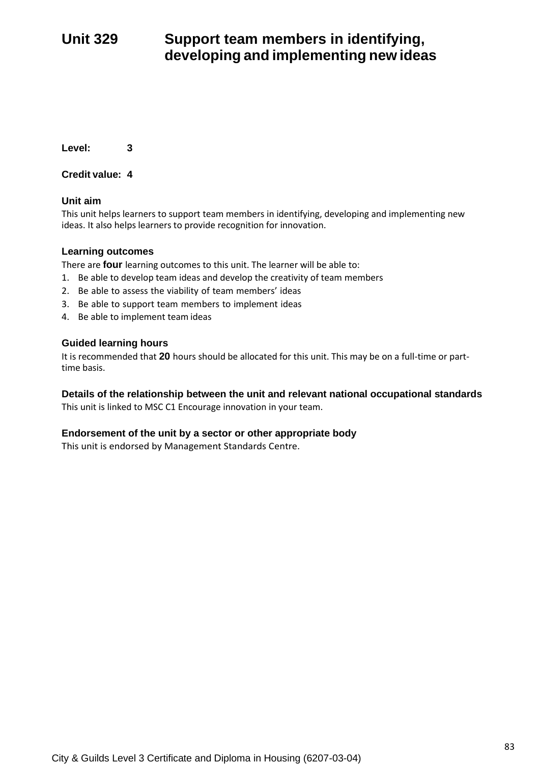# Unit 329 Support team members in identifying, developing and implementing new ideas

**Level:** 3

**Credit value:** 4

### Unit aim

This unit helps learners to support team members in identifying, developing and implementing new ideas. It also helps learners to provide recognition for innovation.

### Learning outcomes

There are **four** learning outcomes to this unit. The learner will be able to:

1. Be able to develop team ideas and develop the creativity of team members
2. Be able to assess the viability of team members' ideas
3. Be able to support team members to implement ideas
4. Be able to implement team ideas

### Guided learning hours

It is recommended that **20** hours should be allocated for this unit. This may be on a full-time or part-time basis.

### Details of the relationship between the unit and relevant national occupational standards

This unit is linked to MSC C1 Encourage innovation in your team.

### Endorsement of the unit by a sector or other appropriate body

This unit is endorsed by Management Standards Centre.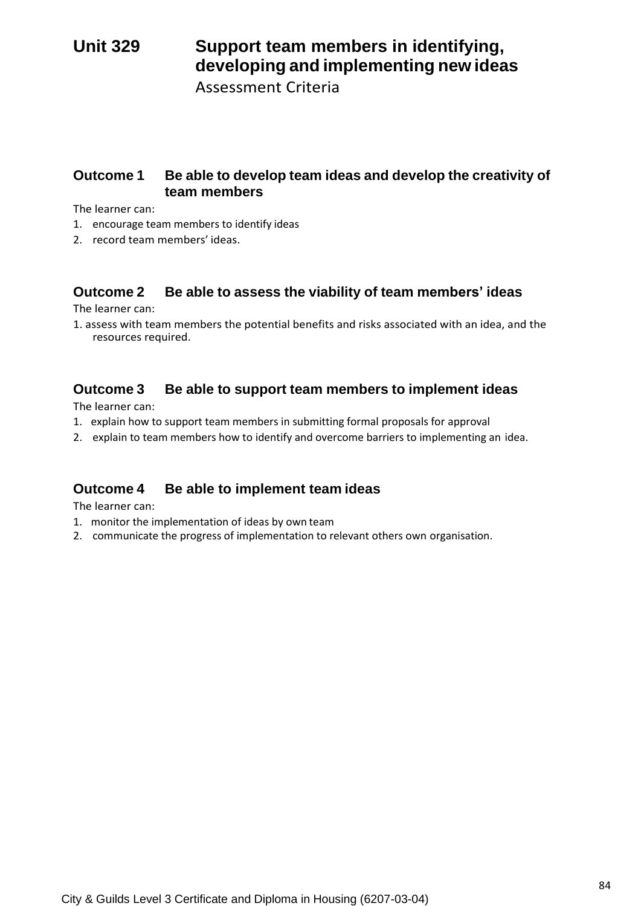# Unit 329 Support team members in identifying, developing and implementing new ideas

Assessment Criteria

## Outcome 1 Be able to develop team ideas and develop the creativity of team members

The learner can:

1. encourage team members to identify ideas
2. record team members' ideas.

## Outcome 2 Be able to assess the viability of team members' ideas

The learner can:

1. assess with team members the potential benefits and risks associated with an idea, and the resources required.

## Outcome 3 Be able to support team members to implement ideas

The learner can:

1. explain how to support team members in submitting formal proposals for approval
2. explain to team members how to identify and overcome barriers to implementing an idea.

## Outcome 4 Be able to implement team ideas

The learner can:

1. monitor the implementation of ideas by own team
2. communicate the progress of implementation to relevant others own organisation.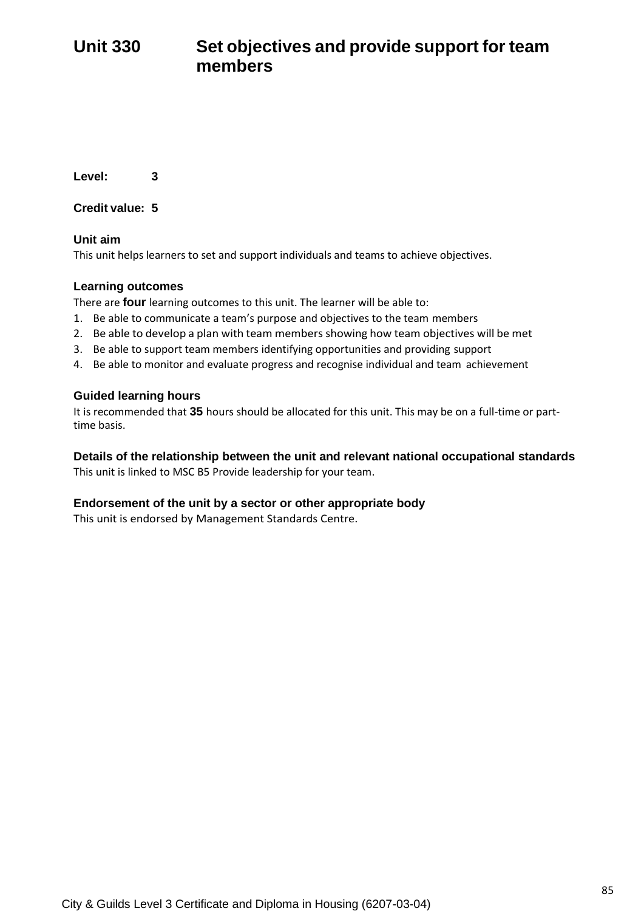# Unit 330 Set objectives and provide support for team members

**Level:** 3

**Credit value:** 5

**Unit aim**

This unit helps learners to set and support individuals and teams to achieve objectives.

**Learning outcomes**

There are **four** learning outcomes to this unit. The learner will be able to:

1. Be able to communicate a team's purpose and objectives to the team members
2. Be able to develop a plan with team members showing how team objectives will be met
3. Be able to support team members identifying opportunities and providing support
4. Be able to monitor and evaluate progress and recognise individual and team achievement

**Guided learning hours**

It is recommended that **35** hours should be allocated for this unit. This may be on a full-time or part-time basis.

**Details of the relationship between the unit and relevant national occupational standards**

This unit is linked to MSC B5 Provide leadership for your team.

**Endorsement of the unit by a sector or other appropriate body**

This unit is endorsed by Management Standards Centre.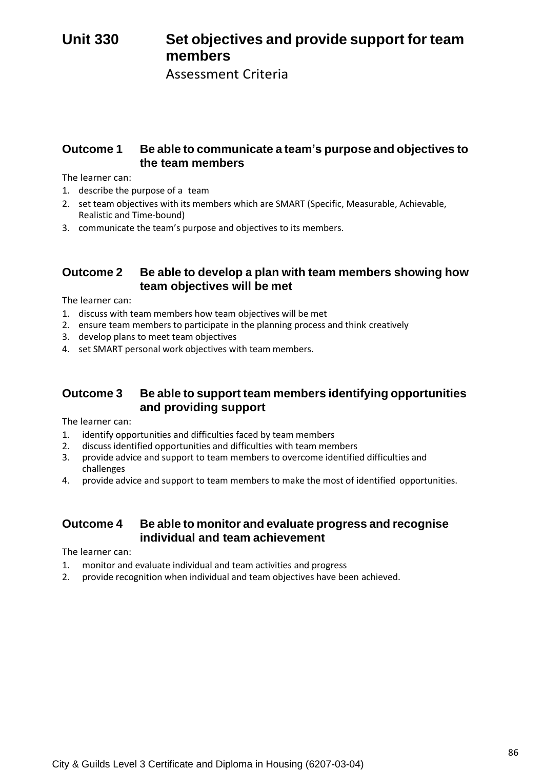# Unit 330 Set objectives and provide support for team members

Assessment Criteria

## Outcome 1 Be able to communicate a team's purpose and objectives to the team members

The learner can:

1. describe the purpose of a team
2. set team objectives with its members which are SMART (Specific, Measurable, Achievable, Realistic and Time-bound)
3. communicate the team's purpose and objectives to its members.

## Outcome 2 Be able to develop a plan with team members showing how team objectives will be met

The learner can:

1. discuss with team members how team objectives will be met
2. ensure team members to participate in the planning process and think creatively
3. develop plans to meet team objectives
4. set SMART personal work objectives with team members.

## Outcome 3 Be able to support team members identifying opportunities and providing support

The learner can:

1. identify opportunities and difficulties faced by team members
2. discuss identified opportunities and difficulties with team members
3. provide advice and support to team members to overcome identified difficulties and challenges
4. provide advice and support to team members to make the most of identified opportunities.

## Outcome 4 Be able to monitor and evaluate progress and recognise individual and team achievement

The learner can:

1. monitor and evaluate individual and team activities and progress
2. provide recognition when individual and team objectives have been achieved.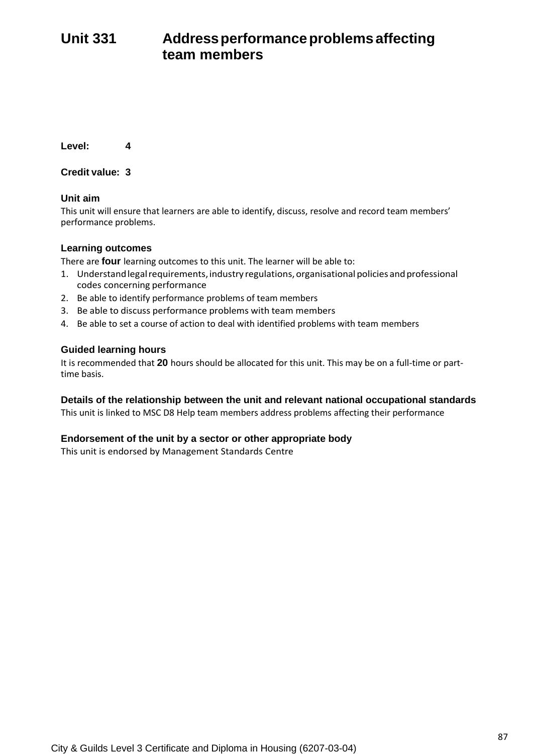# Unit 331 Address performance problems affecting team members

**Level:** 4

**Credit value:** 3

### Unit aim

This unit will ensure that learners are able to identify, discuss, resolve and record team members' performance problems.

### Learning outcomes

There are **four** learning outcomes to this unit. The learner will be able to:

1. Understand legal requirements, industry regulations, organisational policies and professional codes concerning performance
2. Be able to identify performance problems of team members
3. Be able to discuss performance problems with team members
4. Be able to set a course of action to deal with identified problems with team members

### Guided learning hours

It is recommended that **20** hours should be allocated for this unit. This may be on a full-time or part-time basis.

### Details of the relationship between the unit and relevant national occupational standards

This unit is linked to MSC D8 Help team members address problems affecting their performance

### Endorsement of the unit by a sector or other appropriate body

This unit is endorsed by Management Standards Centre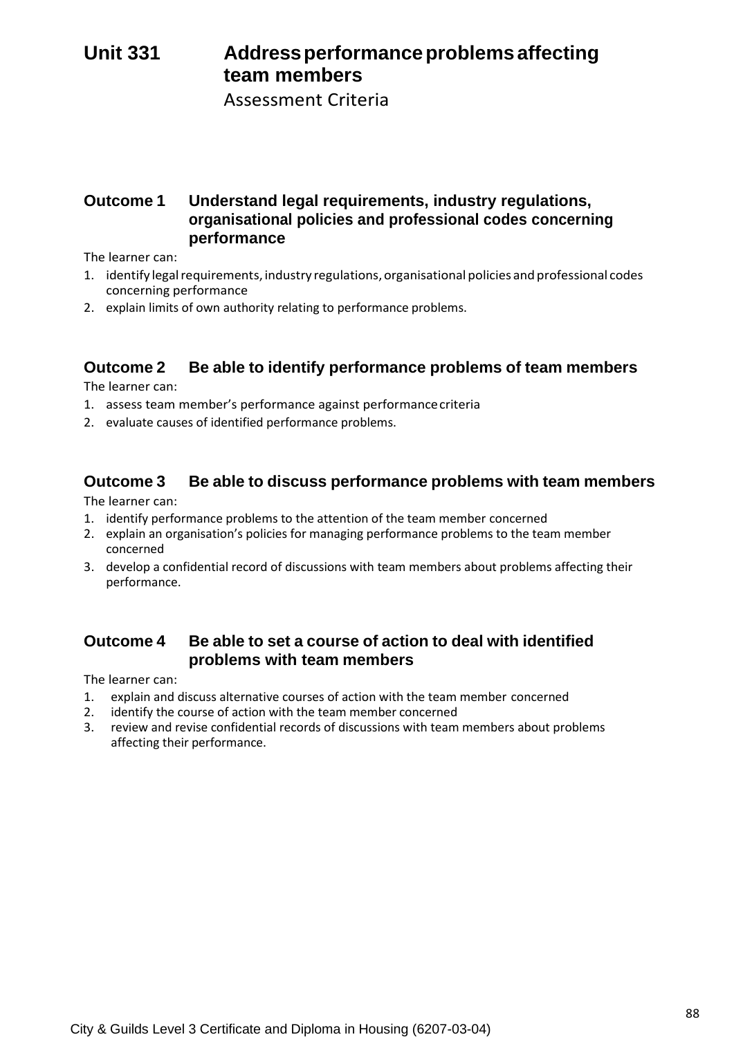# Unit 331 Address performance problems affecting team members

Assessment Criteria

## Outcome 1 Understand legal requirements, industry regulations, organisational policies and professional codes concerning performance

The learner can:

1. identify legal requirements, industry regulations, organisational policies and professional codes concerning performance
2. explain limits of own authority relating to performance problems.

## Outcome 2 Be able to identify performance problems of team members

The learner can:

1. assess team member's performance against performance criteria
2. evaluate causes of identified performance problems.

## Outcome 3 Be able to discuss performance problems with team members

The learner can:

1. identify performance problems to the attention of the team member concerned
2. explain an organisation's policies for managing performance problems to the team member concerned
3. develop a confidential record of discussions with team members about problems affecting their performance.

## Outcome 4 Be able to set a course of action to deal with identified problems with team members

The learner can:

1. explain and discuss alternative courses of action with the team member concerned
2. identify the course of action with the team member concerned
3. review and revise confidential records of discussions with team members about problems affecting their performance.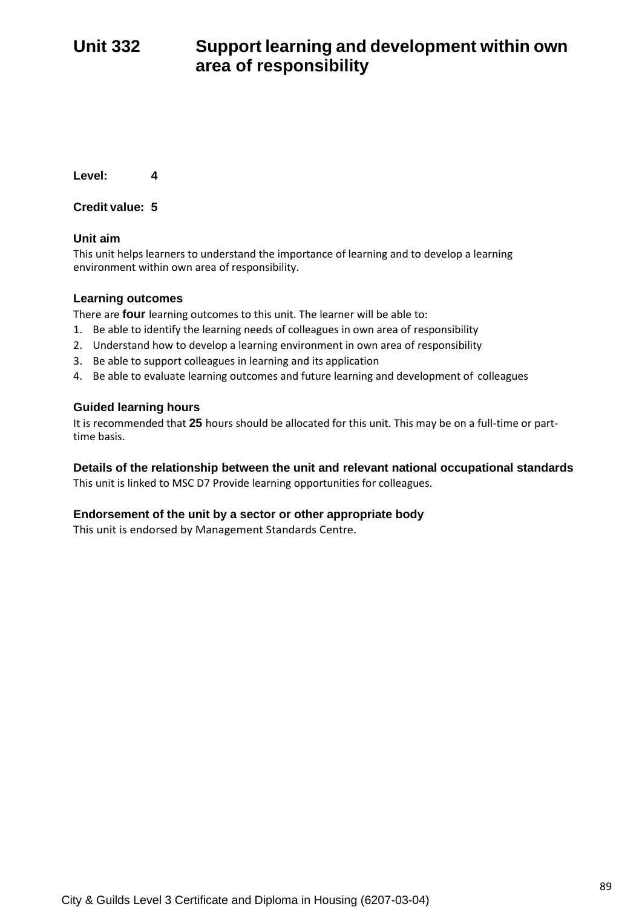# Unit 332 Support learning and development within own area of responsibility

**Level:** 4

**Credit value:** 5

### Unit aim

This unit helps learners to understand the importance of learning and to develop a learning environment within own area of responsibility.

### Learning outcomes

There are **four** learning outcomes to this unit. The learner will be able to:

1. Be able to identify the learning needs of colleagues in own area of responsibility
2. Understand how to develop a learning environment in own area of responsibility
3. Be able to support colleagues in learning and its application
4. Be able to evaluate learning outcomes and future learning and development of colleagues

### Guided learning hours

It is recommended that **25** hours should be allocated for this unit. This may be on a full-time or part-time basis.

### Details of the relationship between the unit and relevant national occupational standards

This unit is linked to MSC D7 Provide learning opportunities for colleagues.

### Endorsement of the unit by a sector or other appropriate body

This unit is endorsed by Management Standards Centre.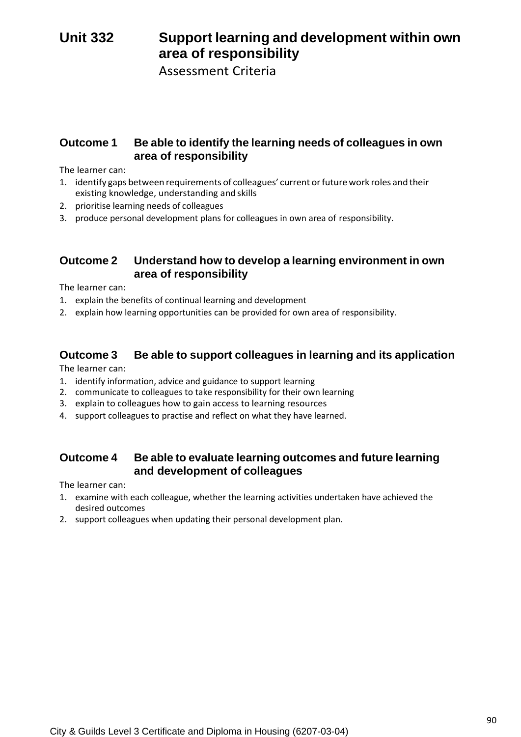# Unit 332 Support learning and development within own area of responsibility

Assessment Criteria

## Outcome 1 Be able to identify the learning needs of colleagues in own area of responsibility

The learner can:

1. identify gaps between requirements of colleagues' current or future work roles and their existing knowledge, understanding and skills
2. prioritise learning needs of colleagues
3. produce personal development plans for colleagues in own area of responsibility.

## Outcome 2 Understand how to develop a learning environment in own area of responsibility

The learner can:

1. explain the benefits of continual learning and development
2. explain how learning opportunities can be provided for own area of responsibility.

## Outcome 3 Be able to support colleagues in learning and its application

The learner can:

1. identify information, advice and guidance to support learning
2. communicate to colleagues to take responsibility for their own learning
3. explain to colleagues how to gain access to learning resources
4. support colleagues to practise and reflect on what they have learned.

## Outcome 4 Be able to evaluate learning outcomes and future learning and development of colleagues

The learner can:

1. examine with each colleague, whether the learning activities undertaken have achieved the desired outcomes
2. support colleagues when updating their personal development plan.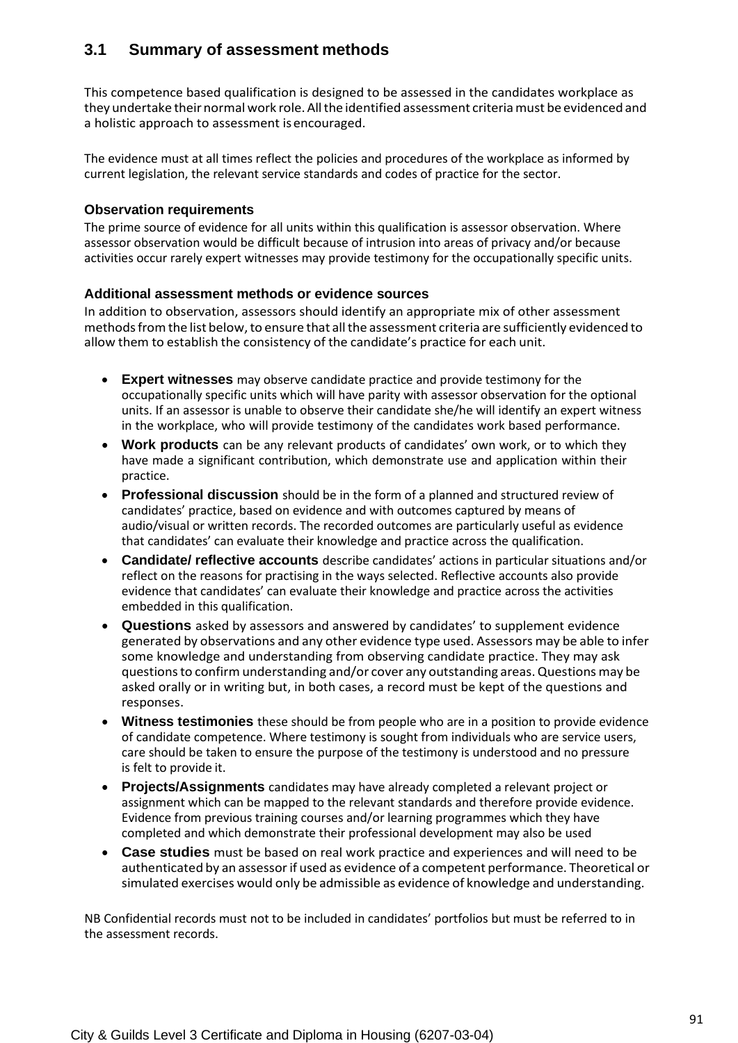## 3.1 Summary of assessment methods

This competence based qualification is designed to be assessed in the candidates workplace as they undertake their normal work role. All the identified assessment criteria must be evidenced and a holistic approach to assessment is encouraged.

The evidence must at all times reflect the policies and procedures of the workplace as informed by current legislation, the relevant service standards and codes of practice for the sector.

### Observation requirements

The prime source of evidence for all units within this qualification is assessor observation. Where assessor observation would be difficult because of intrusion into areas of privacy and/or because activities occur rarely expert witnesses may provide testimony for the occupationally specific units.

### Additional assessment methods or evidence sources

In addition to observation, assessors should identify an appropriate mix of other assessment methods from the list below, to ensure that all the assessment criteria are sufficiently evidenced to allow them to establish the consistency of the candidate's practice for each unit.

- **Expert witnesses** may observe candidate practice and provide testimony for the occupationally specific units which will have parity with assessor observation for the optional units. If an assessor is unable to observe their candidate she/he will identify an expert witness in the workplace, who will provide testimony of the candidates work based performance.
- **Work products** can be any relevant products of candidates' own work, or to which they have made a significant contribution, which demonstrate use and application within their practice.
- **Professional discussion** should be in the form of a planned and structured review of candidates' practice, based on evidence and with outcomes captured by means of audio/visual or written records. The recorded outcomes are particularly useful as evidence that candidates' can evaluate their knowledge and practice across the qualification.
- **Candidate/ reflective accounts** describe candidates' actions in particular situations and/or reflect on the reasons for practising in the ways selected. Reflective accounts also provide evidence that candidates' can evaluate their knowledge and practice across the activities embedded in this qualification.
- **Questions** asked by assessors and answered by candidates' to supplement evidence generated by observations and any other evidence type used. Assessors may be able to infer some knowledge and understanding from observing candidate practice. They may ask questions to confirm understanding and/or cover any outstanding areas. Questions may be asked orally or in writing but, in both cases, a record must be kept of the questions and responses.
- **Witness testimonies** these should be from people who are in a position to provide evidence of candidate competence. Where testimony is sought from individuals who are service users, care should be taken to ensure the purpose of the testimony is understood and no pressure is felt to provide it.
- **Projects/Assignments** candidates may have already completed a relevant project or assignment which can be mapped to the relevant standards and therefore provide evidence. Evidence from previous training courses and/or learning programmes which they have completed and which demonstrate their professional development may also be used
- **Case studies** must be based on real work practice and experiences and will need to be authenticated by an assessor if used as evidence of a competent performance. Theoretical or simulated exercises would only be admissible as evidence of knowledge and understanding.

NB Confidential records must not to be included in candidates' portfolios but must be referred to in the assessment records.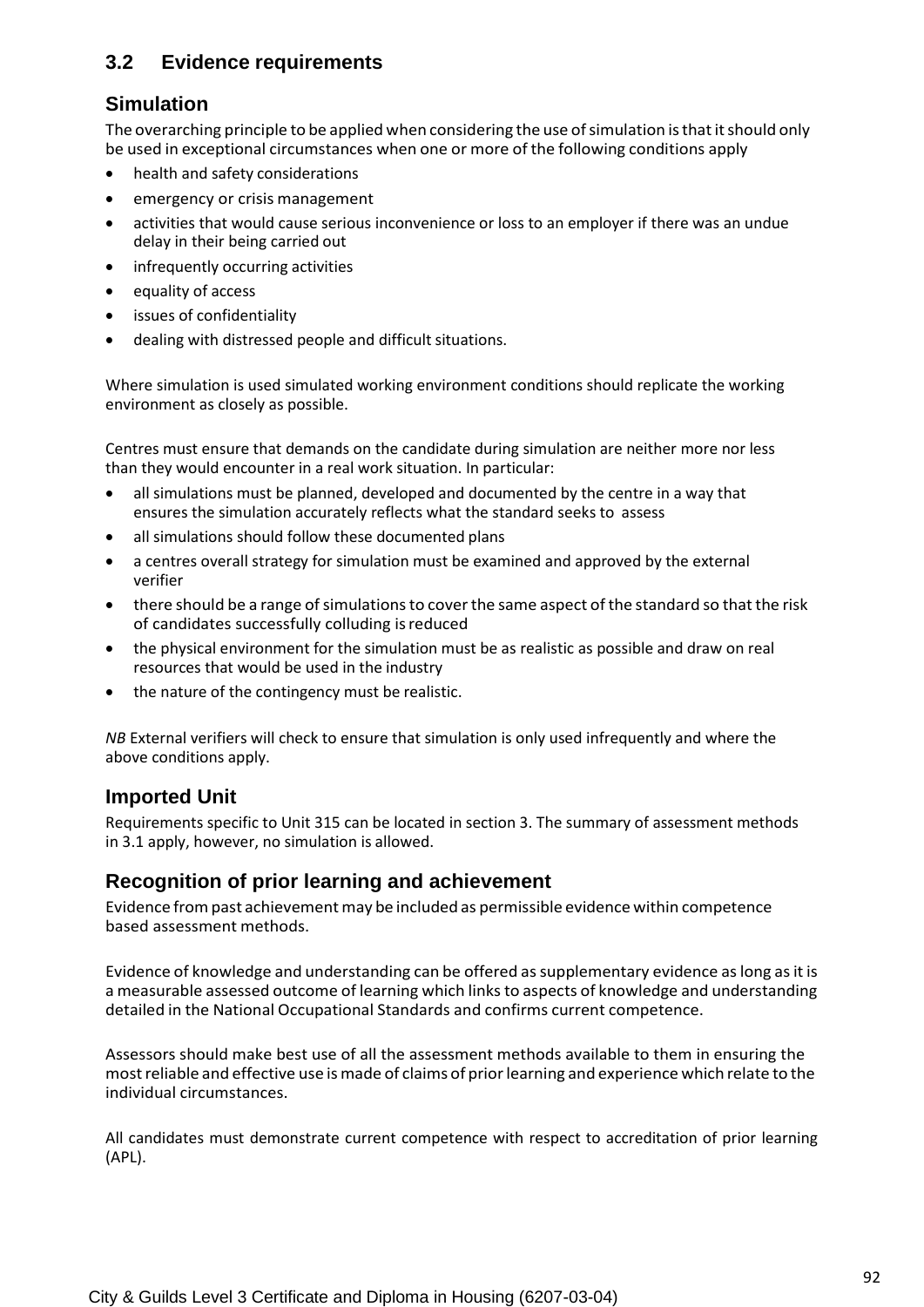## 3.2 Evidence requirements

### Simulation

The overarching principle to be applied when considering the use of simulation is that it should only be used in exceptional circumstances when one or more of the following conditions apply

- health and safety considerations
- emergency or crisis management
- activities that would cause serious inconvenience or loss to an employer if there was an undue delay in their being carried out
- infrequently occurring activities
- equality of access
- issues of confidentiality
- dealing with distressed people and difficult situations.

Where simulation is used simulated working environment conditions should replicate the working environment as closely as possible.

Centres must ensure that demands on the candidate during simulation are neither more nor less than they would encounter in a real work situation. In particular:

- all simulations must be planned, developed and documented by the centre in a way that ensures the simulation accurately reflects what the standard seeks to assess
- all simulations should follow these documented plans
- a centres overall strategy for simulation must be examined and approved by the external verifier
- there should be a range of simulations to cover the same aspect of the standard so that the risk of candidates successfully colluding is reduced
- the physical environment for the simulation must be as realistic as possible and draw on real resources that would be used in the industry
- the nature of the contingency must be realistic.

*NB* External verifiers will check to ensure that simulation is only used infrequently and where the above conditions apply.

### Imported Unit

Requirements specific to Unit 315 can be located in section 3. The summary of assessment methods in 3.1 apply, however, no simulation is allowed.

### Recognition of prior learning and achievement

Evidence from past achievement may be included as permissible evidence within competence based assessment methods.

Evidence of knowledge and understanding can be offered as supplementary evidence as long as it is a measurable assessed outcome of learning which links to aspects of knowledge and understanding detailed in the National Occupational Standards and confirms current competence.

Assessors should make best use of all the assessment methods available to them in ensuring the most reliable and effective use is made of claims of prior learning and experience which relate to the individual circumstances.

All candidates must demonstrate current competence with respect to accreditation of prior learning (APL).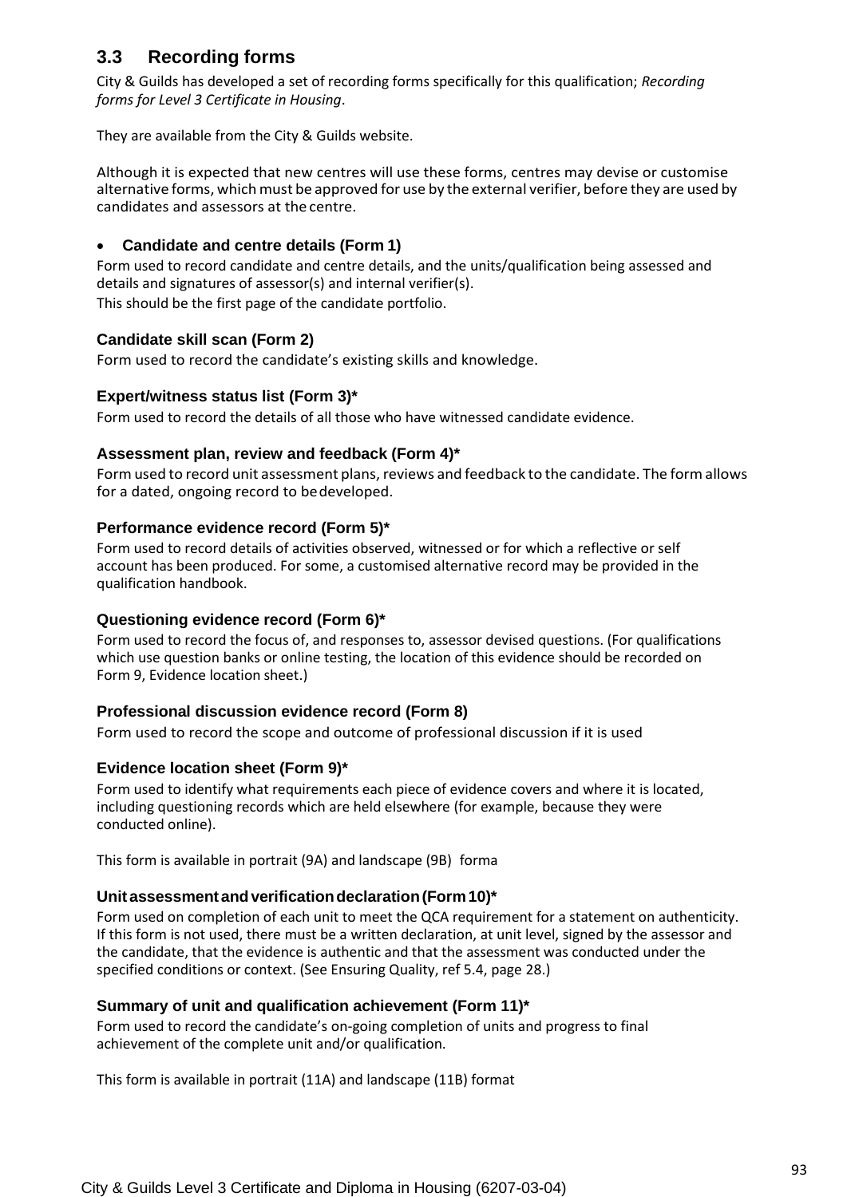## 3.3 Recording forms

City & Guilds has developed a set of recording forms specifically for this qualification; *Recording forms for Level 3 Certificate in Housing*.

They are available from the City & Guilds website.

Although it is expected that new centres will use these forms, centres may devise or customise alternative forms, which must be approved for use by the external verifier, before they are used by candidates and assessors at the centre.

- **Candidate and centre details (Form 1)**

Form used to record candidate and centre details, and the units/qualification being assessed and details and signatures of assessor(s) and internal verifier(s).
This should be the first page of the candidate portfolio.

**Candidate skill scan (Form 2)**

Form used to record the candidate's existing skills and knowledge.

**Expert/witness status list (Form 3)***

Form used to record the details of all those who have witnessed candidate evidence.

**Assessment plan, review and feedback (Form 4)***

Form used to record unit assessment plans, reviews and feedback to the candidate. The form allows for a dated, ongoing record to be developed.

**Performance evidence record (Form 5)***

Form used to record details of activities observed, witnessed or for which a reflective or self account has been produced. For some, a customised alternative record may be provided in the qualification handbook.

**Questioning evidence record (Form 6)***

Form used to record the focus of, and responses to, assessor devised questions. (For qualifications which use question banks or online testing, the location of this evidence should be recorded on Form 9, Evidence location sheet.)

**Professional discussion evidence record (Form 8)**

Form used to record the scope and outcome of professional discussion if it is used

**Evidence location sheet (Form 9)***

Form used to identify what requirements each piece of evidence covers and where it is located, including questioning records which are held elsewhere (for example, because they were conducted online).

This form is available in portrait (9A) and landscape (9B) forma

**Unit assessment and verification declaration (Form 10)***

Form used on completion of each unit to meet the QCA requirement for a statement on authenticity. If this form is not used, there must be a written declaration, at unit level, signed by the assessor and the candidate, that the evidence is authentic and that the assessment was conducted under the specified conditions or context. (See Ensuring Quality, ref 5.4, page 28.)

**Summary of unit and qualification achievement (Form 11)***

Form used to record the candidate's on-going completion of units and progress to final achievement of the complete unit and/or qualification.

This form is available in portrait (11A) and landscape (11B) format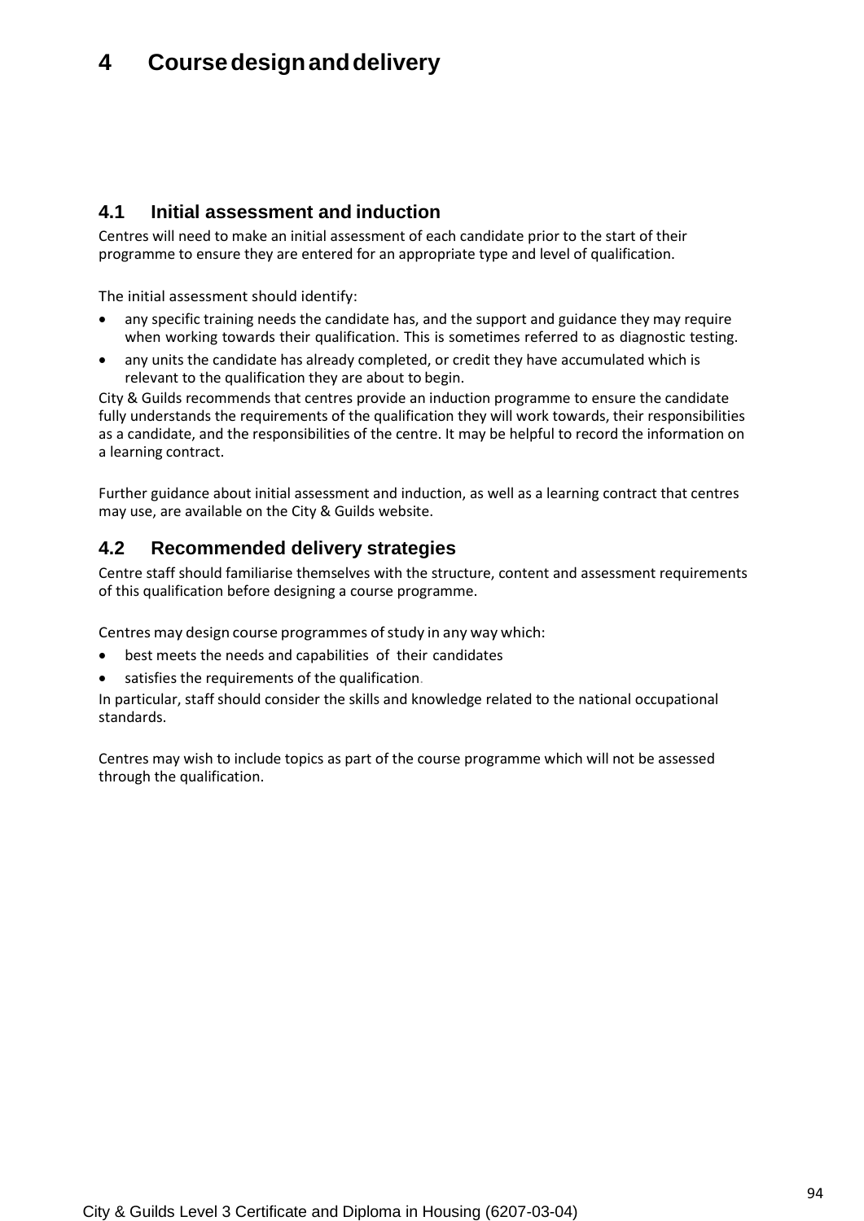# 4 Course design and delivery

## 4.1 Initial assessment and induction

Centres will need to make an initial assessment of each candidate prior to the start of their programme to ensure they are entered for an appropriate type and level of qualification.

The initial assessment should identify:

- any specific training needs the candidate has, and the support and guidance they may require when working towards their qualification. This is sometimes referred to as diagnostic testing.
- any units the candidate has already completed, or credit they have accumulated which is relevant to the qualification they are about to begin.

City & Guilds recommends that centres provide an induction programme to ensure the candidate fully understands the requirements of the qualification they will work towards, their responsibilities as a candidate, and the responsibilities of the centre. It may be helpful to record the information on a learning contract.

Further guidance about initial assessment and induction, as well as a learning contract that centres may use, are available on the City & Guilds website.

## 4.2 Recommended delivery strategies

Centre staff should familiarise themselves with the structure, content and assessment requirements of this qualification before designing a course programme.

Centres may design course programmes of study in any way which:

- best meets the needs and capabilities of their candidates
- satisfies the requirements of the qualification.

In particular, staff should consider the skills and knowledge related to the national occupational standards.

Centres may wish to include topics as part of the course programme which will not be assessed through the qualification.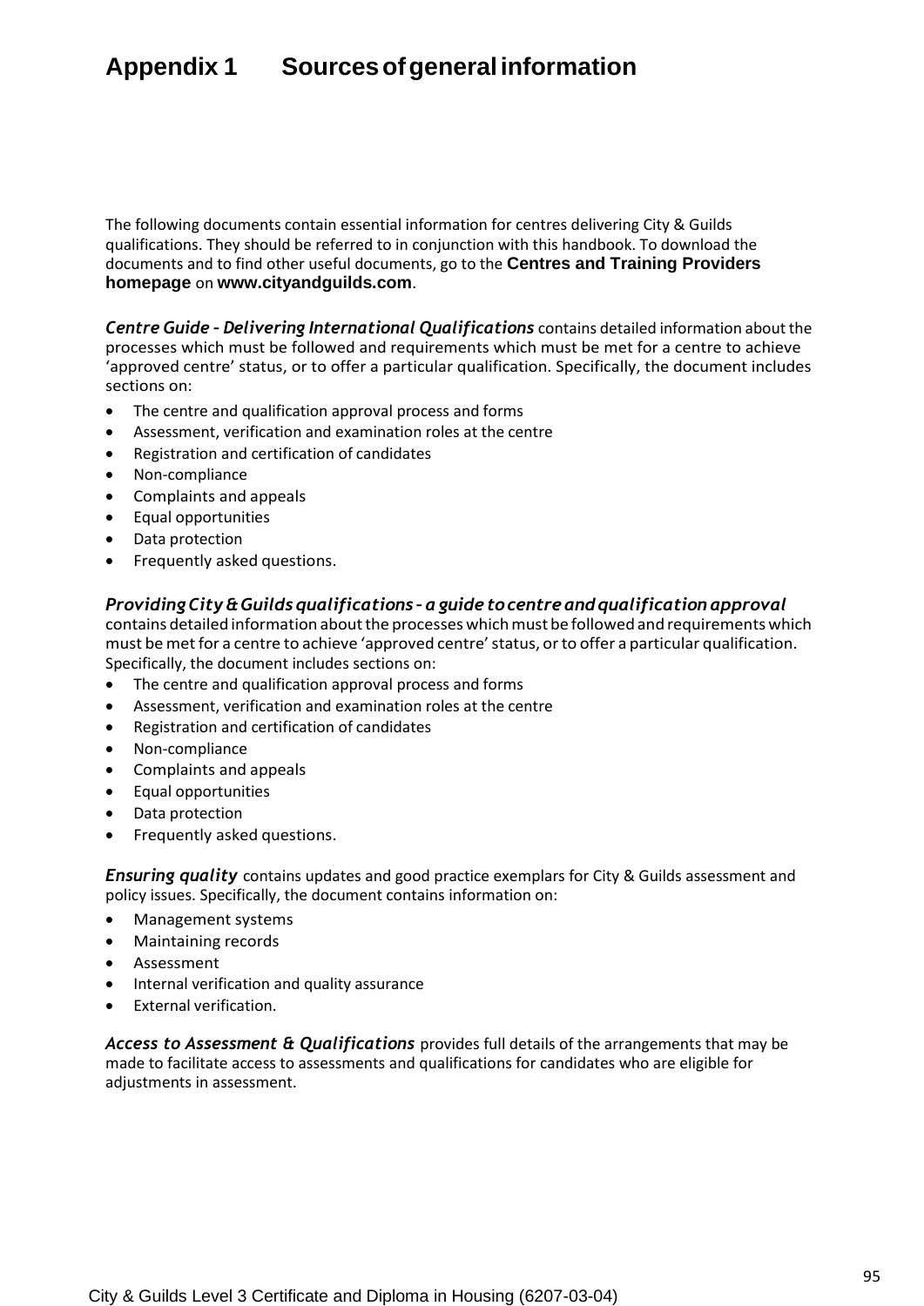# Appendix 1 Sources of general information

The following documents contain essential information for centres delivering City & Guilds qualifications. They should be referred to in conjunction with this handbook. To download the documents and to find other useful documents, go to the **Centres and Training Providers homepage** on **www.cityandguilds.com**.

***Centre Guide - Delivering International Qualifications*** contains detailed information about the processes which must be followed and requirements which must be met for a centre to achieve 'approved centre' status, or to offer a particular qualification. Specifically, the document includes sections on:

- The centre and qualification approval process and forms
- Assessment, verification and examination roles at the centre
- Registration and certification of candidates
- Non-compliance
- Complaints and appeals
- Equal opportunities
- Data protection
- Frequently asked questions.

***Providing City & Guilds qualifications - a guide to centre and qualification approval*** contains detailed information about the processes which must be followed and requirements which must be met for a centre to achieve 'approved centre' status, or to offer a particular qualification. Specifically, the document includes sections on:

- The centre and qualification approval process and forms
- Assessment, verification and examination roles at the centre
- Registration and certification of candidates
- Non-compliance
- Complaints and appeals
- Equal opportunities
- Data protection
- Frequently asked questions.

***Ensuring quality*** contains updates and good practice exemplars for City & Guilds assessment and policy issues. Specifically, the document contains information on:

- Management systems
- Maintaining records
- Assessment
- Internal verification and quality assurance
- External verification.

***Access to Assessment & Qualifications*** provides full details of the arrangements that may be made to facilitate access to assessments and qualifications for candidates who are eligible for adjustments in assessment.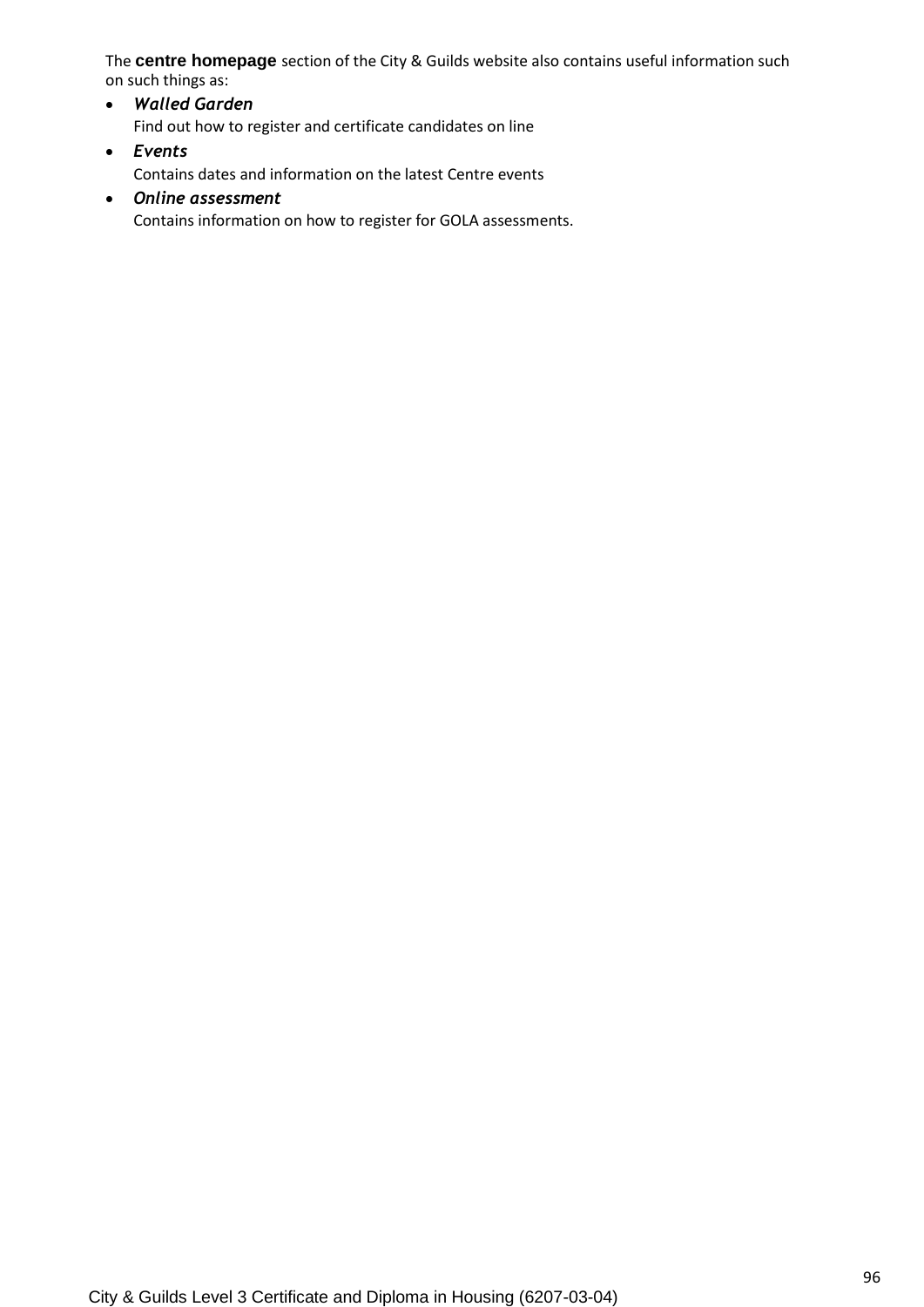The **centre homepage** section of the City & Guilds website also contains useful information such on such things as:

- ***Walled Garden***
  Find out how to register and certificate candidates on line
- ***Events***
  Contains dates and information on the latest Centre events
- ***Online assessment***
  Contains information on how to register for GOLA assessments.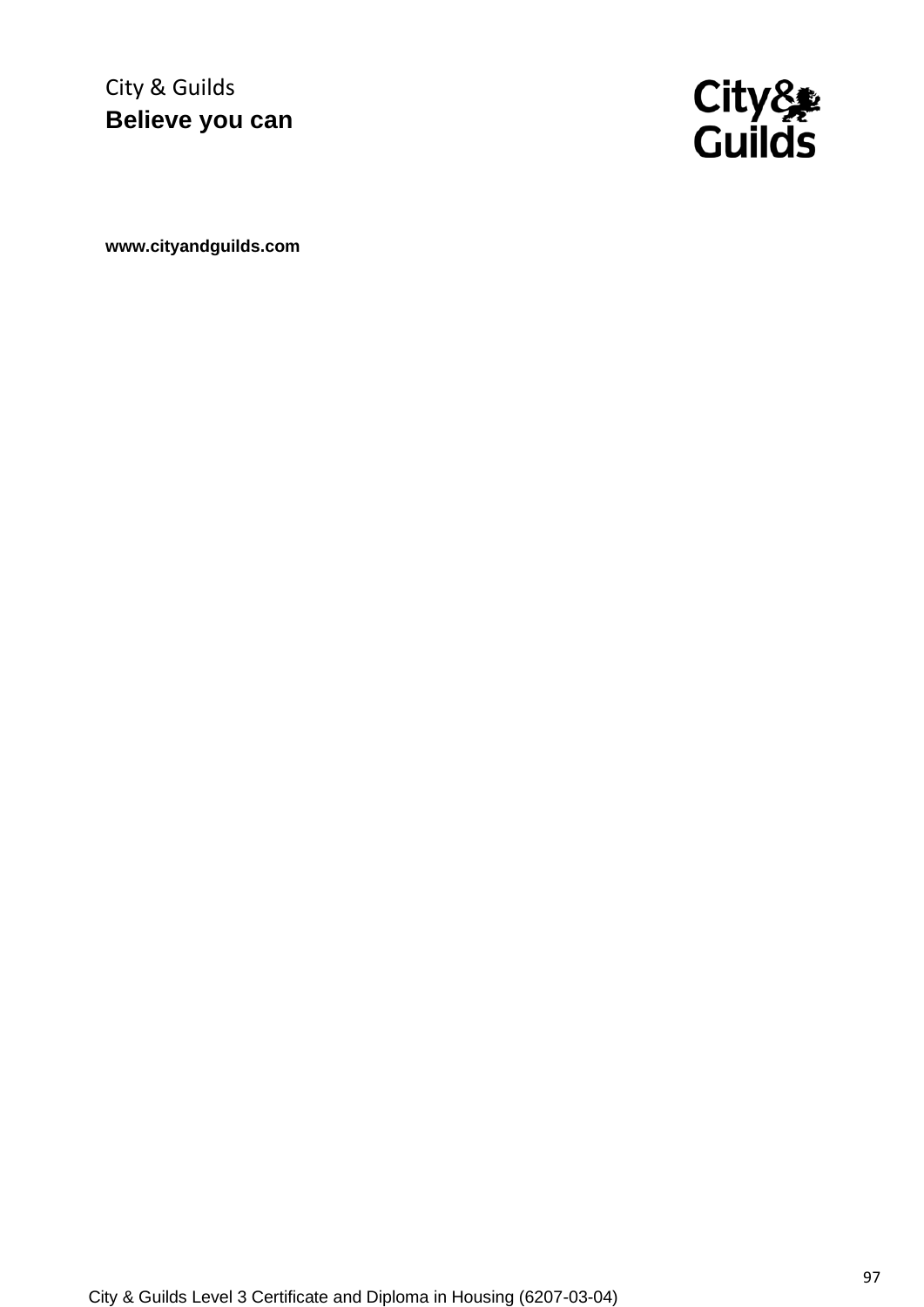City & Guilds
**Believe you can**

**www.cityandguilds.com**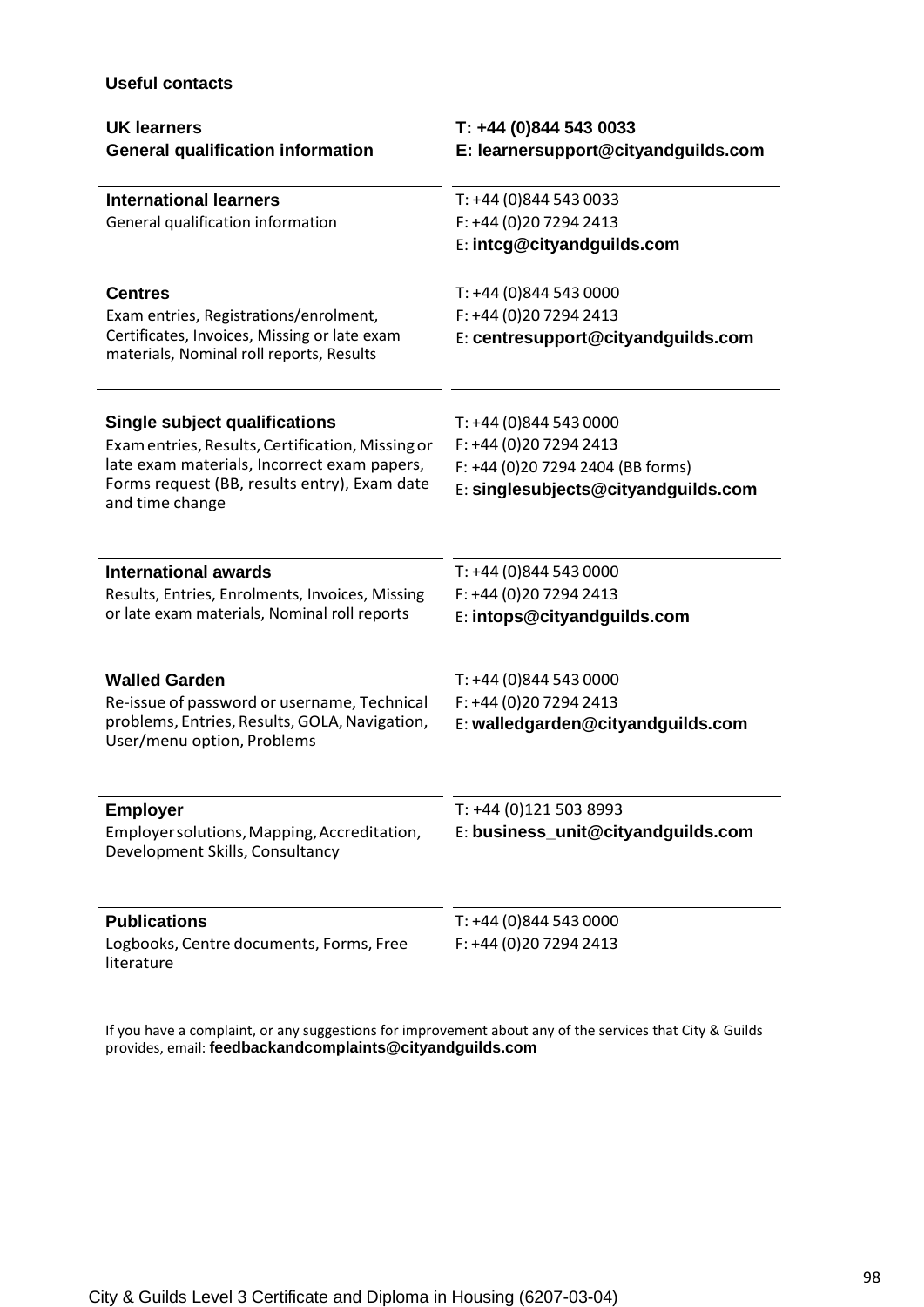## Useful contacts

| | |
|---|---|
| **UK learners**<br>**General qualification information** | **T: +44 (0)844 543 0033**<br>**E: learnersupport@cityandguilds.com** |
| **International learners**<br>General qualification information | T: +44 (0)844 543 0033<br>F: +44 (0)20 7294 2413<br>E: **intcg@cityandguilds.com** |
| **Centres**<br>Exam entries, Registrations/enrolment, Certificates, Invoices, Missing or late exam materials, Nominal roll reports, Results | T: +44 (0)844 543 0000<br>F: +44 (0)20 7294 2413<br>E: **centresupport@cityandguilds.com** |
| **Single subject qualifications**<br>Exam entries, Results, Certification, Missing or late exam materials, Incorrect exam papers, Forms request (BB, results entry), Exam date and time change | T: +44 (0)844 543 0000<br>F: +44 (0)20 7294 2413<br>F: +44 (0)20 7294 2404 (BB forms)<br>E: **singlesubjects@cityandguilds.com** |
| **International awards**<br>Results, Entries, Enrolments, Invoices, Missing or late exam materials, Nominal roll reports | T: +44 (0)844 543 0000<br>F: +44 (0)20 7294 2413<br>E: **intops@cityandguilds.com** |
| **Walled Garden**<br>Re-issue of password or username, Technical problems, Entries, Results, GOLA, Navigation, User/menu option, Problems | T: +44 (0)844 543 0000<br>F: +44 (0)20 7294 2413<br>E: **walledgarden@cityandguilds.com** |
| **Employer**<br>Employer solutions, Mapping, Accreditation, Development Skills, Consultancy | T: +44 (0)121 503 8993<br>E: **business_unit@cityandguilds.com** |
| **Publications**<br>Logbooks, Centre documents, Forms, Free literature | T: +44 (0)844 543 0000<br>F: +44 (0)20 7294 2413 |

If you have a complaint, or any suggestions for improvement about any of the services that City & Guilds provides, email: **feedbackandcomplaints@cityandguilds.com**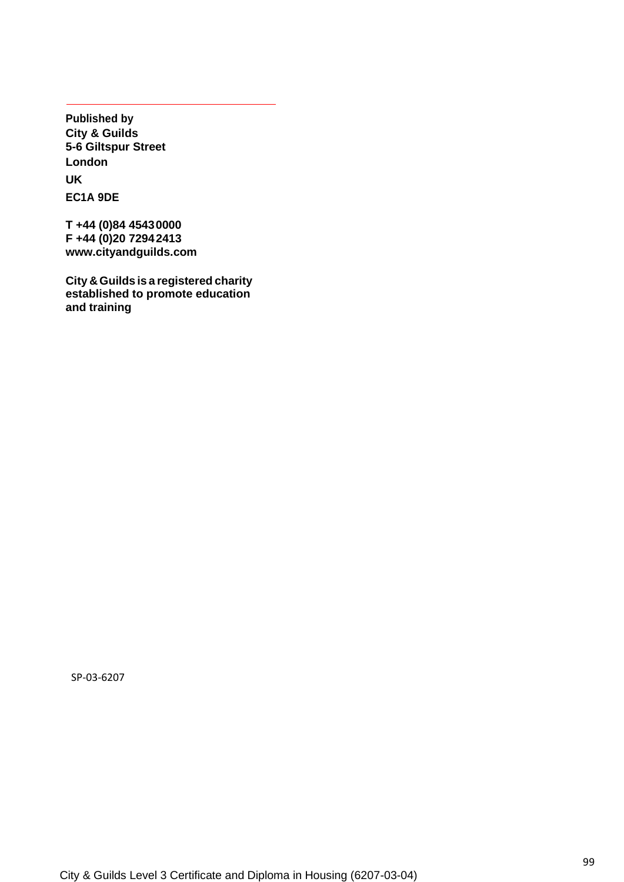**Published by**
**City & Guilds**
**5-6 Giltspur Street**
**London**
**UK**
**EC1A 9DE**

**T +44 (0)84 4543 0000**
**F +44 (0)20 7294 2413**
**www.cityandguilds.com**

**City & Guilds is a registered charity established to promote education and training**

SP-03-6207